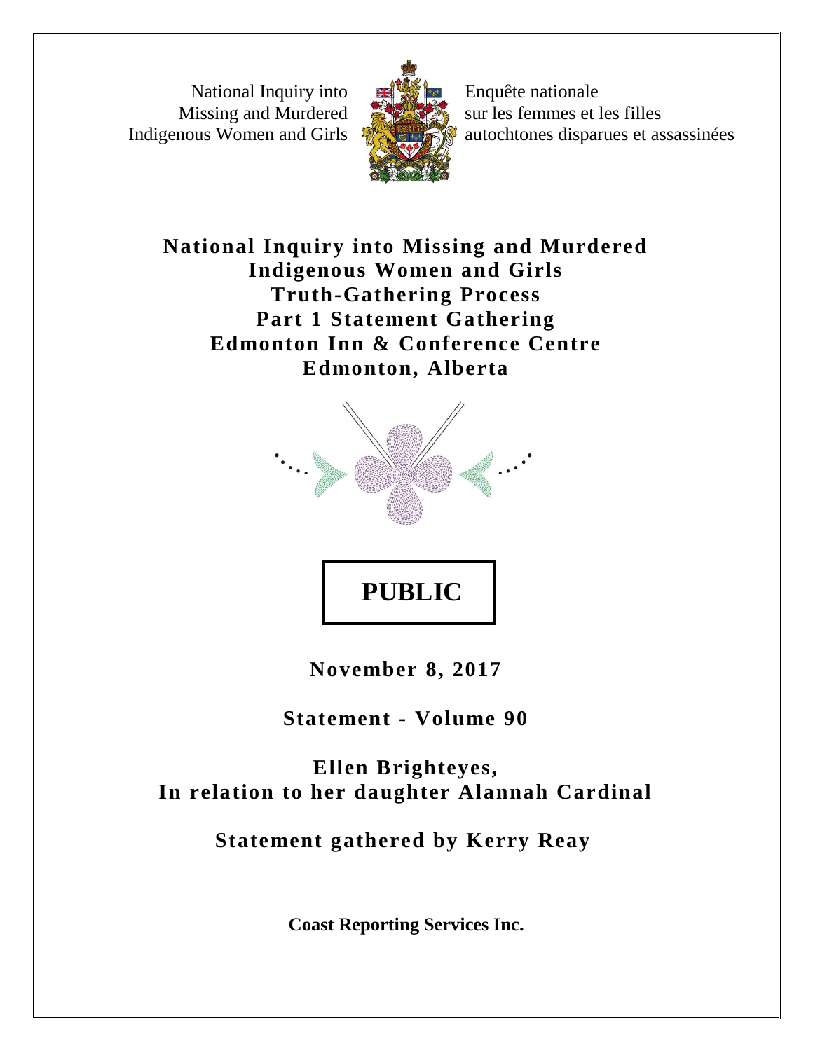National Inquiry into Missing and Murdered Indigenous Women and Girls

Enquête nationale sur les femmes et les filles autochtones disparues et assassinées

# National Inquiry into Missing and Murdered Indigenous Women and Girls Truth-Gathering Process Part 1 Statement Gathering Edmonton Inn & Conference Centre Edmonton, Alberta

**PUBLIC**

**November 8, 2017**

**Statement - Volume 90**

**Ellen Brighteyes, In relation to her daughter Alannah Cardinal**

**Statement gathered by Kerry Reay**

**Coast Reporting Services Inc.**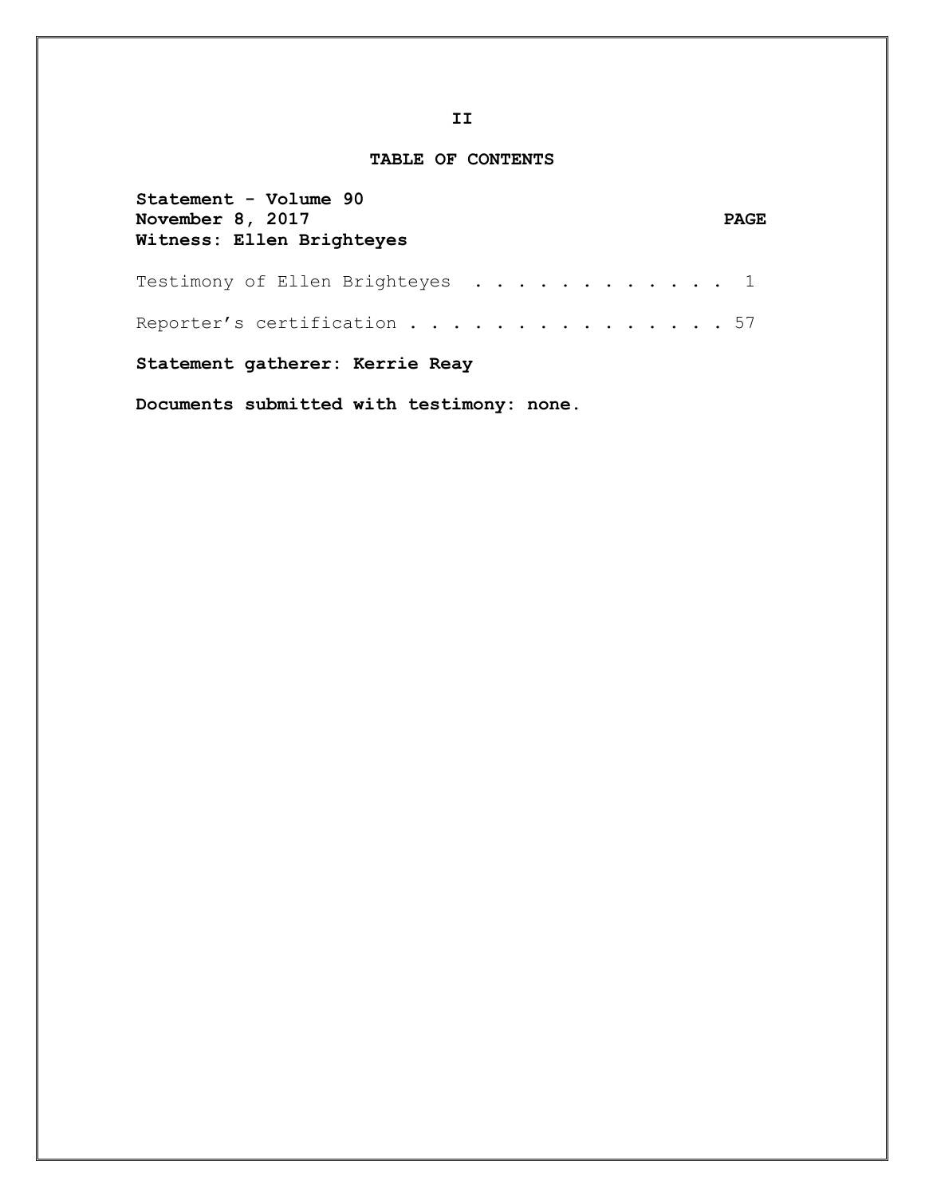## TABLE OF CONTENTS

**Statement - Volume 90**
**November 8, 2017**
**Witness: Ellen Brighteyes**

| | PAGE |
|---|---|
| Testimony of Ellen Brighteyes | 1 |
| Reporter's certification | 57 |

**Statement gatherer: Kerrie Reay**

**Documents submitted with testimony: none.**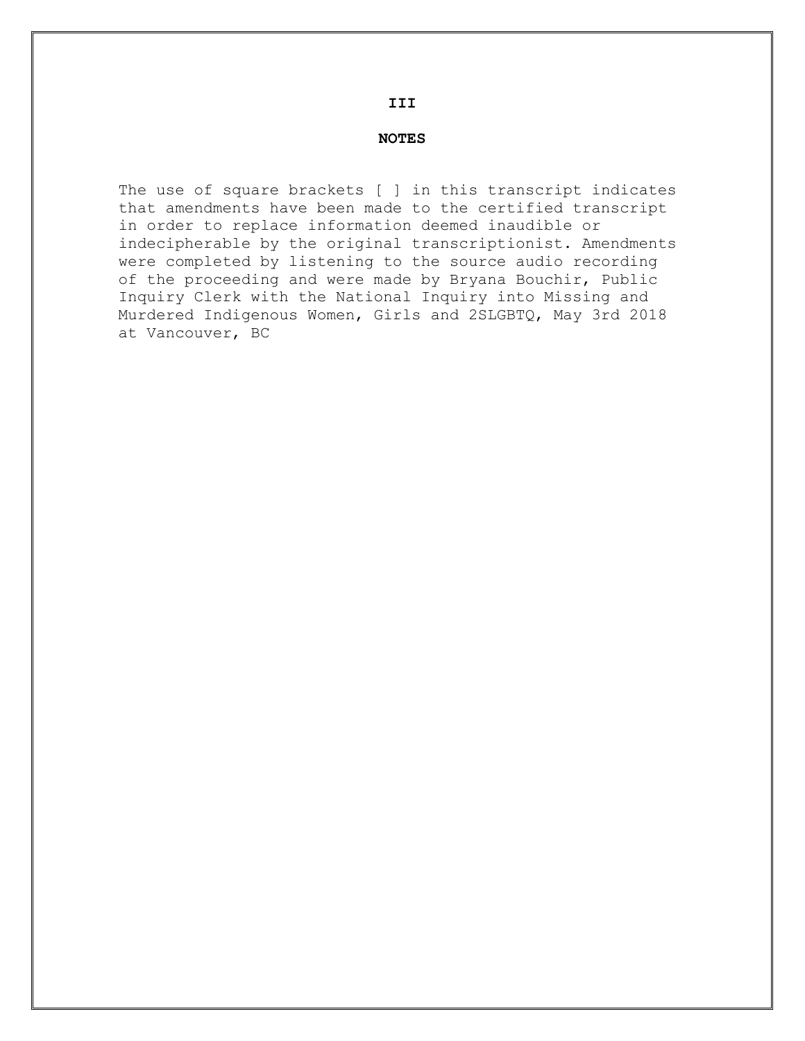**III**

## NOTES

The use of square brackets [ ] in this transcript indicates that amendments have been made to the certified transcript in order to replace information deemed inaudible or indecipherable by the original transcriptionist. Amendments were completed by listening to the source audio recording of the proceeding and were made by Bryana Bouchir, Public Inquiry Clerk with the National Inquiry into Missing and Murdered Indigenous Women, Girls and 2SLGBTQ, May 3rd 2018 at Vancouver, BC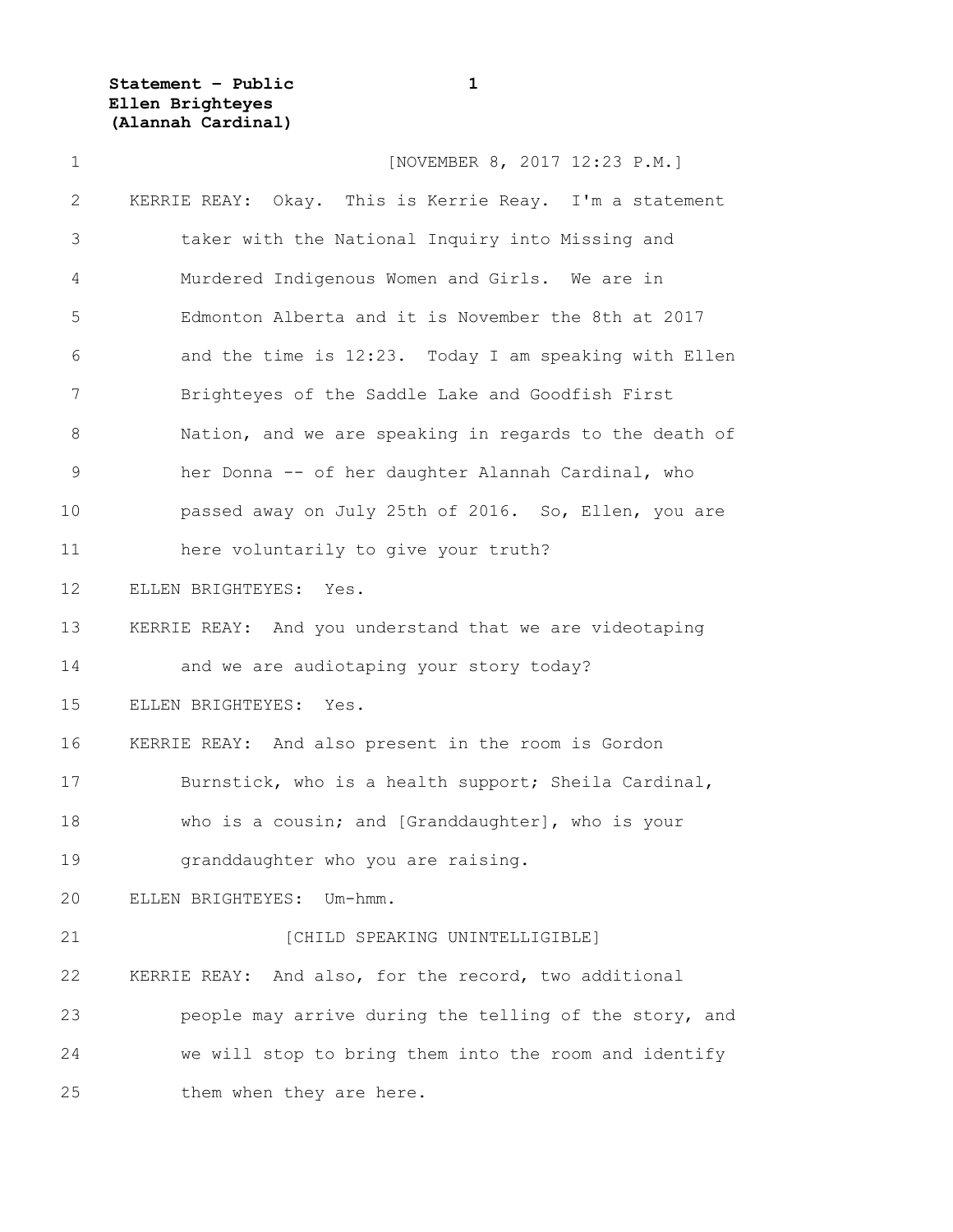[NOVEMBER 8, 2017 12:23 P.M.]

KERRIE REAY: Okay. This is Kerrie Reay. I'm a statement taker with the National Inquiry into Missing and Murdered Indigenous Women and Girls. We are in Edmonton Alberta and it is November the 8th at 2017 and the time is 12:23. Today I am speaking with Ellen Brighteyes of the Saddle Lake and Goodfish First Nation, and we are speaking in regards to the death of her Donna -- of her daughter Alannah Cardinal, who passed away on July 25th of 2016. So, Ellen, you are here voluntarily to give your truth?

ELLEN BRIGHTEYES: Yes.

KERRIE REAY: And you understand that we are videotaping and we are audiotaping your story today?

ELLEN BRIGHTEYES: Yes.

KERRIE REAY: And also present in the room is Gordon Burnstick, who is a health support; Sheila Cardinal, who is a cousin; and [Granddaughter], who is your granddaughter who you are raising.

ELLEN BRIGHTEYES: Um-hmm.

[CHILD SPEAKING UNINTELLIGIBLE]

KERRIE REAY: And also, for the record, two additional people may arrive during the telling of the story, and we will stop to bring them into the room and identify them when they are here.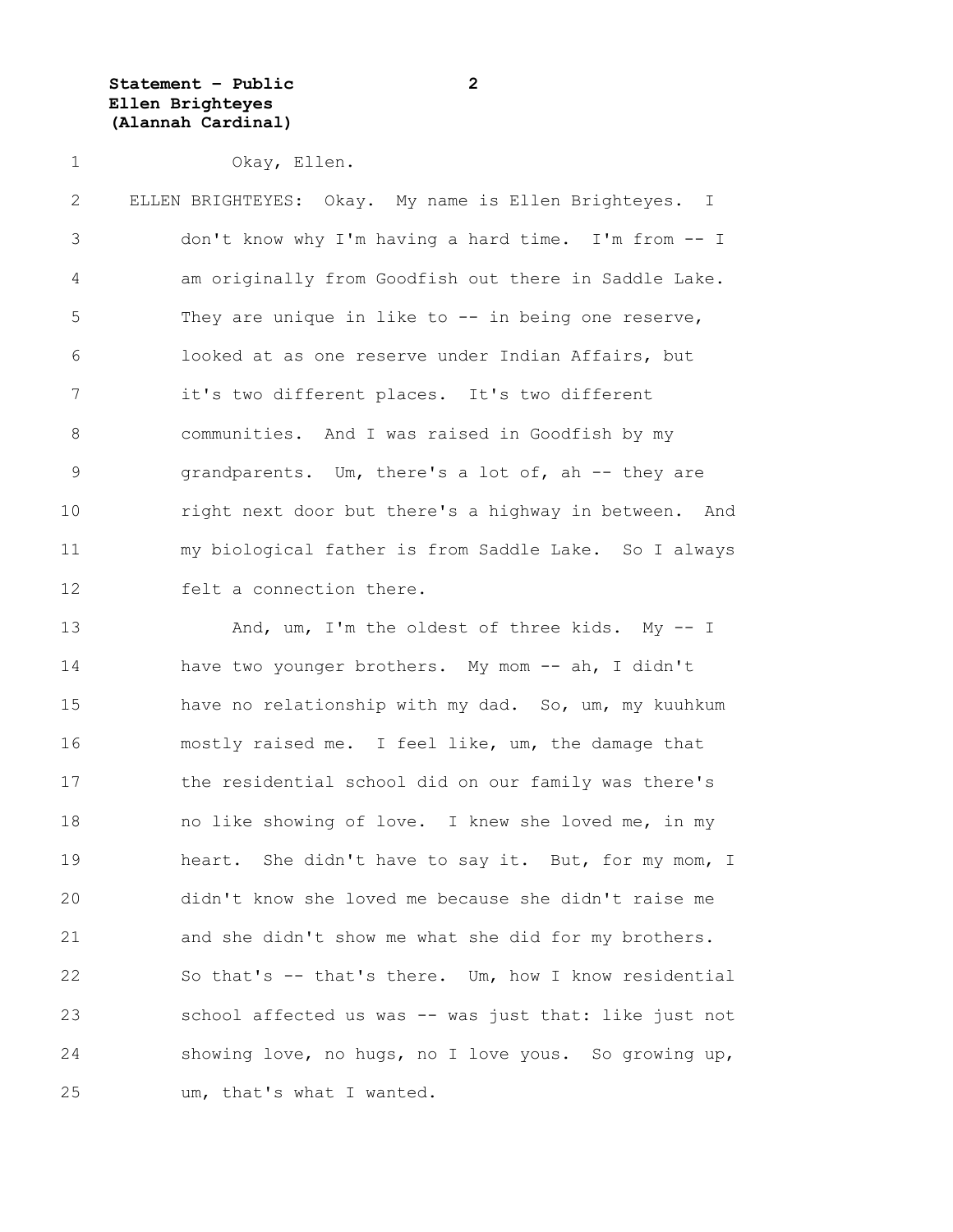Okay, Ellen.

ELLEN BRIGHTEYES: Okay. My name is Ellen Brighteyes. I don't know why I'm having a hard time. I'm from -- I am originally from Goodfish out there in Saddle Lake. They are unique in like to -- in being one reserve, looked at as one reserve under Indian Affairs, but it's two different places. It's two different communities. And I was raised in Goodfish by my grandparents. Um, there's a lot of, ah -- they are right next door but there's a highway in between. And my biological father is from Saddle Lake. So I always felt a connection there.

And, um, I'm the oldest of three kids. My -- I have two younger brothers. My mom -- ah, I didn't have no relationship with my dad. So, um, my kuuhkum mostly raised me. I feel like, um, the damage that the residential school did on our family was there's no like showing of love. I knew she loved me, in my heart. She didn't have to say it. But, for my mom, I didn't know she loved me because she didn't raise me and she didn't show me what she did for my brothers. So that's -- that's there. Um, how I know residential school affected us was -- was just that: like just not showing love, no hugs, no I love yous. So growing up, um, that's what I wanted.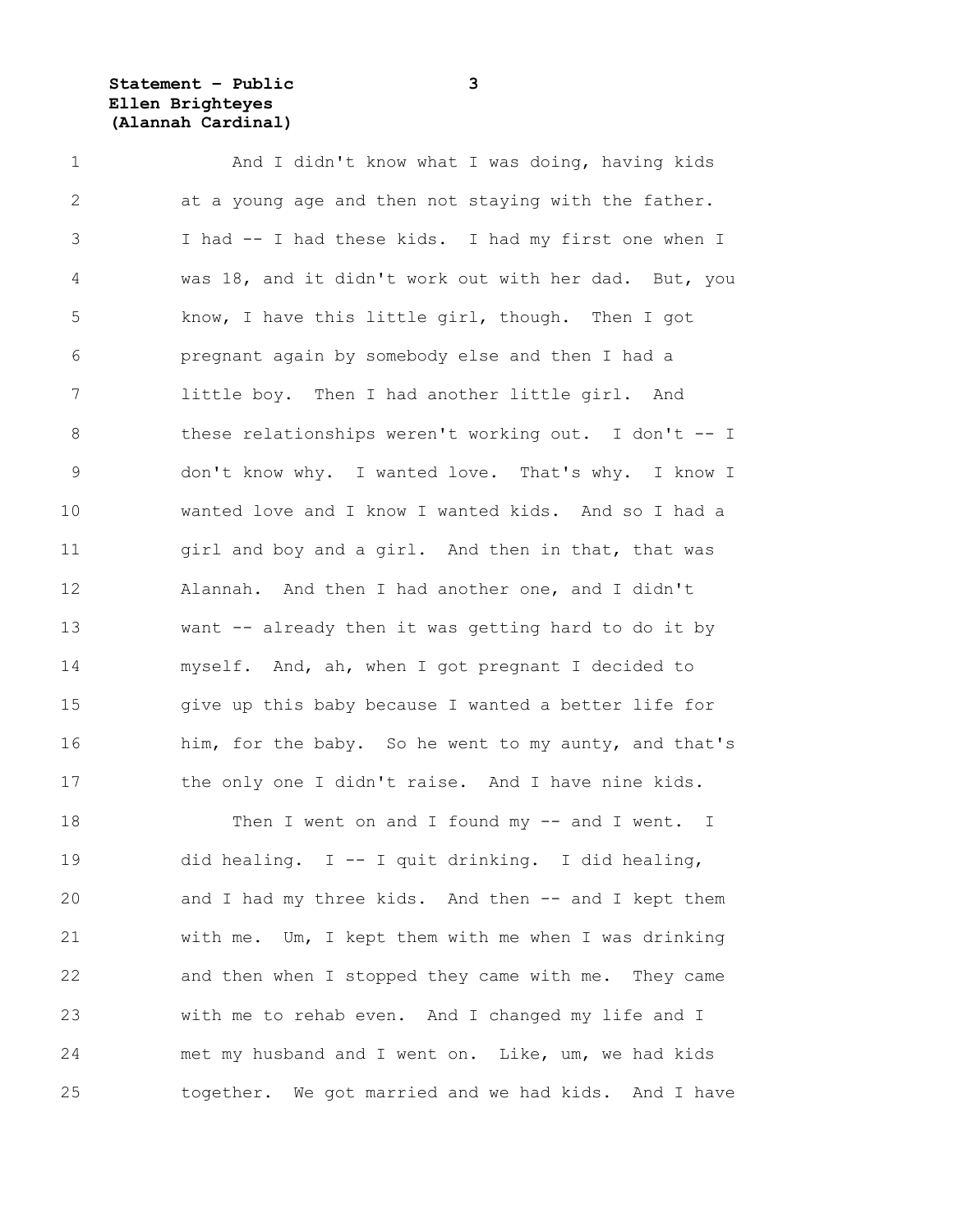And I didn't know what I was doing, having kids at a young age and then not staying with the father. I had -- I had these kids. I had my first one when I was 18, and it didn't work out with her dad. But, you know, I have this little girl, though. Then I got pregnant again by somebody else and then I had a little boy. Then I had another little girl. And these relationships weren't working out. I don't -- I don't know why. I wanted love. That's why. I know I wanted love and I know I wanted kids. And so I had a girl and boy and a girl. And then in that, that was Alannah. And then I had another one, and I didn't want -- already then it was getting hard to do it by myself. And, ah, when I got pregnant I decided to give up this baby because I wanted a better life for him, for the baby. So he went to my aunty, and that's the only one I didn't raise. And I have nine kids.

Then I went on and I found my -- and I went. I did healing. I -- I quit drinking. I did healing, and I had my three kids. And then -- and I kept them with me. Um, I kept them with me when I was drinking and then when I stopped they came with me. They came with me to rehab even. And I changed my life and I met my husband and I went on. Like, um, we had kids together. We got married and we had kids. And I have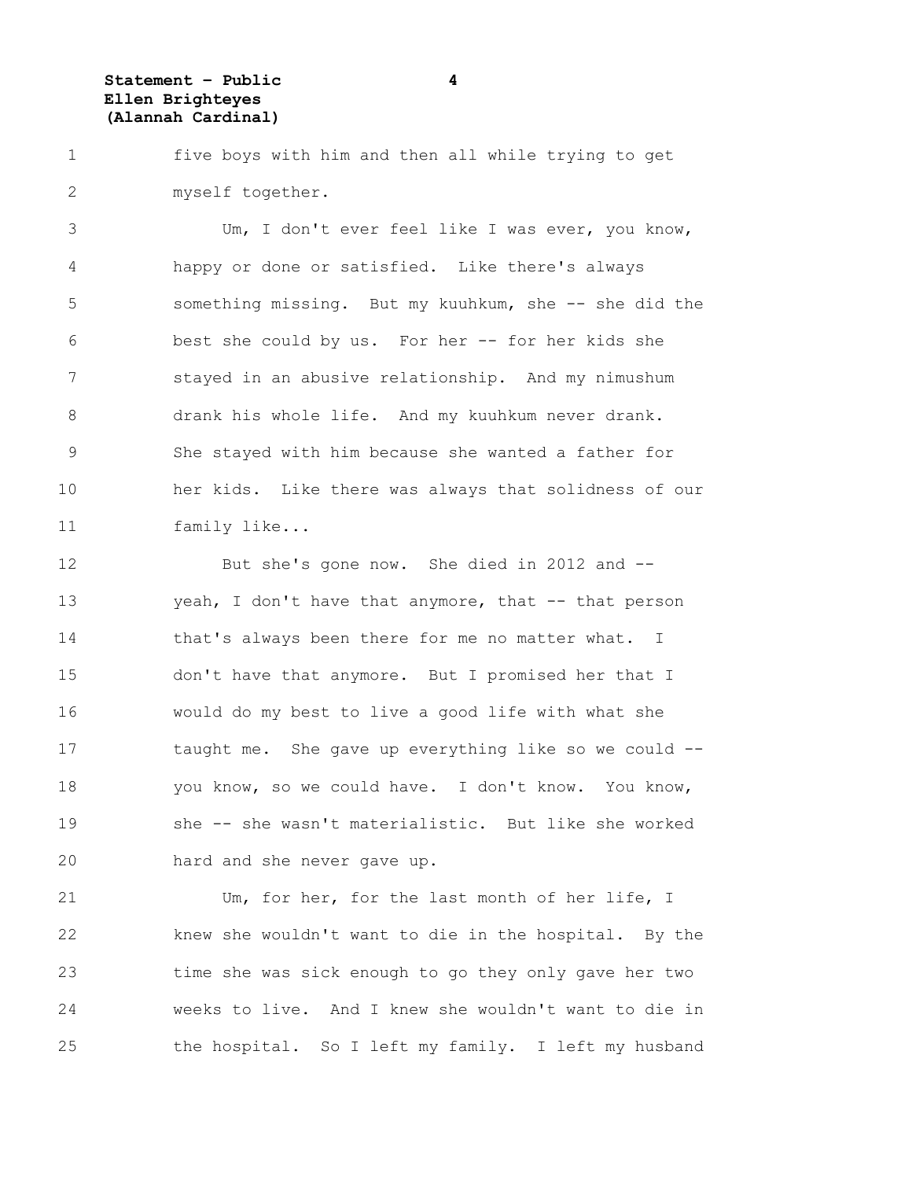five boys with him and then all while trying to get myself together.

Um, I don't ever feel like I was ever, you know, happy or done or satisfied. Like there's always something missing. But my kuuhkum, she -- she did the best she could by us. For her -- for her kids she stayed in an abusive relationship. And my nimushum drank his whole life. And my kuuhkum never drank. She stayed with him because she wanted a father for her kids. Like there was always that solidness of our family like...

But she's gone now. She died in 2012 and -- yeah, I don't have that anymore, that -- that person that's always been there for me no matter what. I don't have that anymore. But I promised her that I would do my best to live a good life with what she taught me. She gave up everything like so we could -- you know, so we could have. I don't know. You know, she -- she wasn't materialistic. But like she worked hard and she never gave up.

Um, for her, for the last month of her life, I knew she wouldn't want to die in the hospital. By the time she was sick enough to go they only gave her two weeks to live. And I knew she wouldn't want to die in the hospital. So I left my family. I left my husband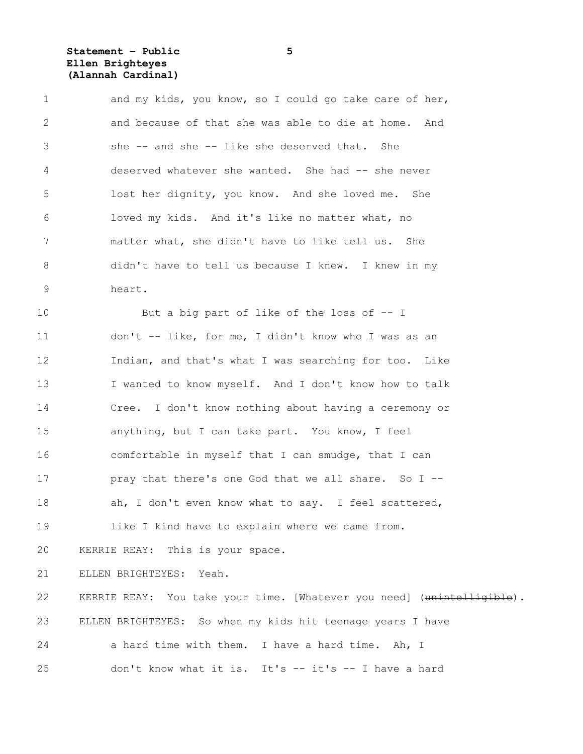and my kids, you know, so I could go take care of her, and because of that she was able to die at home. And she -- and she -- like she deserved that. She deserved whatever she wanted. She had -- she never lost her dignity, you know. And she loved me. She loved my kids. And it's like no matter what, no matter what, she didn't have to like tell us. She didn't have to tell us because I knew. I knew in my heart.

But a big part of like of the loss of -- I don't -- like, for me, I didn't know who I was as an Indian, and that's what I was searching for too. Like I wanted to know myself. And I don't know how to talk Cree. I don't know nothing about having a ceremony or anything, but I can take part. You know, I feel comfortable in myself that I can smudge, that I can pray that there's one God that we all share. So I -- ah, I don't even know what to say. I feel scattered, like I kind have to explain where we came from.

KERRIE REAY: This is your space.

ELLEN BRIGHTEYES: Yeah.

KERRIE REAY: You take your time. [Whatever you need] (~~unintelligible~~).

ELLEN BRIGHTEYES: So when my kids hit teenage years I have a hard time with them. I have a hard time. Ah, I don't know what it is. It's -- it's -- I have a hard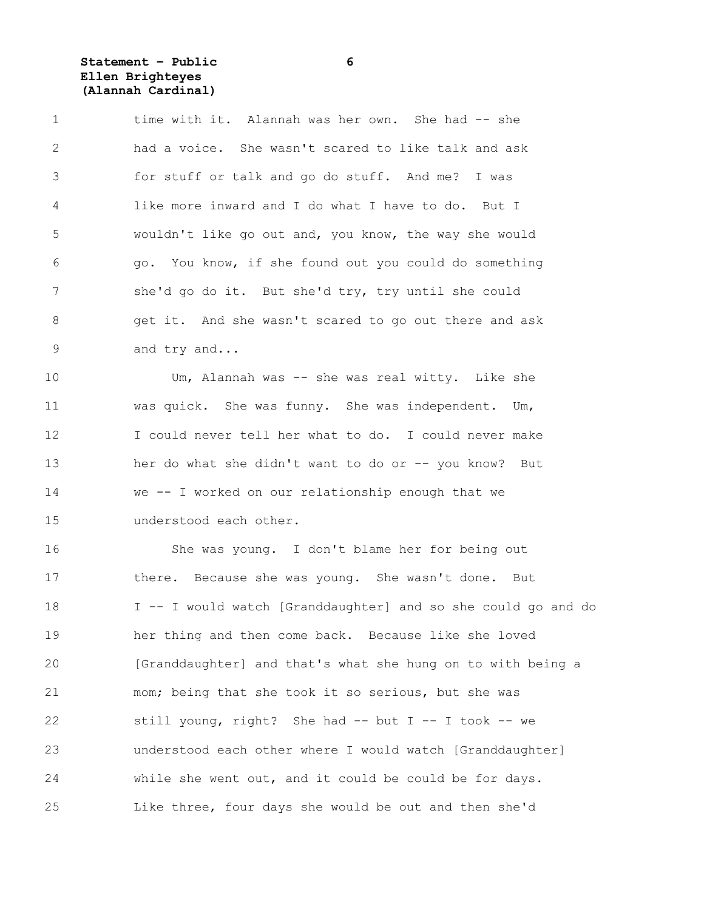time with it. Alannah was her own. She had -- she had a voice. She wasn't scared to like talk and ask for stuff or talk and go do stuff. And me? I was like more inward and I do what I have to do. But I wouldn't like go out and, you know, the way she would go. You know, if she found out you could do something she'd go do it. But she'd try, try until she could get it. And she wasn't scared to go out there and ask and try and...

Um, Alannah was -- she was real witty. Like she was quick. She was funny. She was independent. Um, I could never tell her what to do. I could never make her do what she didn't want to do or -- you know? But we -- I worked on our relationship enough that we understood each other.

She was young. I don't blame her for being out there. Because she was young. She wasn't done. But I -- I would watch [Granddaughter] and so she could go and do her thing and then come back. Because like she loved [Granddaughter] and that's what she hung on to with being a mom; being that she took it so serious, but she was still young, right? She had -- but I -- I took -- we understood each other where I would watch [Granddaughter] while she went out, and it could be could be for days. Like three, four days she would be out and then she'd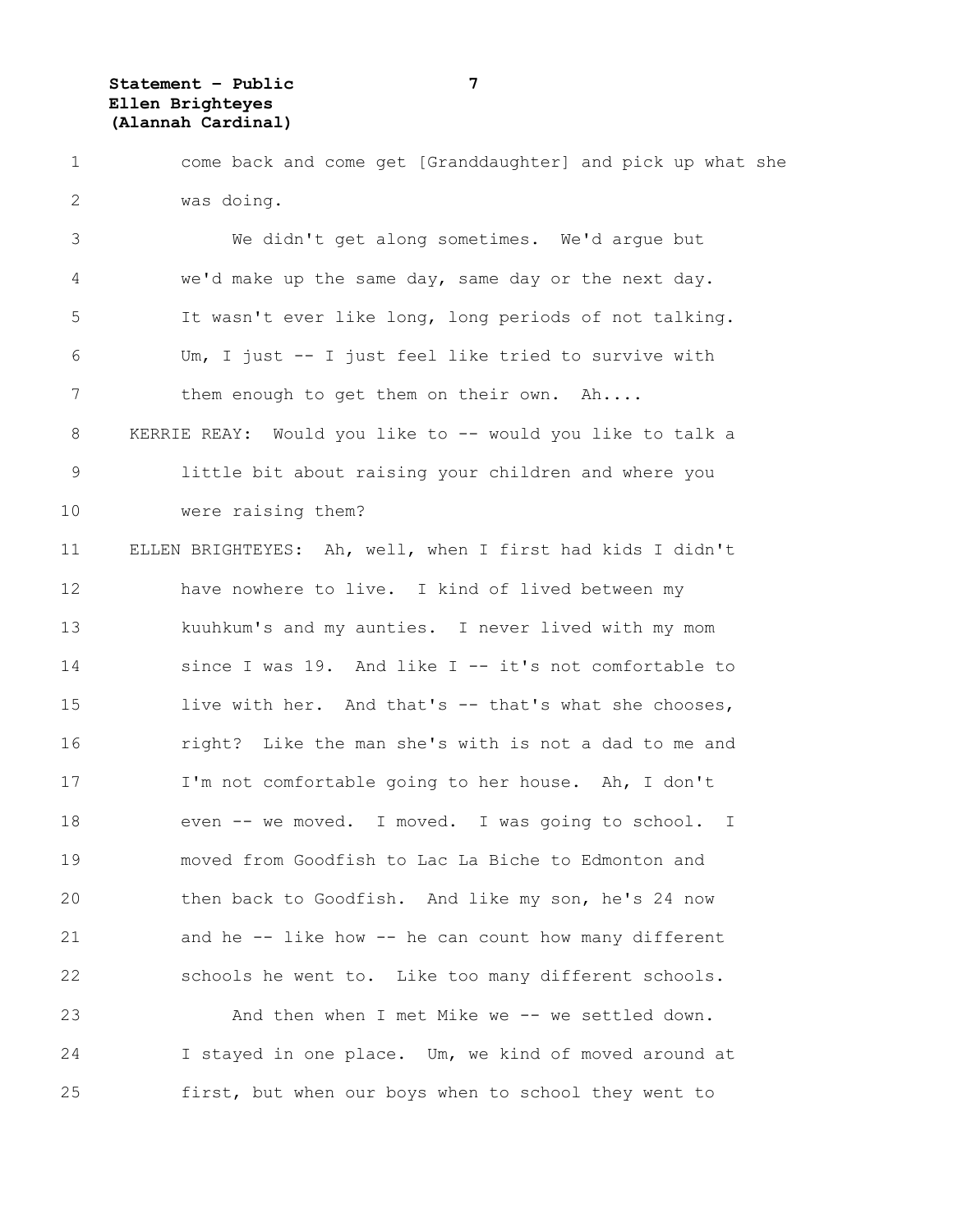come back and come get [Granddaughter] and pick up what she was doing.

We didn't get along sometimes. We'd argue but we'd make up the same day, same day or the next day. It wasn't ever like long, long periods of not talking. Um, I just -- I just feel like tried to survive with them enough to get them on their own. Ah....

KERRIE REAY: Would you like to -- would you like to talk a little bit about raising your children and where you were raising them?

ELLEN BRIGHTEYES: Ah, well, when I first had kids I didn't have nowhere to live. I kind of lived between my kuuhkum's and my aunties. I never lived with my mom since I was 19. And like I -- it's not comfortable to live with her. And that's -- that's what she chooses, right? Like the man she's with is not a dad to me and I'm not comfortable going to her house. Ah, I don't even -- we moved. I moved. I was going to school. I moved from Goodfish to Lac La Biche to Edmonton and then back to Goodfish. And like my son, he's 24 now and he -- like how -- he can count how many different schools he went to. Like too many different schools.

And then when I met Mike we -- we settled down. I stayed in one place. Um, we kind of moved around at first, but when our boys when to school they went to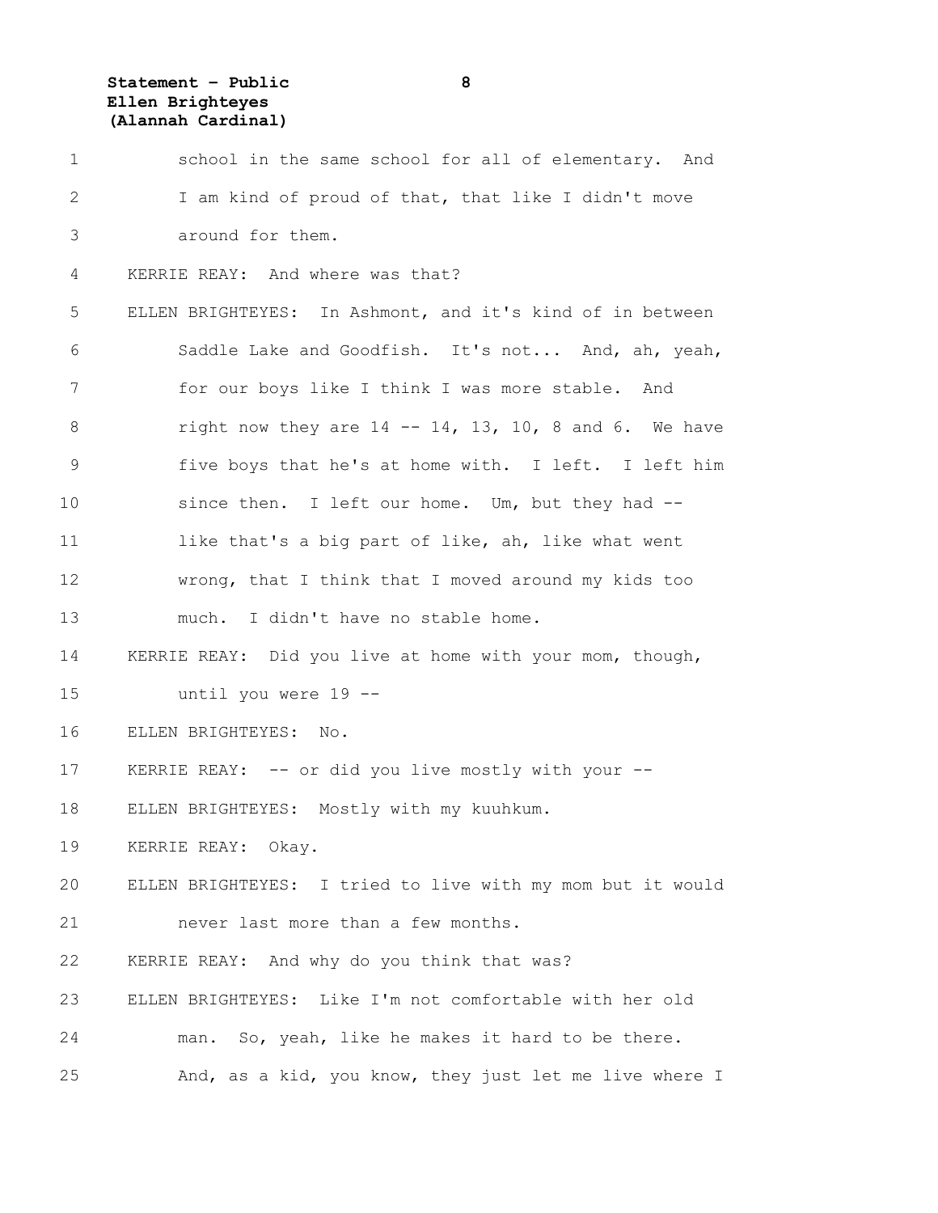school in the same school for all of elementary. And I am kind of proud of that, that like I didn't move around for them.

KERRIE REAY: And where was that?

ELLEN BRIGHTEYES: In Ashmont, and it's kind of in between Saddle Lake and Goodfish. It's not... And, ah, yeah, for our boys like I think I was more stable. And right now they are 14 -- 14, 13, 10, 8 and 6. We have five boys that he's at home with. I left. I left him since then. I left our home. Um, but they had -- like that's a big part of like, ah, like what went wrong, that I think that I moved around my kids too much. I didn't have no stable home.

KERRIE REAY: Did you live at home with your mom, though, until you were 19 --

ELLEN BRIGHTEYES: No.

KERRIE REAY: -- or did you live mostly with your --

ELLEN BRIGHTEYES: Mostly with my kuuhkum.

KERRIE REAY: Okay.

ELLEN BRIGHTEYES: I tried to live with my mom but it would never last more than a few months.

KERRIE REAY: And why do you think that was?

ELLEN BRIGHTEYES: Like I'm not comfortable with her old man. So, yeah, like he makes it hard to be there. And, as a kid, you know, they just let me live where I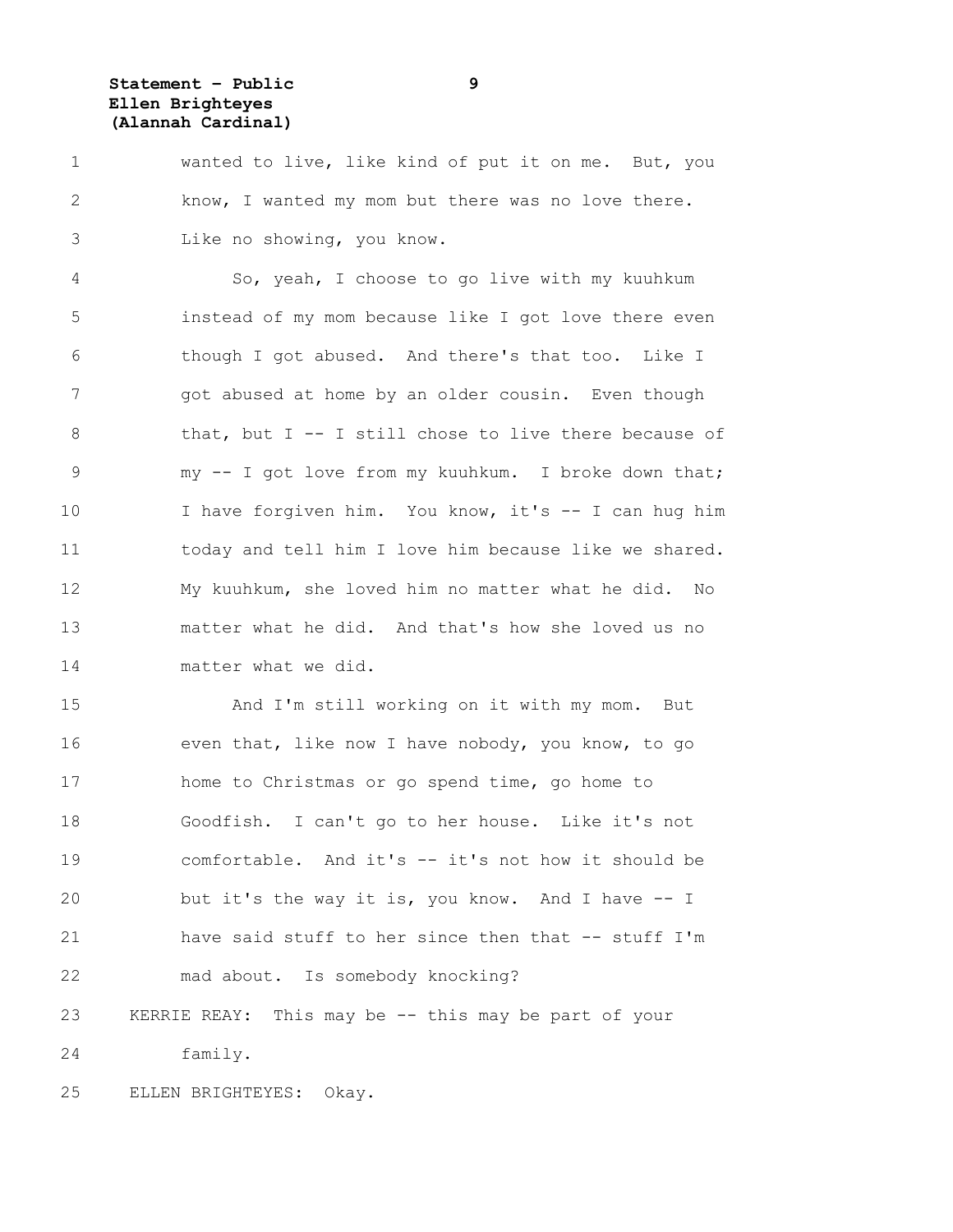wanted to live, like kind of put it on me. But, you know, I wanted my mom but there was no love there. Like no showing, you know.

So, yeah, I choose to go live with my kuuhkum instead of my mom because like I got love there even though I got abused. And there's that too. Like I got abused at home by an older cousin. Even though that, but I -- I still chose to live there because of my -- I got love from my kuuhkum. I broke down that; I have forgiven him. You know, it's -- I can hug him today and tell him I love him because like we shared. My kuuhkum, she loved him no matter what he did. No matter what he did. And that's how she loved us no matter what we did.

And I'm still working on it with my mom. But even that, like now I have nobody, you know, to go home to Christmas or go spend time, go home to Goodfish. I can't go to her house. Like it's not comfortable. And it's -- it's not how it should be but it's the way it is, you know. And I have -- I have said stuff to her since then that -- stuff I'm mad about. Is somebody knocking?

KERRIE REAY: This may be -- this may be part of your family.

ELLEN BRIGHTEYES: Okay.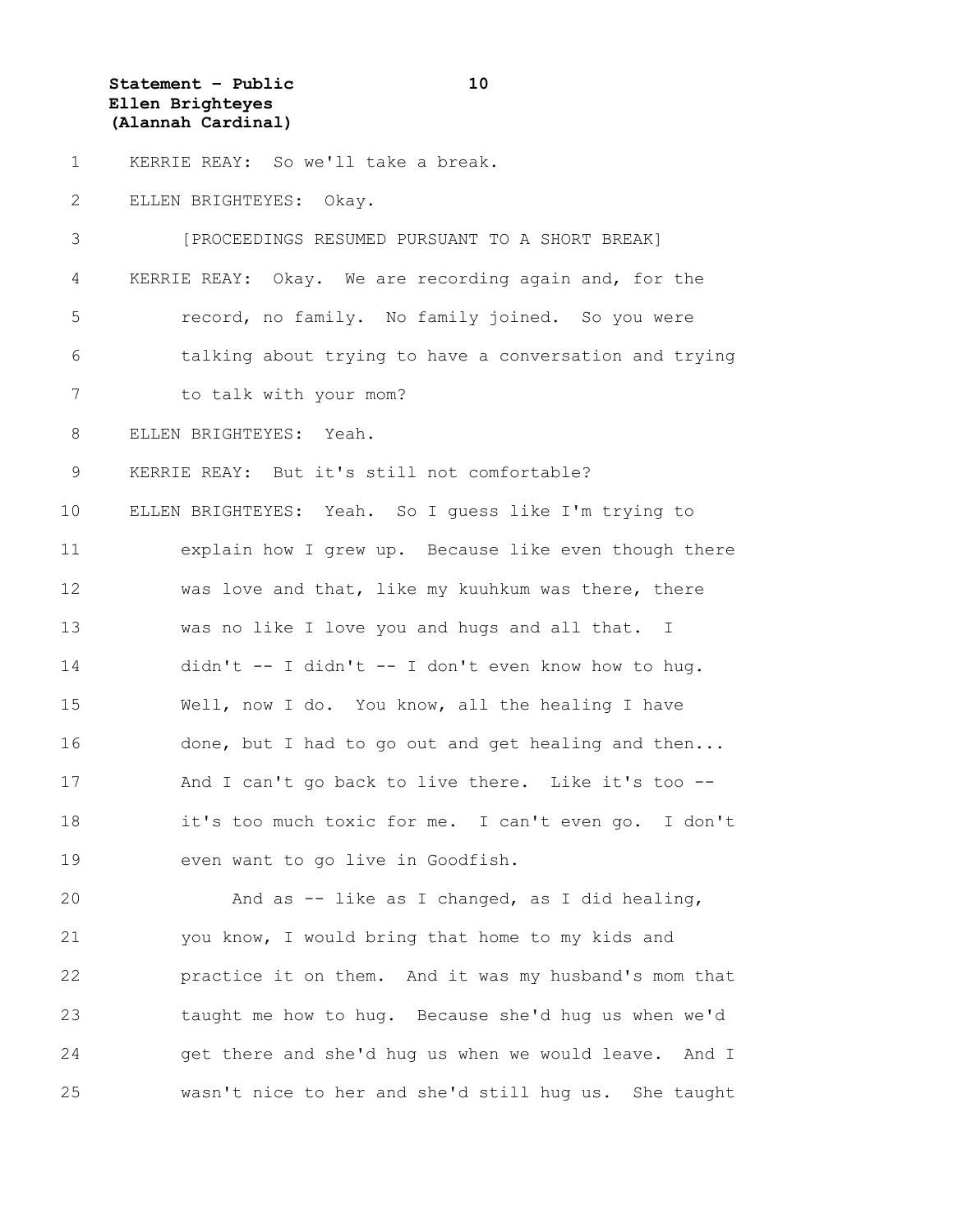KERRIE REAY: So we'll take a break.

ELLEN BRIGHTEYES: Okay.

[PROCEEDINGS RESUMED PURSUANT TO A SHORT BREAK]

KERRIE REAY: Okay. We are recording again and, for the record, no family. No family joined. So you were talking about trying to have a conversation and trying to talk with your mom?

ELLEN BRIGHTEYES: Yeah.

KERRIE REAY: But it's still not comfortable?

ELLEN BRIGHTEYES: Yeah. So I guess like I'm trying to explain how I grew up. Because like even though there was love and that, like my kuuhkum was there, there was no like I love you and hugs and all that. I didn't -- I didn't -- I don't even know how to hug. Well, now I do. You know, all the healing I have done, but I had to go out and get healing and then... And I can't go back to live there. Like it's too -- it's too much toxic for me. I can't even go. I don't even want to go live in Goodfish.

And as -- like as I changed, as I did healing, you know, I would bring that home to my kids and practice it on them. And it was my husband's mom that taught me how to hug. Because she'd hug us when we'd get there and she'd hug us when we would leave. And I wasn't nice to her and she'd still hug us. She taught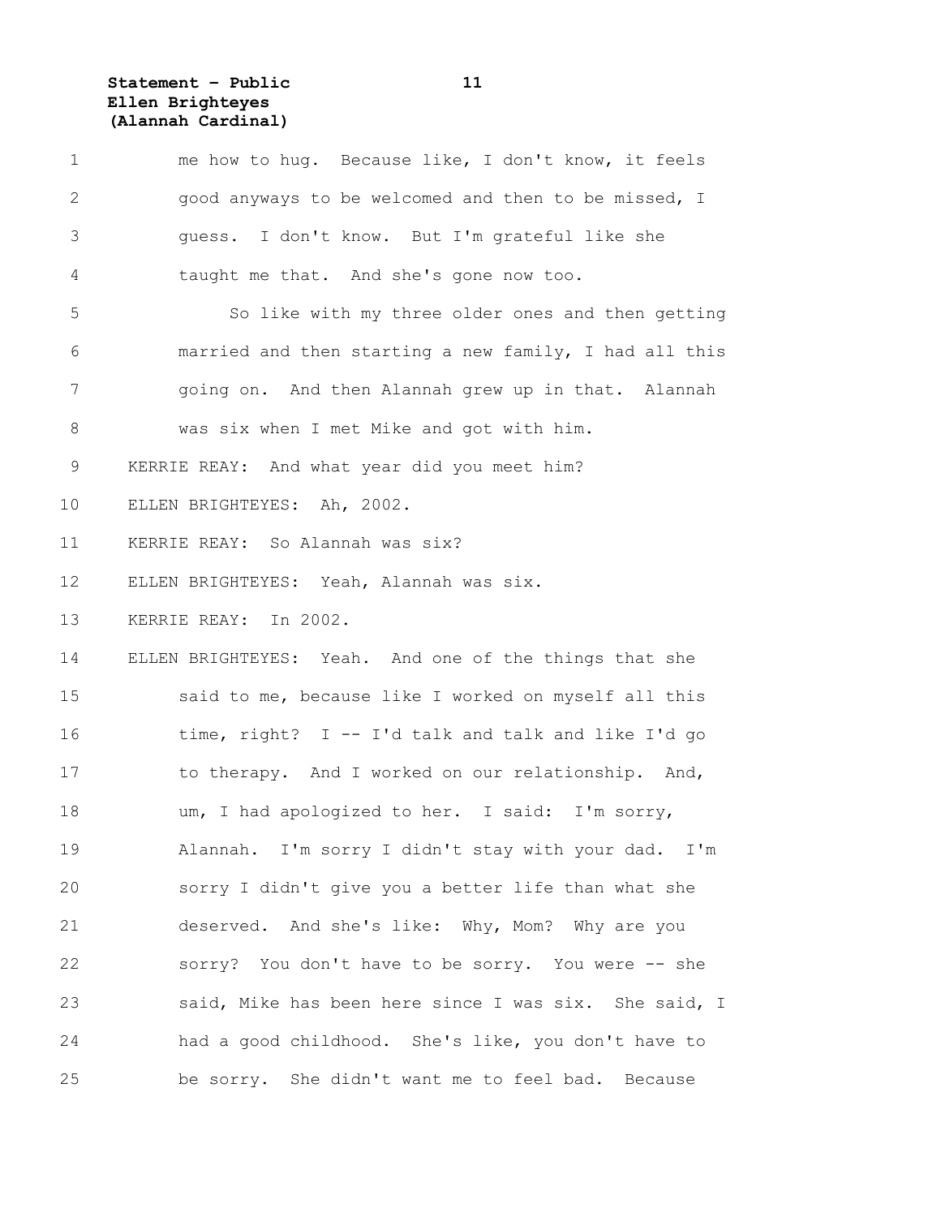me how to hug. Because like, I don't know, it feels good anyways to be welcomed and then to be missed, I guess. I don't know. But I'm grateful like she taught me that. And she's gone now too.

So like with my three older ones and then getting married and then starting a new family, I had all this going on. And then Alannah grew up in that. Alannah was six when I met Mike and got with him.

KERRIE REAY: And what year did you meet him?

ELLEN BRIGHTEYES: Ah, 2002.

KERRIE REAY: So Alannah was six?

ELLEN BRIGHTEYES: Yeah, Alannah was six.

KERRIE REAY: In 2002.

ELLEN BRIGHTEYES: Yeah. And one of the things that she said to me, because like I worked on myself all this time, right? I -- I'd talk and talk and like I'd go to therapy. And I worked on our relationship. And, um, I had apologized to her. I said: I'm sorry, Alannah. I'm sorry I didn't stay with your dad. I'm sorry I didn't give you a better life than what she deserved. And she's like: Why, Mom? Why are you sorry? You don't have to be sorry. You were -- she said, Mike has been here since I was six. She said, I had a good childhood. She's like, you don't have to be sorry. She didn't want me to feel bad. Because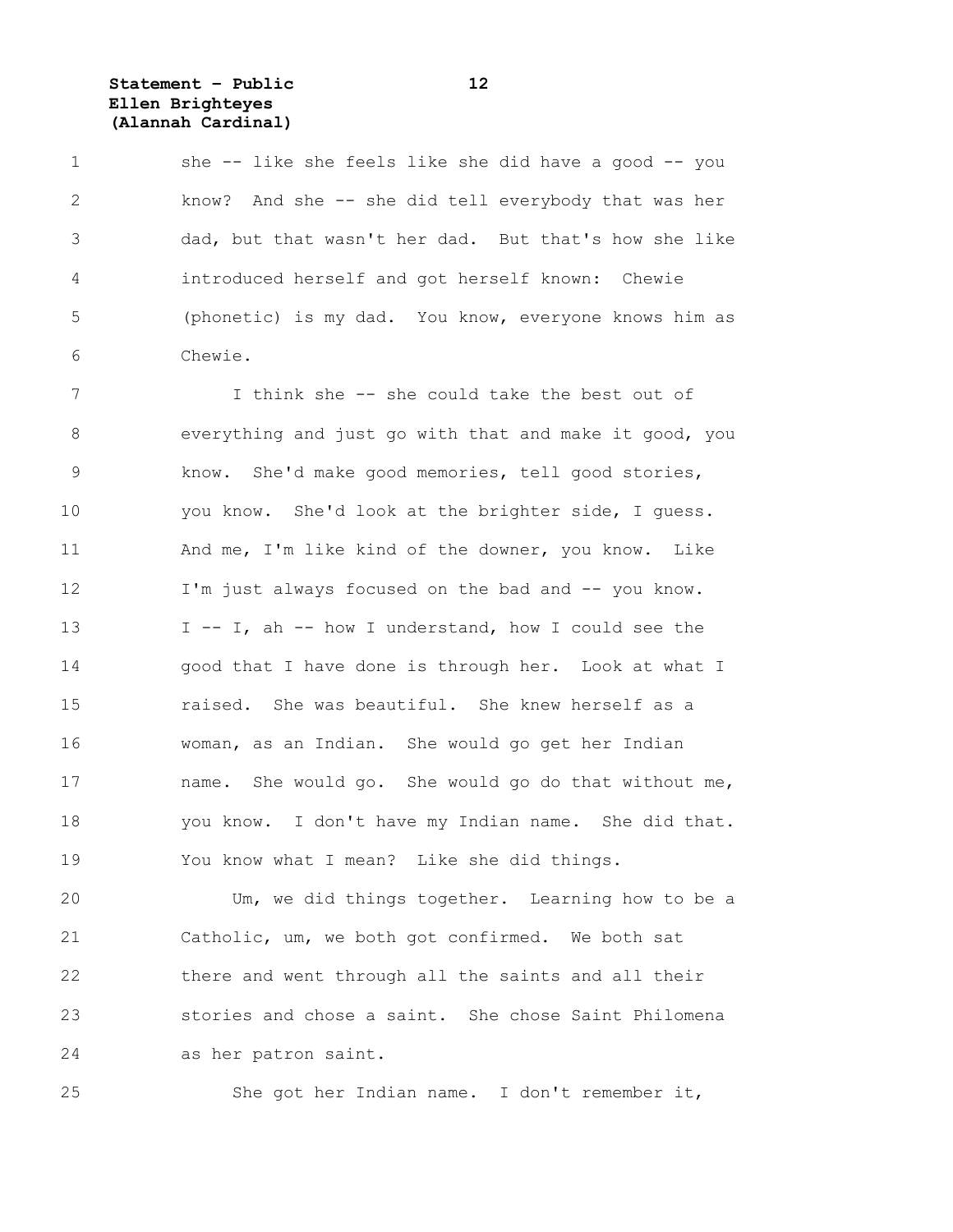she -- like she feels like she did have a good -- you know? And she -- she did tell everybody that was her dad, but that wasn't her dad. But that's how she like introduced herself and got herself known: Chewie (phonetic) is my dad. You know, everyone knows him as Chewie.

I think she -- she could take the best out of everything and just go with that and make it good, you know. She'd make good memories, tell good stories, you know. She'd look at the brighter side, I guess. And me, I'm like kind of the downer, you know. Like I'm just always focused on the bad and -- you know. I -- I, ah -- how I understand, how I could see the good that I have done is through her. Look at what I raised. She was beautiful. She knew herself as a woman, as an Indian. She would go get her Indian name. She would go. She would go do that without me, you know. I don't have my Indian name. She did that. You know what I mean? Like she did things.

Um, we did things together. Learning how to be a Catholic, um, we both got confirmed. We both sat there and went through all the saints and all their stories and chose a saint. She chose Saint Philomena as her patron saint.

She got her Indian name. I don't remember it,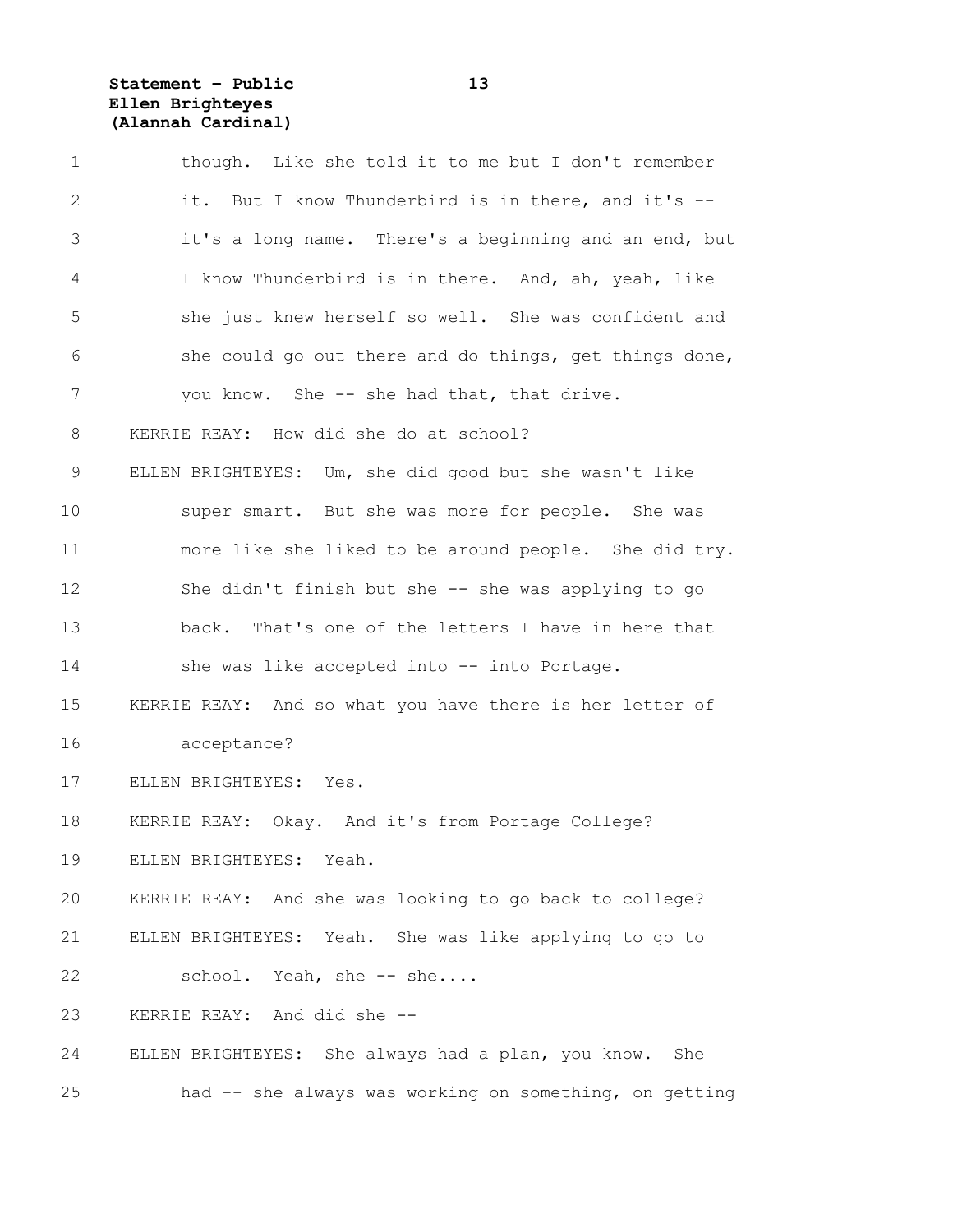though. Like she told it to me but I don't remember it. But I know Thunderbird is in there, and it's -- it's a long name. There's a beginning and an end, but I know Thunderbird is in there. And, ah, yeah, like she just knew herself so well. She was confident and she could go out there and do things, get things done, you know. She -- she had that, that drive.

KERRIE REAY: How did she do at school?

ELLEN BRIGHTEYES: Um, she did good but she wasn't like super smart. But she was more for people. She was more like she liked to be around people. She did try. She didn't finish but she -- she was applying to go back. That's one of the letters I have in here that she was like accepted into -- into Portage.

KERRIE REAY: And so what you have there is her letter of acceptance?

ELLEN BRIGHTEYES: Yes.

KERRIE REAY: Okay. And it's from Portage College?

ELLEN BRIGHTEYES: Yeah.

KERRIE REAY: And she was looking to go back to college?

ELLEN BRIGHTEYES: Yeah. She was like applying to go to school. Yeah, she -- she....

KERRIE REAY: And did she --

ELLEN BRIGHTEYES: She always had a plan, you know. She had -- she always was working on something, on getting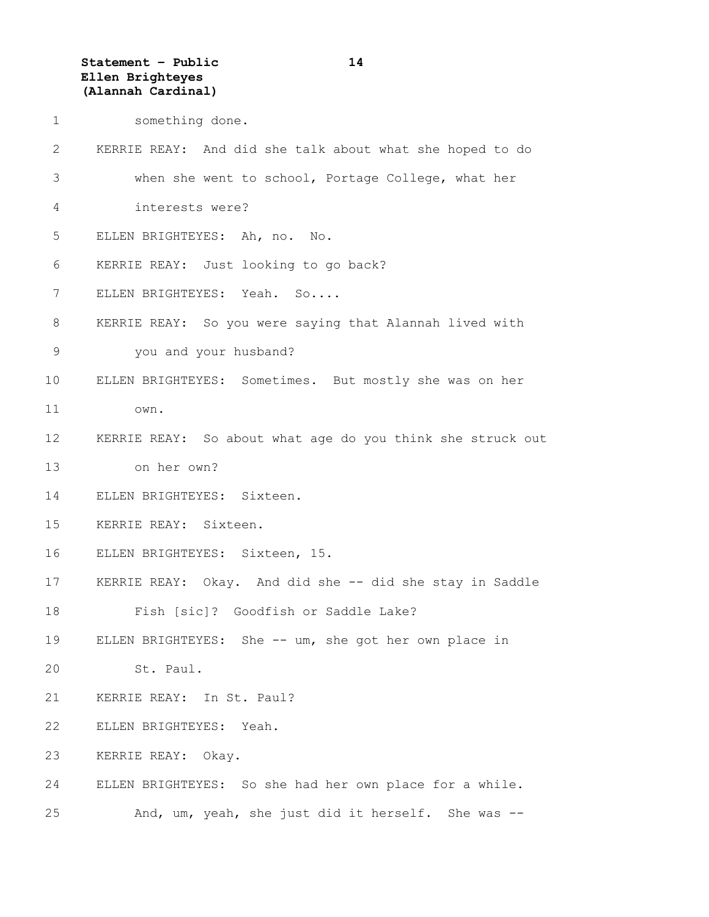something done.

KERRIE REAY: And did she talk about what she hoped to do when she went to school, Portage College, what her interests were?

ELLEN BRIGHTEYES: Ah, no. No.

KERRIE REAY: Just looking to go back?

ELLEN BRIGHTEYES: Yeah. So....

KERRIE REAY: So you were saying that Alannah lived with you and your husband?

ELLEN BRIGHTEYES: Sometimes. But mostly she was on her own.

KERRIE REAY: So about what age do you think she struck out on her own?

ELLEN BRIGHTEYES: Sixteen.

KERRIE REAY: Sixteen.

ELLEN BRIGHTEYES: Sixteen, 15.

KERRIE REAY: Okay. And did she -- did she stay in Saddle Fish [sic]? Goodfish or Saddle Lake?

ELLEN BRIGHTEYES: She -- um, she got her own place in St. Paul.

KERRIE REAY: In St. Paul?

ELLEN BRIGHTEYES: Yeah.

KERRIE REAY: Okay.

ELLEN BRIGHTEYES: So she had her own place for a while. And, um, yeah, she just did it herself. She was --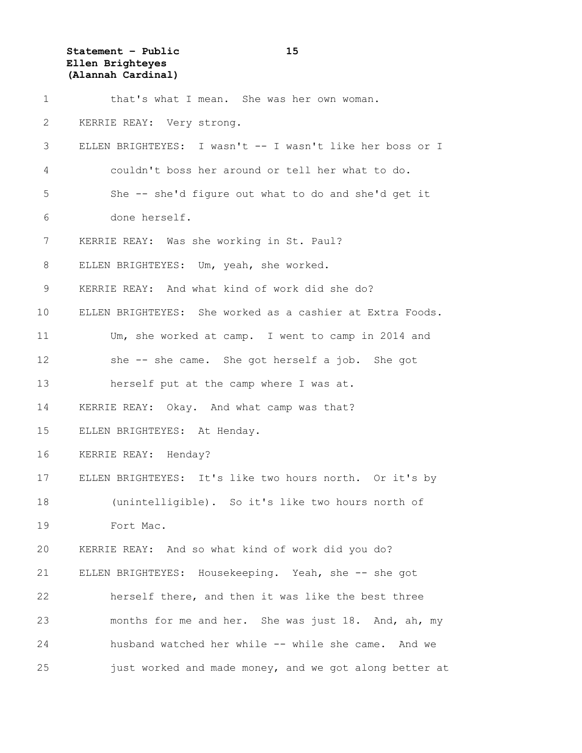that's what I mean. She was her own woman.

KERRIE REAY: Very strong.

ELLEN BRIGHTEYES: I wasn't -- I wasn't like her boss or I couldn't boss her around or tell her what to do. She -- she'd figure out what to do and she'd get it done herself.

KERRIE REAY: Was she working in St. Paul?

ELLEN BRIGHTEYES: Um, yeah, she worked.

KERRIE REAY: And what kind of work did she do?

ELLEN BRIGHTEYES: She worked as a cashier at Extra Foods. Um, she worked at camp. I went to camp in 2014 and she -- she came. She got herself a job. She got herself put at the camp where I was at.

KERRIE REAY: Okay. And what camp was that?

ELLEN BRIGHTEYES: At Henday.

KERRIE REAY: Henday?

ELLEN BRIGHTEYES: It's like two hours north. Or it's by (unintelligible). So it's like two hours north of Fort Mac.

KERRIE REAY: And so what kind of work did you do?

ELLEN BRIGHTEYES: Housekeeping. Yeah, she -- she got herself there, and then it was like the best three months for me and her. She was just 18. And, ah, my husband watched her while -- while she came. And we just worked and made money, and we got along better at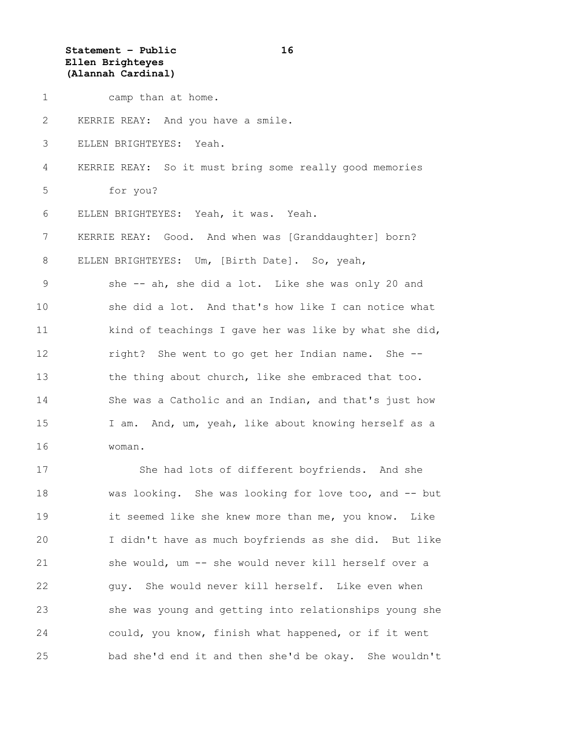camp than at home.

KERRIE REAY: And you have a smile.

ELLEN BRIGHTEYES: Yeah.

KERRIE REAY: So it must bring some really good memories for you?

ELLEN BRIGHTEYES: Yeah, it was. Yeah.

KERRIE REAY: Good. And when was [Granddaughter] born?

ELLEN BRIGHTEYES: Um, [Birth Date]. So, yeah, she -- ah, she did a lot. Like she was only 20 and she did a lot. And that's how like I can notice what kind of teachings I gave her was like by what she did, right? She went to go get her Indian name. She -- the thing about church, like she embraced that too. She was a Catholic and an Indian, and that's just how I am. And, um, yeah, like about knowing herself as a woman.

She had lots of different boyfriends. And she was looking. She was looking for love too, and -- but it seemed like she knew more than me, you know. Like I didn't have as much boyfriends as she did. But like she would, um -- she would never kill herself over a guy. She would never kill herself. Like even when she was young and getting into relationships young she could, you know, finish what happened, or if it went bad she'd end it and then she'd be okay. She wouldn't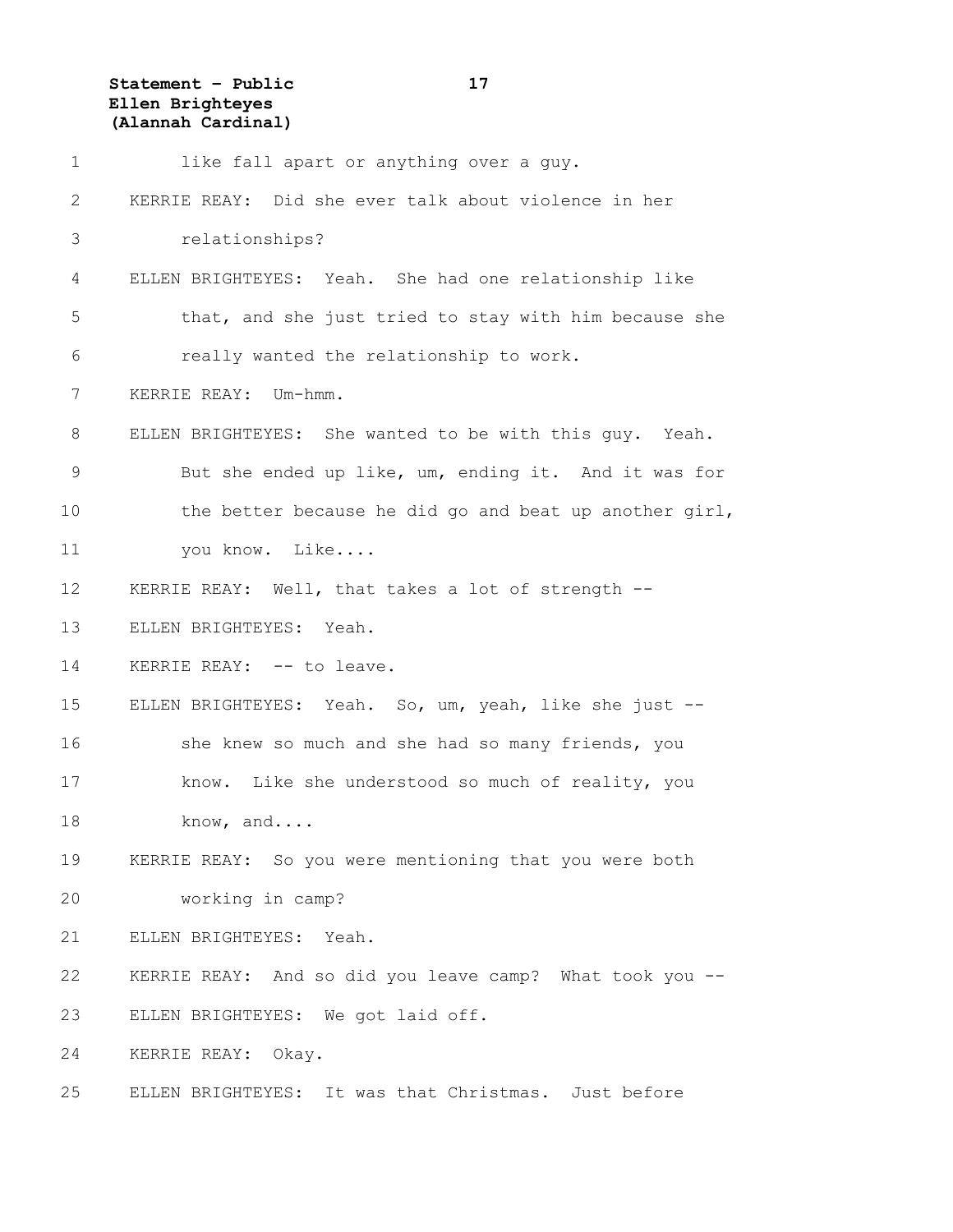like fall apart or anything over a guy.

KERRIE REAY: Did she ever talk about violence in her relationships?

ELLEN BRIGHTEYES: Yeah. She had one relationship like that, and she just tried to stay with him because she really wanted the relationship to work.

KERRIE REAY: Um-hmm.

ELLEN BRIGHTEYES: She wanted to be with this guy. Yeah. But she ended up like, um, ending it. And it was for the better because he did go and beat up another girl, you know. Like....

KERRIE REAY: Well, that takes a lot of strength --

ELLEN BRIGHTEYES: Yeah.

KERRIE REAY: -- to leave.

ELLEN BRIGHTEYES: Yeah. So, um, yeah, like she just -- she knew so much and she had so many friends, you know. Like she understood so much of reality, you know, and....

KERRIE REAY: So you were mentioning that you were both working in camp?

ELLEN BRIGHTEYES: Yeah.

KERRIE REAY: And so did you leave camp? What took you --

ELLEN BRIGHTEYES: We got laid off.

KERRIE REAY: Okay.

ELLEN BRIGHTEYES: It was that Christmas. Just before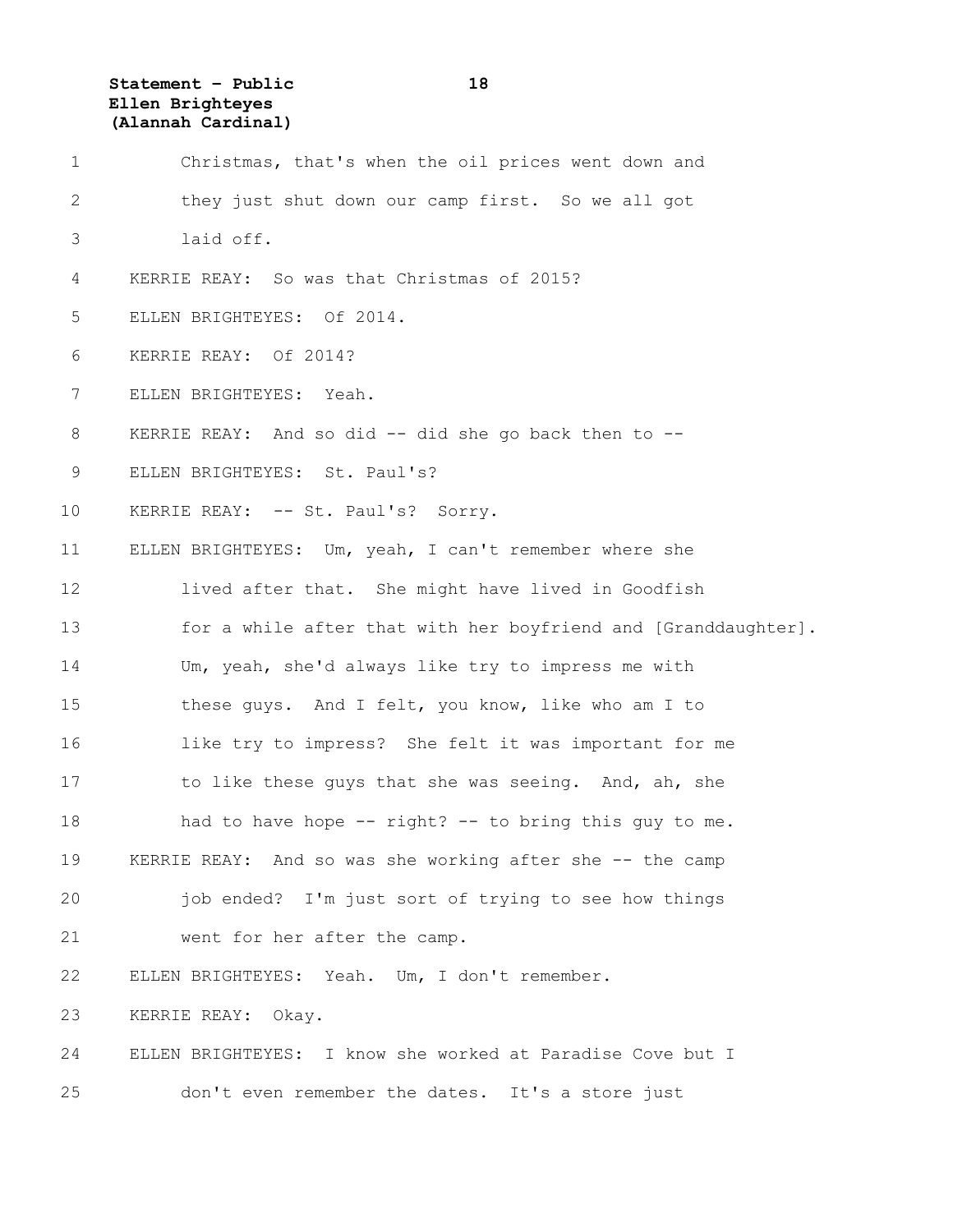Christmas, that's when the oil prices went down and they just shut down our camp first. So we all got laid off.

KERRIE REAY: So was that Christmas of 2015?

ELLEN BRIGHTEYES: Of 2014.

KERRIE REAY: Of 2014?

ELLEN BRIGHTEYES: Yeah.

KERRIE REAY: And so did -- did she go back then to --

ELLEN BRIGHTEYES: St. Paul's?

KERRIE REAY: -- St. Paul's? Sorry.

ELLEN BRIGHTEYES: Um, yeah, I can't remember where she lived after that. She might have lived in Goodfish for a while after that with her boyfriend and [Granddaughter]. Um, yeah, she'd always like try to impress me with these guys. And I felt, you know, like who am I to like try to impress? She felt it was important for me to like these guys that she was seeing. And, ah, she had to have hope -- right? -- to bring this guy to me.

KERRIE REAY: And so was she working after she -- the camp job ended? I'm just sort of trying to see how things went for her after the camp.

ELLEN BRIGHTEYES: Yeah. Um, I don't remember.

KERRIE REAY: Okay.

ELLEN BRIGHTEYES: I know she worked at Paradise Cove but I don't even remember the dates. It's a store just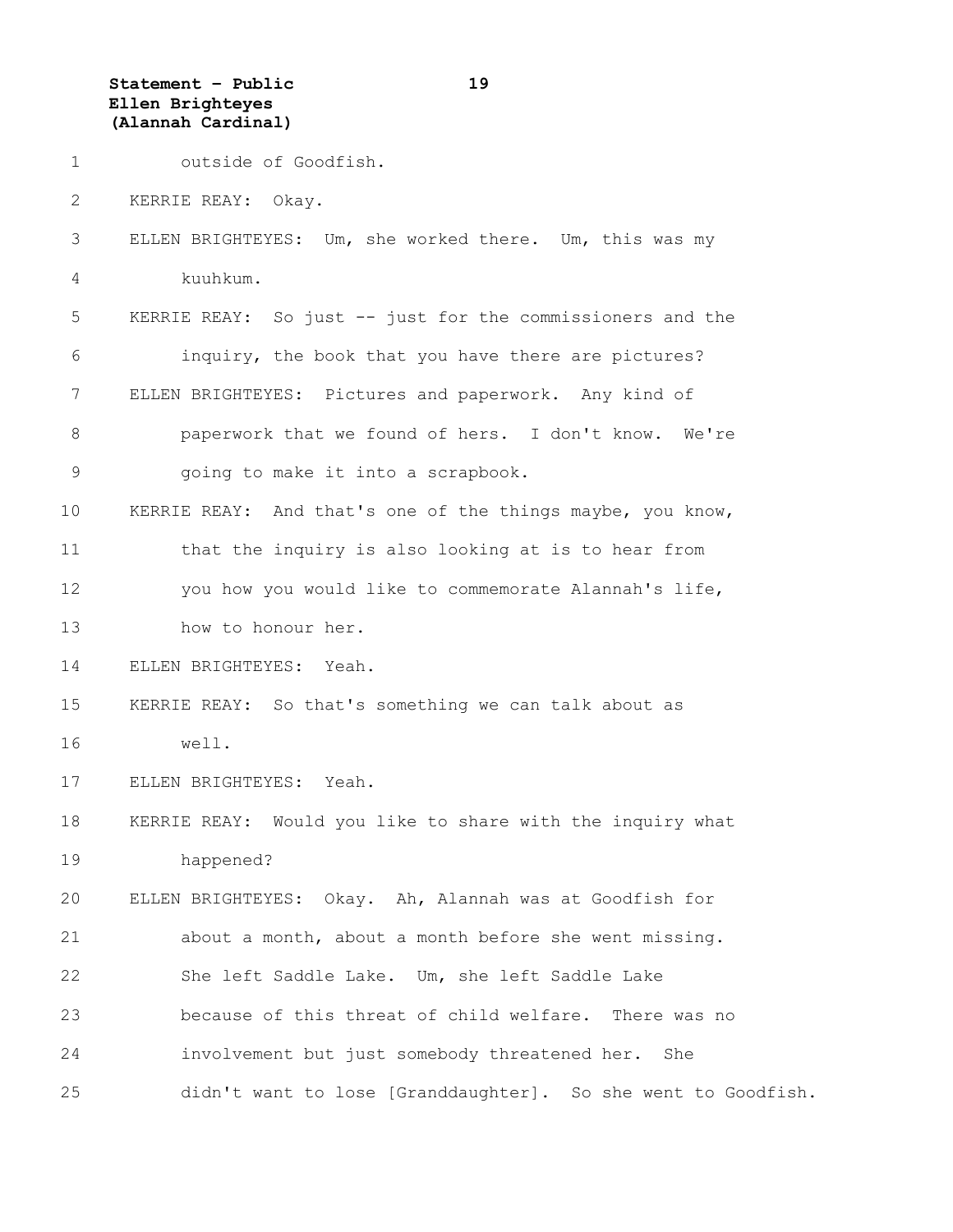outside of Goodfish.

KERRIE REAY: Okay.

ELLEN BRIGHTEYES: Um, she worked there. Um, this was my kuuhkum.

KERRIE REAY: So just -- just for the commissioners and the inquiry, the book that you have there are pictures?

ELLEN BRIGHTEYES: Pictures and paperwork. Any kind of paperwork that we found of hers. I don't know. We're going to make it into a scrapbook.

KERRIE REAY: And that's one of the things maybe, you know, that the inquiry is also looking at is to hear from you how you would like to commemorate Alannah's life, how to honour her.

ELLEN BRIGHTEYES: Yeah.

KERRIE REAY: So that's something we can talk about as well.

ELLEN BRIGHTEYES: Yeah.

KERRIE REAY: Would you like to share with the inquiry what happened?

ELLEN BRIGHTEYES: Okay. Ah, Alannah was at Goodfish for about a month, about a month before she went missing. She left Saddle Lake. Um, she left Saddle Lake because of this threat of child welfare. There was no involvement but just somebody threatened her. She didn't want to lose [Granddaughter]. So she went to Goodfish.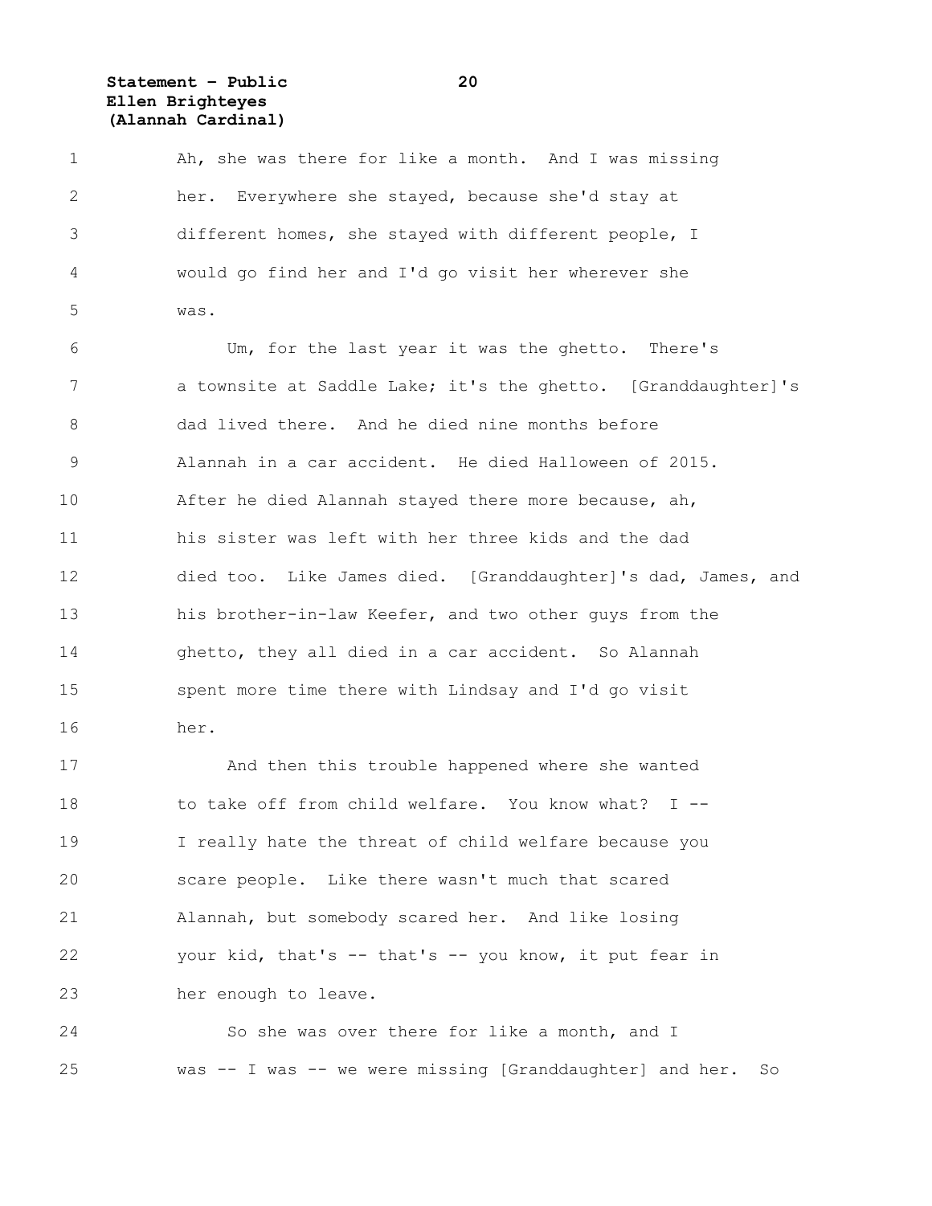Ah, she was there for like a month. And I was missing her. Everywhere she stayed, because she'd stay at different homes, she stayed with different people, I would go find her and I'd go visit her wherever she was.

Um, for the last year it was the ghetto. There's a townsite at Saddle Lake; it's the ghetto. [Granddaughter]'s dad lived there. And he died nine months before Alannah in a car accident. He died Halloween of 2015. After he died Alannah stayed there more because, ah, his sister was left with her three kids and the dad died too. Like James died. [Granddaughter]'s dad, James, and his brother-in-law Keefer, and two other guys from the ghetto, they all died in a car accident. So Alannah spent more time there with Lindsay and I'd go visit her.

And then this trouble happened where she wanted to take off from child welfare. You know what? I -- I really hate the threat of child welfare because you scare people. Like there wasn't much that scared Alannah, but somebody scared her. And like losing your kid, that's -- that's -- you know, it put fear in her enough to leave.

So she was over there for like a month, and I was -- I was -- we were missing [Granddaughter] and her. So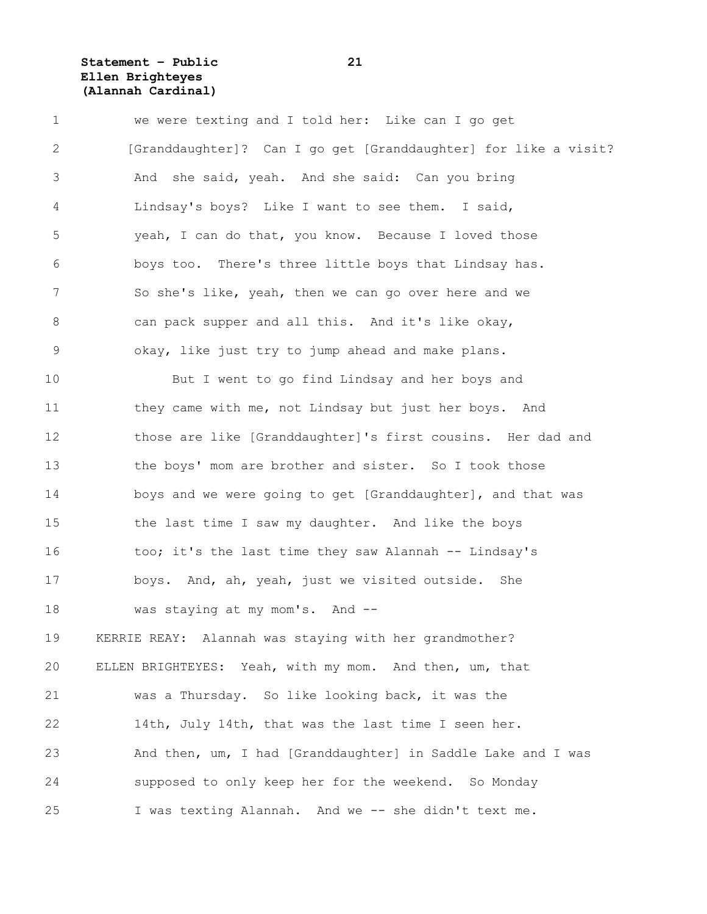we were texting and I told her: Like can I go get [Granddaughter]? Can I go get [Granddaughter] for like a visit? And she said, yeah. And she said: Can you bring Lindsay's boys? Like I want to see them. I said, yeah, I can do that, you know. Because I loved those boys too. There's three little boys that Lindsay has. So she's like, yeah, then we can go over here and we can pack supper and all this. And it's like okay, okay, like just try to jump ahead and make plans.

But I went to go find Lindsay and her boys and they came with me, not Lindsay but just her boys. And those are like [Granddaughter]'s first cousins. Her dad and the boys' mom are brother and sister. So I took those boys and we were going to get [Granddaughter], and that was the last time I saw my daughter. And like the boys too; it's the last time they saw Alannah -- Lindsay's boys. And, ah, yeah, just we visited outside. She was staying at my mom's. And --

KERRIE REAY: Alannah was staying with her grandmother?

ELLEN BRIGHTEYES: Yeah, with my mom. And then, um, that was a Thursday. So like looking back, it was the 14th, July 14th, that was the last time I seen her. And then, um, I had [Granddaughter] in Saddle Lake and I was supposed to only keep her for the weekend. So Monday I was texting Alannah. And we -- she didn't text me.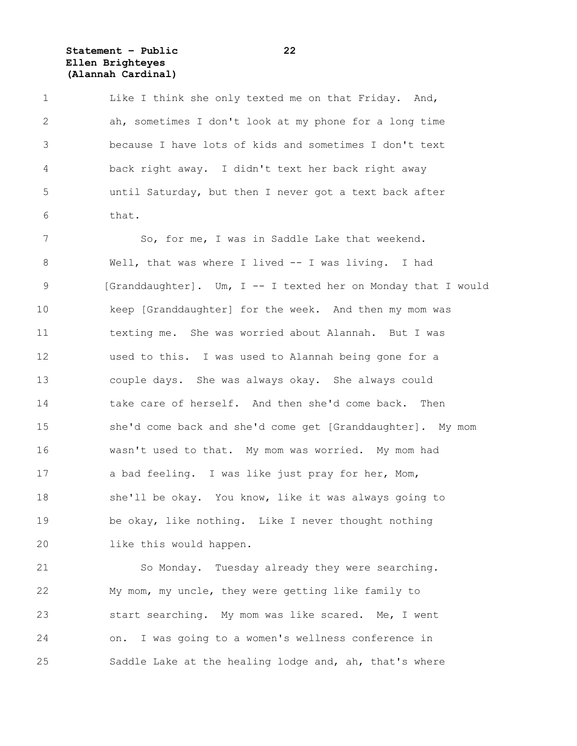Like I think she only texted me on that Friday. And, ah, sometimes I don't look at my phone for a long time because I have lots of kids and sometimes I don't text back right away. I didn't text her back right away until Saturday, but then I never got a text back after that.

So, for me, I was in Saddle Lake that weekend. Well, that was where I lived -- I was living. I had [Granddaughter]. Um, I -- I texted her on Monday that I would keep [Granddaughter] for the week. And then my mom was texting me. She was worried about Alannah. But I was used to this. I was used to Alannah being gone for a couple days. She was always okay. She always could take care of herself. And then she'd come back. Then she'd come back and she'd come get [Granddaughter]. My mom wasn't used to that. My mom was worried. My mom had a bad feeling. I was like just pray for her, Mom, she'll be okay. You know, like it was always going to be okay, like nothing. Like I never thought nothing like this would happen.

So Monday. Tuesday already they were searching. My mom, my uncle, they were getting like family to start searching. My mom was like scared. Me, I went on. I was going to a women's wellness conference in Saddle Lake at the healing lodge and, ah, that's where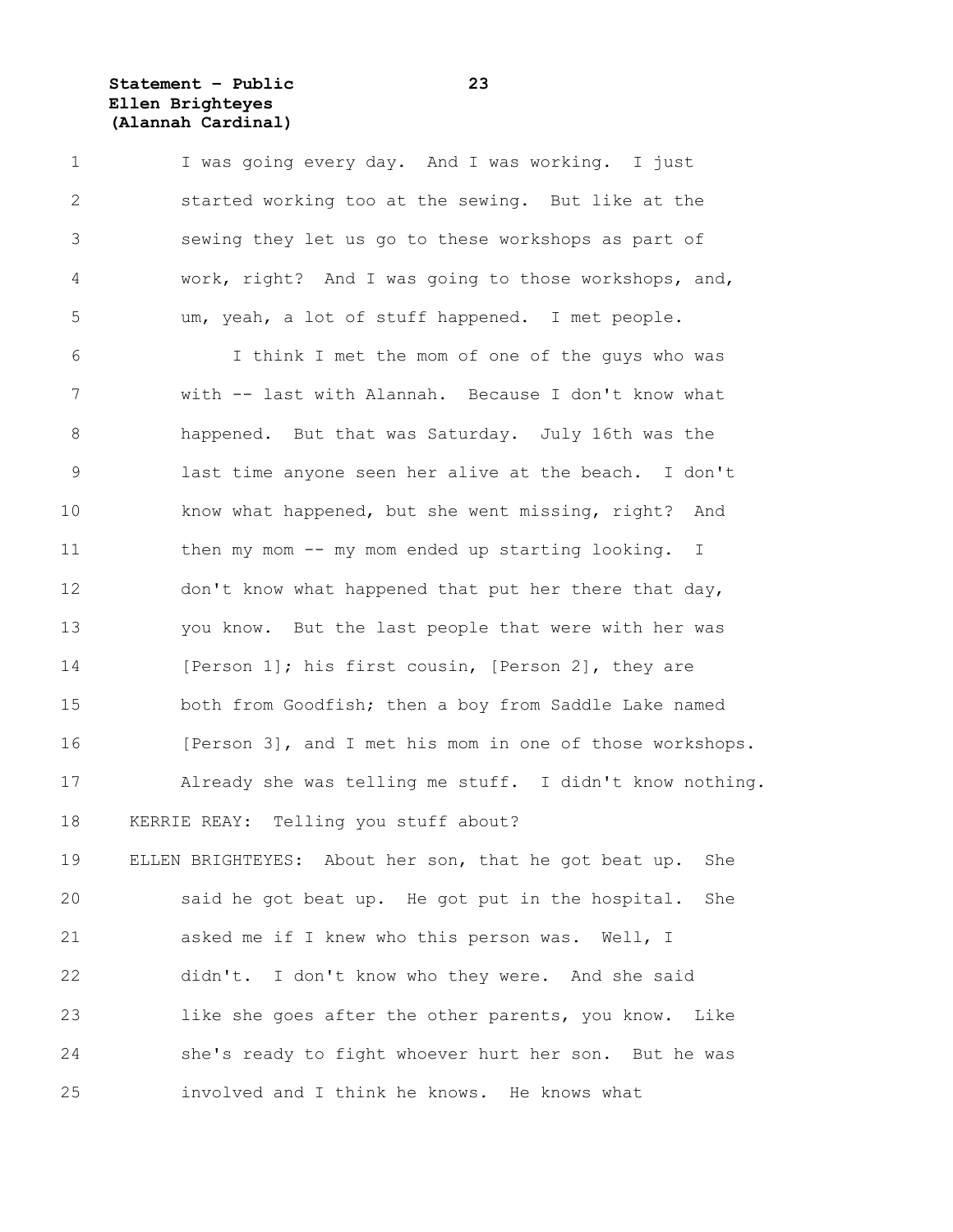I was going every day. And I was working. I just started working too at the sewing. But like at the sewing they let us go to these workshops as part of work, right? And I was going to those workshops, and, um, yeah, a lot of stuff happened. I met people.

I think I met the mom of one of the guys who was with -- last with Alannah. Because I don't know what happened. But that was Saturday. July 16th was the last time anyone seen her alive at the beach. I don't know what happened, but she went missing, right? And then my mom -- my mom ended up starting looking. I don't know what happened that put her there that day, you know. But the last people that were with her was [Person 1]; his first cousin, [Person 2], they are both from Goodfish; then a boy from Saddle Lake named [Person 3], and I met his mom in one of those workshops. Already she was telling me stuff. I didn't know nothing.

KERRIE REAY: Telling you stuff about?

ELLEN BRIGHTEYES: About her son, that he got beat up. She said he got beat up. He got put in the hospital. She asked me if I knew who this person was. Well, I didn't. I don't know who they were. And she said like she goes after the other parents, you know. Like she's ready to fight whoever hurt her son. But he was involved and I think he knows. He knows what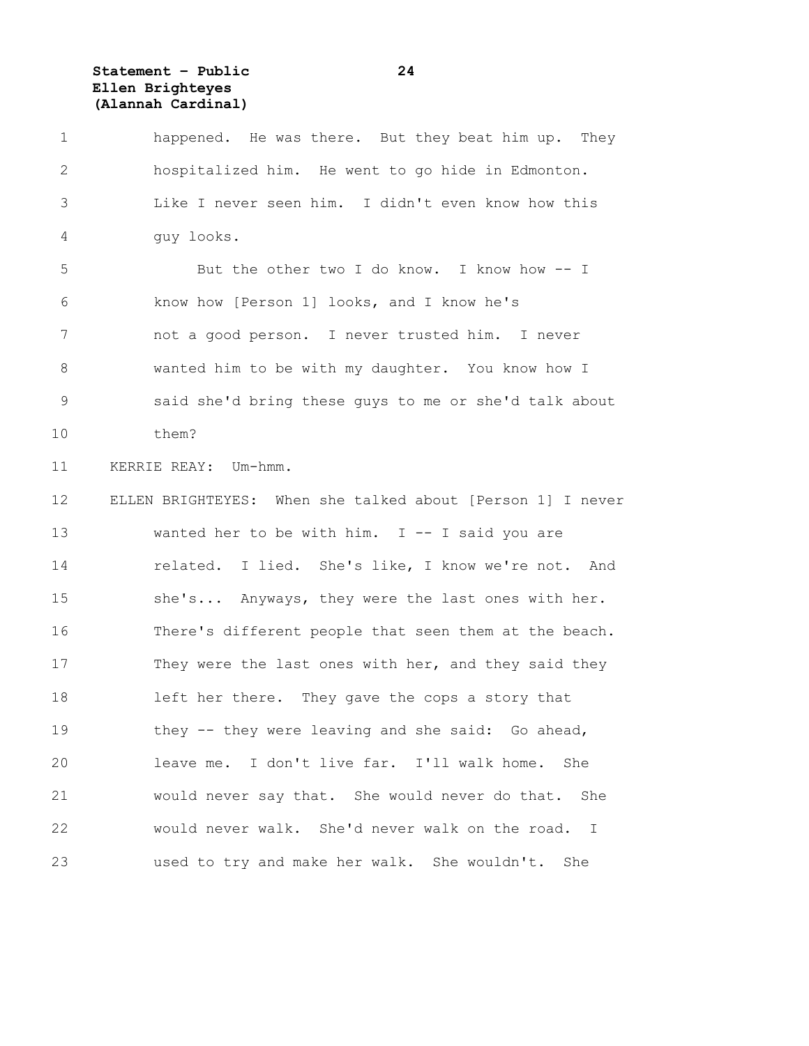happened. He was there. But they beat him up. They hospitalized him. He went to go hide in Edmonton. Like I never seen him. I didn't even know how this guy looks.

But the other two I do know. I know how -- I know how [Person 1] looks, and I know he's not a good person. I never trusted him. I never wanted him to be with my daughter. You know how I said she'd bring these guys to me or she'd talk about them?

KERRIE REAY: Um-hmm.

ELLEN BRIGHTEYES: When she talked about [Person 1] I never wanted her to be with him. I -- I said you are related. I lied. She's like, I know we're not. And she's... Anyways, they were the last ones with her. There's different people that seen them at the beach. They were the last ones with her, and they said they left her there. They gave the cops a story that they -- they were leaving and she said: Go ahead, leave me. I don't live far. I'll walk home. She would never say that. She would never do that. She would never walk. She'd never walk on the road. I used to try and make her walk. She wouldn't. She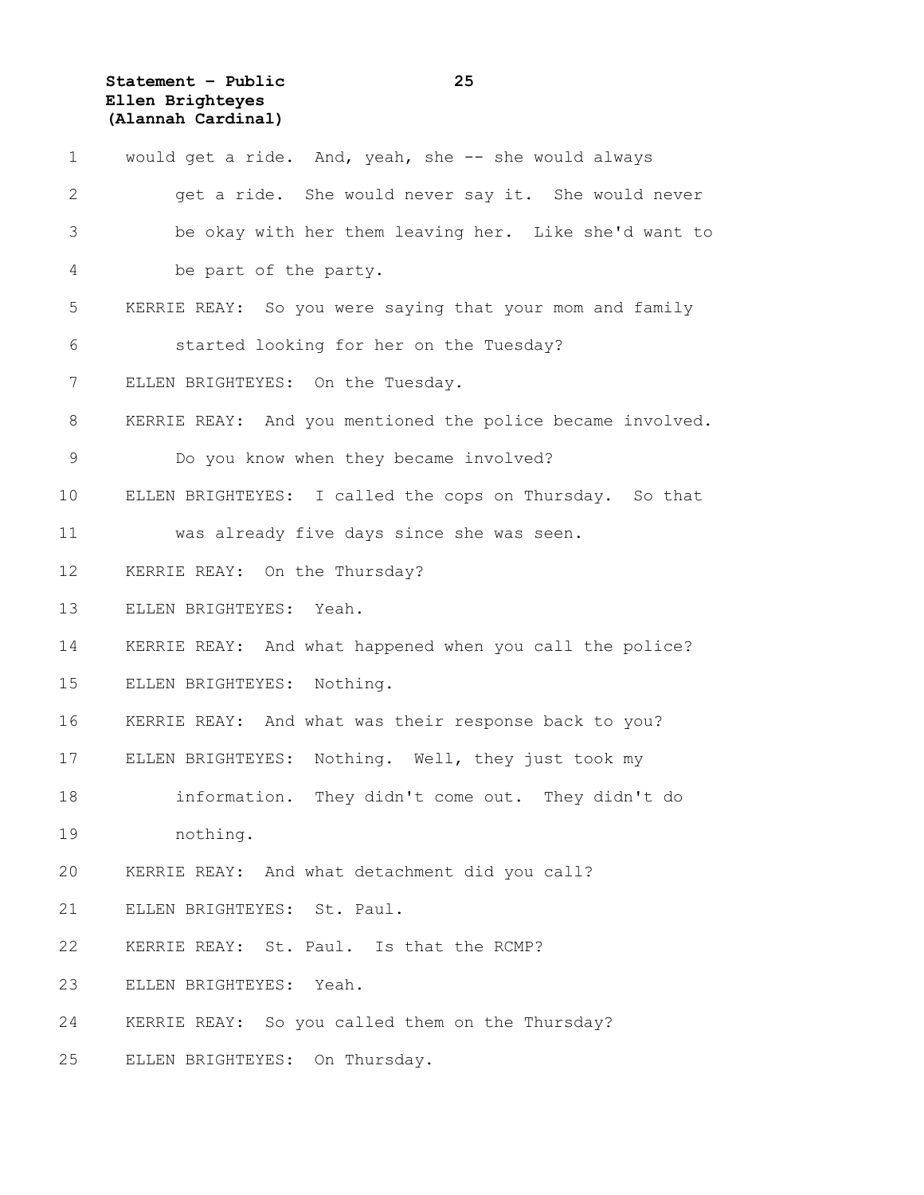would get a ride. And, yeah, she -- she would always get a ride. She would never say it. She would never be okay with her them leaving her. Like she'd want to be part of the party.

KERRIE REAY: So you were saying that your mom and family started looking for her on the Tuesday?

ELLEN BRIGHTEYES: On the Tuesday.

KERRIE REAY: And you mentioned the police became involved. Do you know when they became involved?

ELLEN BRIGHTEYES: I called the cops on Thursday. So that was already five days since she was seen.

KERRIE REAY: On the Thursday?

ELLEN BRIGHTEYES: Yeah.

KERRIE REAY: And what happened when you call the police?

ELLEN BRIGHTEYES: Nothing.

KERRIE REAY: And what was their response back to you?

ELLEN BRIGHTEYES: Nothing. Well, they just took my information. They didn't come out. They didn't do nothing.

KERRIE REAY: And what detachment did you call?

ELLEN BRIGHTEYES: St. Paul.

KERRIE REAY: St. Paul. Is that the RCMP?

ELLEN BRIGHTEYES: Yeah.

KERRIE REAY: So you called them on the Thursday?

ELLEN BRIGHTEYES: On Thursday.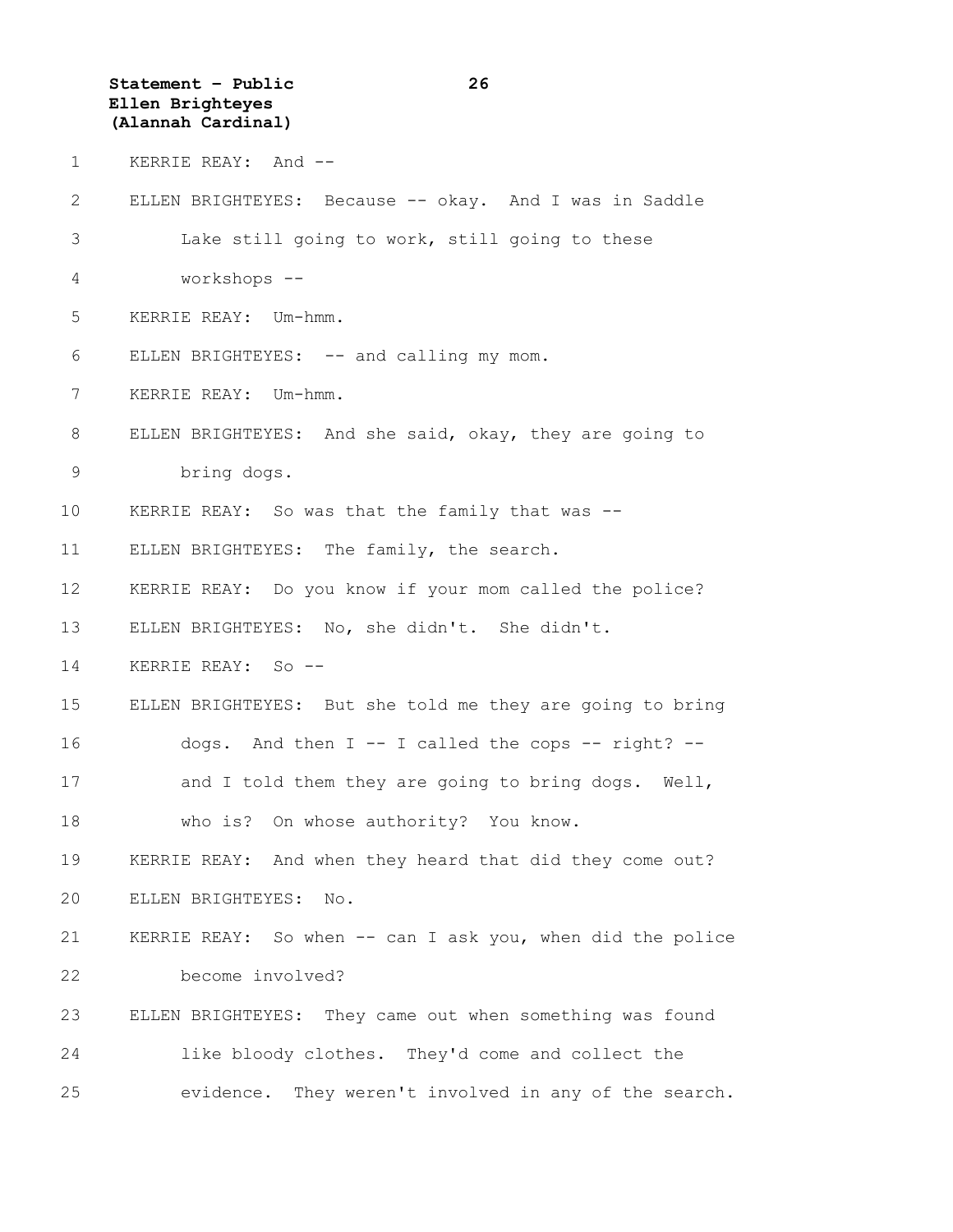KERRIE REAY: And --

ELLEN BRIGHTEYES: Because -- okay. And I was in Saddle Lake still going to work, still going to these workshops --

KERRIE REAY: Um-hmm.

ELLEN BRIGHTEYES: -- and calling my mom.

KERRIE REAY: Um-hmm.

ELLEN BRIGHTEYES: And she said, okay, they are going to bring dogs.

KERRIE REAY: So was that the family that was --

ELLEN BRIGHTEYES: The family, the search.

KERRIE REAY: Do you know if your mom called the police?

ELLEN BRIGHTEYES: No, she didn't. She didn't.

KERRIE REAY: So --

ELLEN BRIGHTEYES: But she told me they are going to bring dogs. And then I -- I called the cops -- right? -- and I told them they are going to bring dogs. Well, who is? On whose authority? You know.

KERRIE REAY: And when they heard that did they come out?

ELLEN BRIGHTEYES: No.

KERRIE REAY: So when -- can I ask you, when did the police become involved?

ELLEN BRIGHTEYES: They came out when something was found like bloody clothes. They'd come and collect the evidence. They weren't involved in any of the search.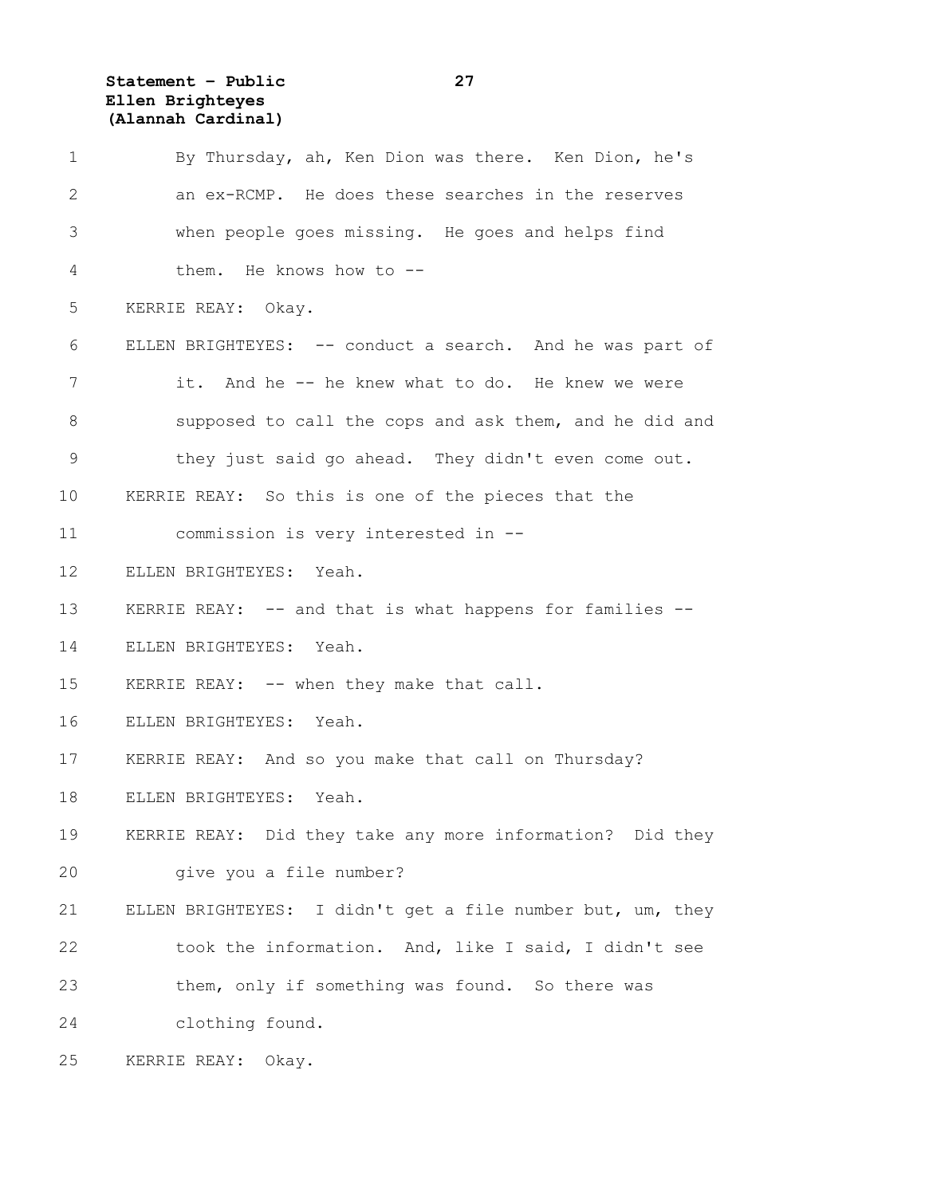By Thursday, ah, Ken Dion was there. Ken Dion, he's an ex-RCMP. He does these searches in the reserves when people goes missing. He goes and helps find them. He knows how to --

KERRIE REAY: Okay.

ELLEN BRIGHTEYES: -- conduct a search. And he was part of it. And he -- he knew what to do. He knew we were supposed to call the cops and ask them, and he did and they just said go ahead. They didn't even come out.

KERRIE REAY: So this is one of the pieces that the commission is very interested in --

ELLEN BRIGHTEYES: Yeah.

KERRIE REAY: -- and that is what happens for families --

ELLEN BRIGHTEYES: Yeah.

KERRIE REAY: -- when they make that call.

ELLEN BRIGHTEYES: Yeah.

KERRIE REAY: And so you make that call on Thursday?

ELLEN BRIGHTEYES: Yeah.

KERRIE REAY: Did they take any more information? Did they give you a file number?

ELLEN BRIGHTEYES: I didn't get a file number but, um, they took the information. And, like I said, I didn't see them, only if something was found. So there was clothing found.

KERRIE REAY: Okay.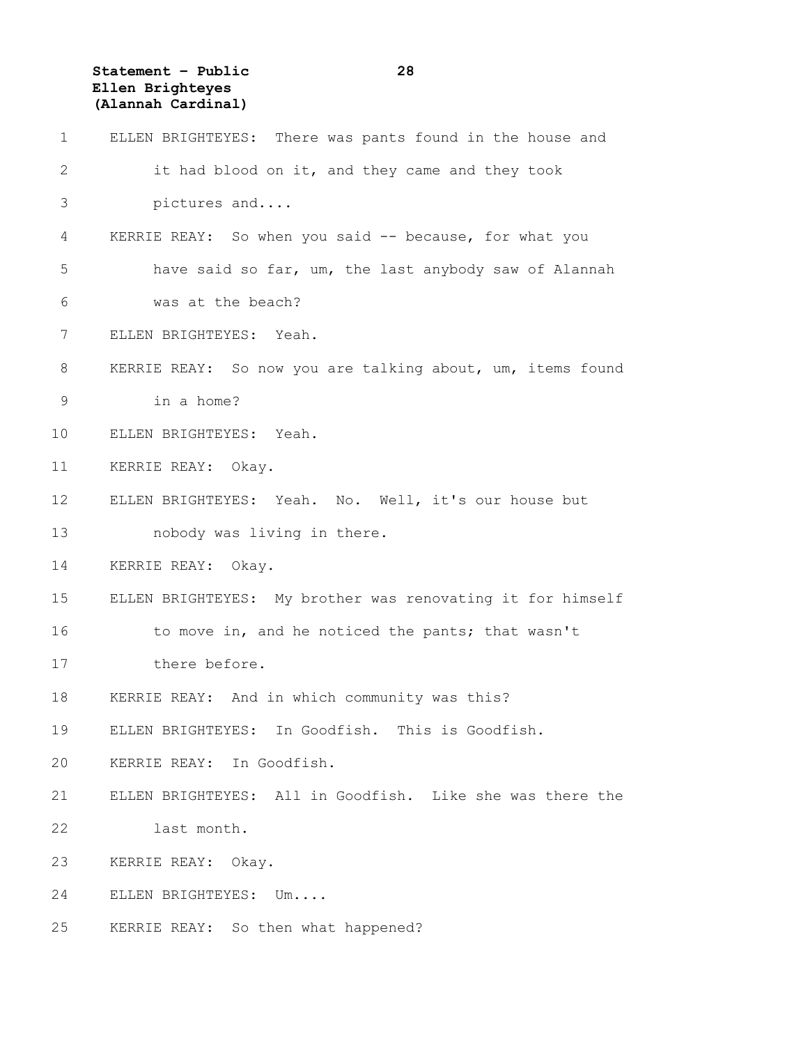ELLEN BRIGHTEYES: There was pants found in the house and it had blood on it, and they came and they took pictures and....

KERRIE REAY: So when you said -- because, for what you have said so far, um, the last anybody saw of Alannah was at the beach?

ELLEN BRIGHTEYES: Yeah.

KERRIE REAY: So now you are talking about, um, items found in a home?

ELLEN BRIGHTEYES: Yeah.

KERRIE REAY: Okay.

ELLEN BRIGHTEYES: Yeah. No. Well, it's our house but nobody was living in there.

KERRIE REAY: Okay.

ELLEN BRIGHTEYES: My brother was renovating it for himself to move in, and he noticed the pants; that wasn't there before.

KERRIE REAY: And in which community was this?

ELLEN BRIGHTEYES: In Goodfish. This is Goodfish.

KERRIE REAY: In Goodfish.

ELLEN BRIGHTEYES: All in Goodfish. Like she was there the last month.

KERRIE REAY: Okay.

ELLEN BRIGHTEYES: Um....

KERRIE REAY: So then what happened?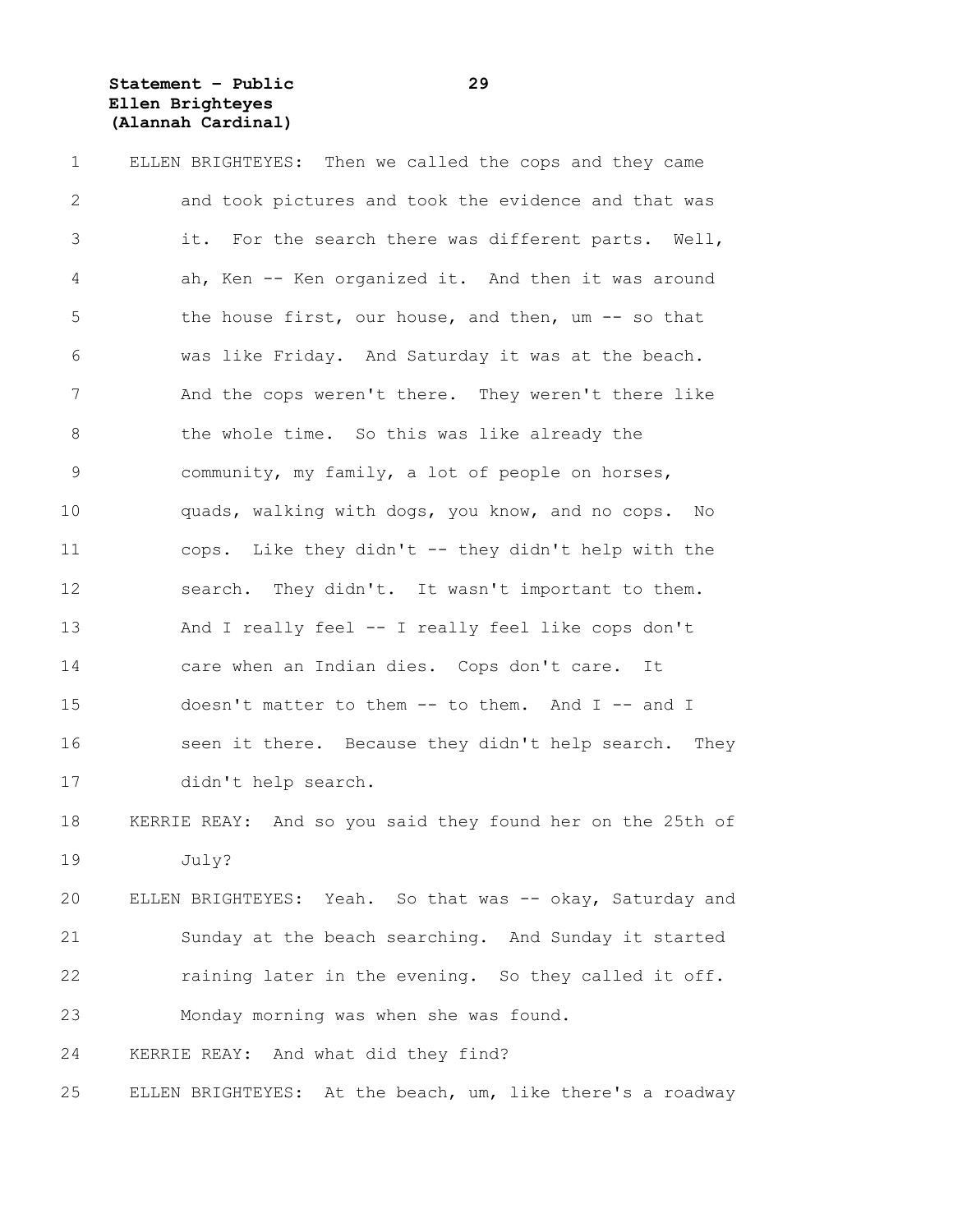ELLEN BRIGHTEYES: Then we called the cops and they came and took pictures and took the evidence and that was it. For the search there was different parts. Well, ah, Ken -- Ken organized it. And then it was around the house first, our house, and then, um -- so that was like Friday. And Saturday it was at the beach. And the cops weren't there. They weren't there like the whole time. So this was like already the community, my family, a lot of people on horses, quads, walking with dogs, you know, and no cops. No cops. Like they didn't -- they didn't help with the search. They didn't. It wasn't important to them. And I really feel -- I really feel like cops don't care when an Indian dies. Cops don't care. It doesn't matter to them -- to them. And I -- and I seen it there. Because they didn't help search. They didn't help search.

KERRIE REAY: And so you said they found her on the 25th of July?

ELLEN BRIGHTEYES: Yeah. So that was -- okay, Saturday and Sunday at the beach searching. And Sunday it started raining later in the evening. So they called it off. Monday morning was when she was found.

KERRIE REAY: And what did they find?

ELLEN BRIGHTEYES: At the beach, um, like there's a roadway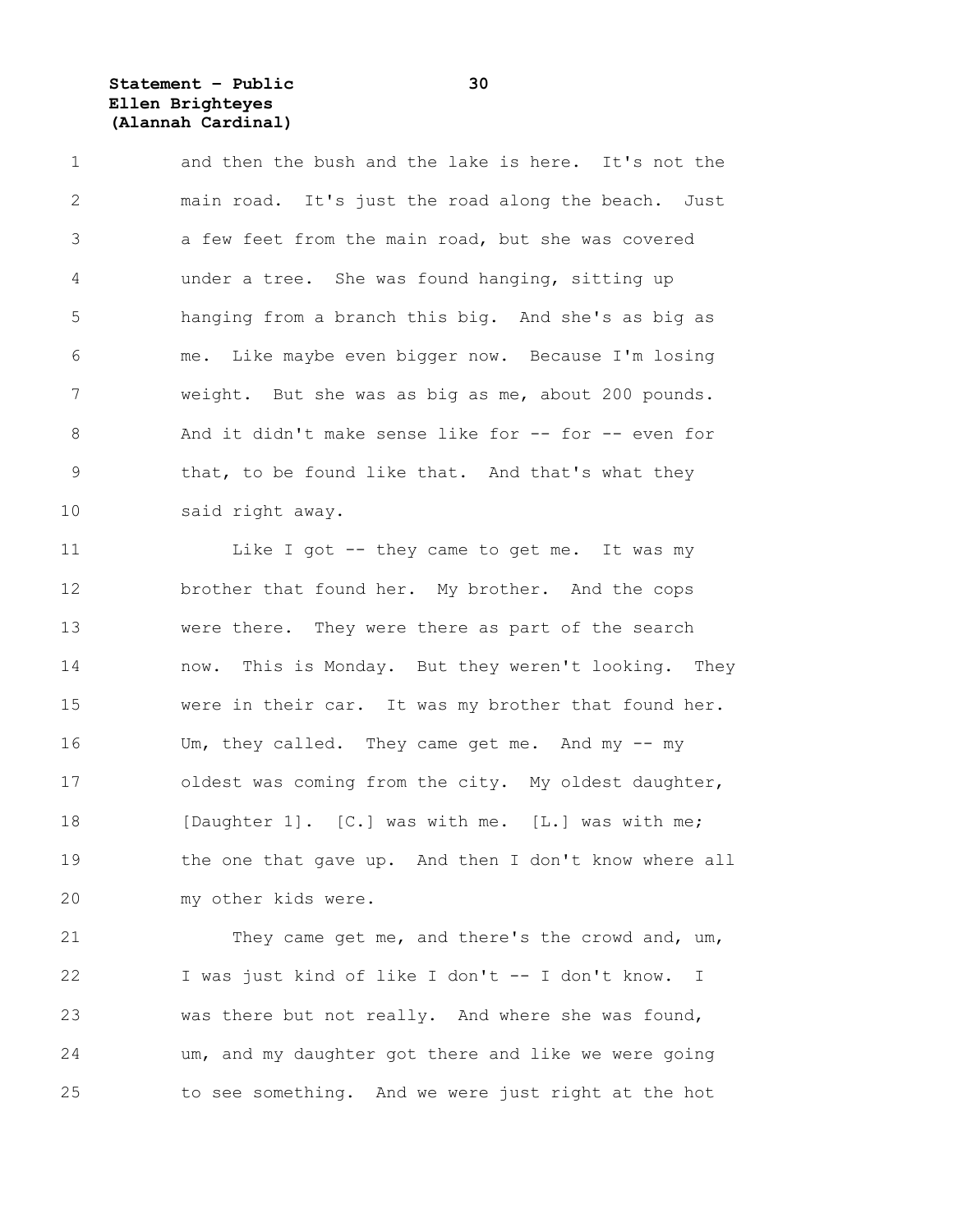and then the bush and the lake is here. It's not the main road. It's just the road along the beach. Just a few feet from the main road, but she was covered under a tree. She was found hanging, sitting up hanging from a branch this big. And she's as big as me. Like maybe even bigger now. Because I'm losing weight. But she was as big as me, about 200 pounds. And it didn't make sense like for -- for -- even for that, to be found like that. And that's what they said right away.

Like I got -- they came to get me. It was my brother that found her. My brother. And the cops were there. They were there as part of the search now. This is Monday. But they weren't looking. They were in their car. It was my brother that found her. Um, they called. They came get me. And my -- my oldest was coming from the city. My oldest daughter, [Daughter 1]. [C.] was with me. [L.] was with me; the one that gave up. And then I don't know where all my other kids were.

They came get me, and there's the crowd and, um, I was just kind of like I don't -- I don't know. I was there but not really. And where she was found, um, and my daughter got there and like we were going to see something. And we were just right at the hot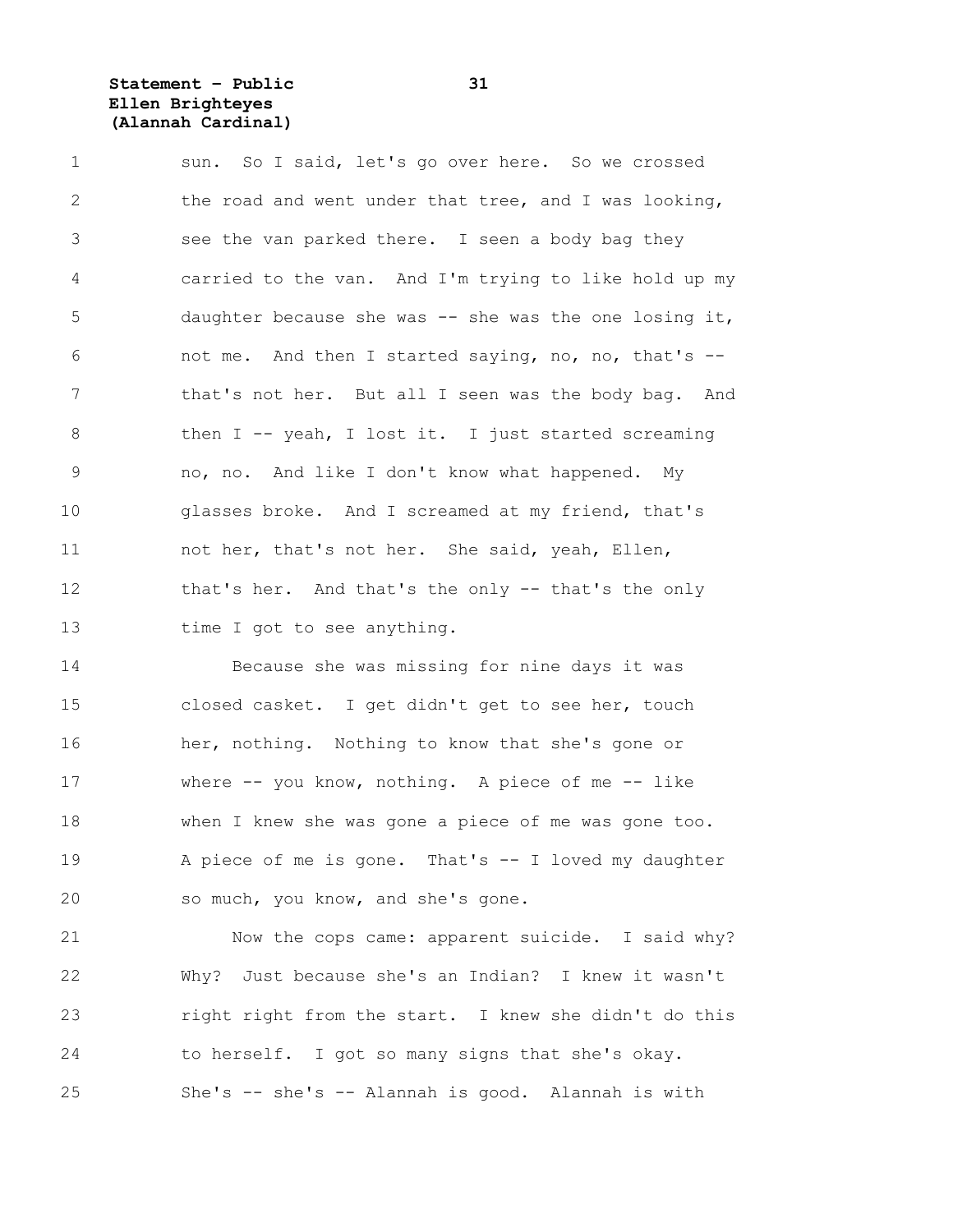sun. So I said, let's go over here. So we crossed the road and went under that tree, and I was looking, see the van parked there. I seen a body bag they carried to the van. And I'm trying to like hold up my daughter because she was -- she was the one losing it, not me. And then I started saying, no, no, that's -- that's not her. But all I seen was the body bag. And then I -- yeah, I lost it. I just started screaming no, no. And like I don't know what happened. My glasses broke. And I screamed at my friend, that's not her, that's not her. She said, yeah, Ellen, that's her. And that's the only -- that's the only time I got to see anything.

Because she was missing for nine days it was closed casket. I get didn't get to see her, touch her, nothing. Nothing to know that she's gone or where -- you know, nothing. A piece of me -- like when I knew she was gone a piece of me was gone too. A piece of me is gone. That's -- I loved my daughter so much, you know, and she's gone.

Now the cops came: apparent suicide. I said why? Why? Just because she's an Indian? I knew it wasn't right right from the start. I knew she didn't do this to herself. I got so many signs that she's okay. She's -- she's -- Alannah is good. Alannah is with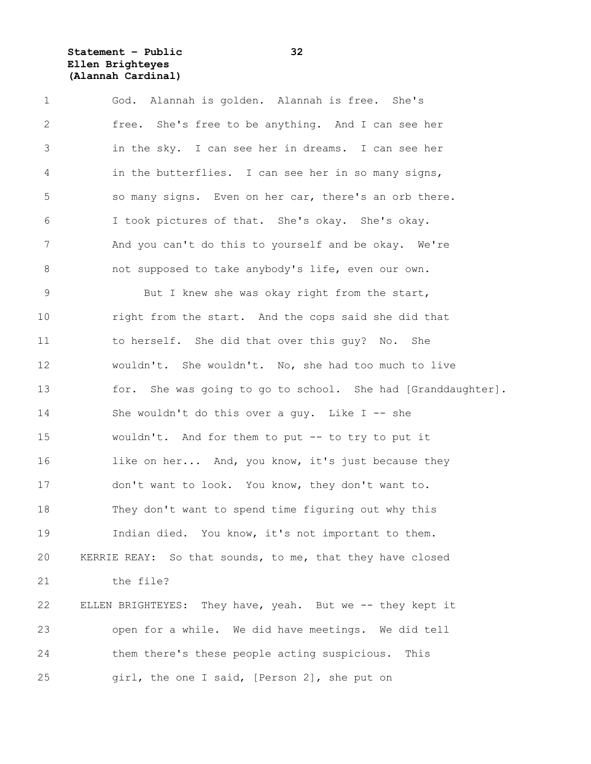God. Alannah is golden. Alannah is free. She's free. She's free to be anything. And I can see her in the sky. I can see her in dreams. I can see her in the butterflies. I can see her in so many signs, so many signs. Even on her car, there's an orb there. I took pictures of that. She's okay. She's okay. And you can't do this to yourself and be okay. We're not supposed to take anybody's life, even our own.

But I knew she was okay right from the start, right from the start. And the cops said she did that to herself. She did that over this guy? No. She wouldn't. She wouldn't. No, she had too much to live for. She was going to go to school. She had [Granddaughter]. She wouldn't do this over a guy. Like I -- she wouldn't. And for them to put -- to try to put it like on her... And, you know, it's just because they don't want to look. You know, they don't want to. They don't want to spend time figuring out why this Indian died. You know, it's not important to them.

KERRIE REAY: So that sounds, to me, that they have closed the file?

ELLEN BRIGHTEYES: They have, yeah. But we -- they kept it open for a while. We did have meetings. We did tell them there's these people acting suspicious. This girl, the one I said, [Person 2], she put on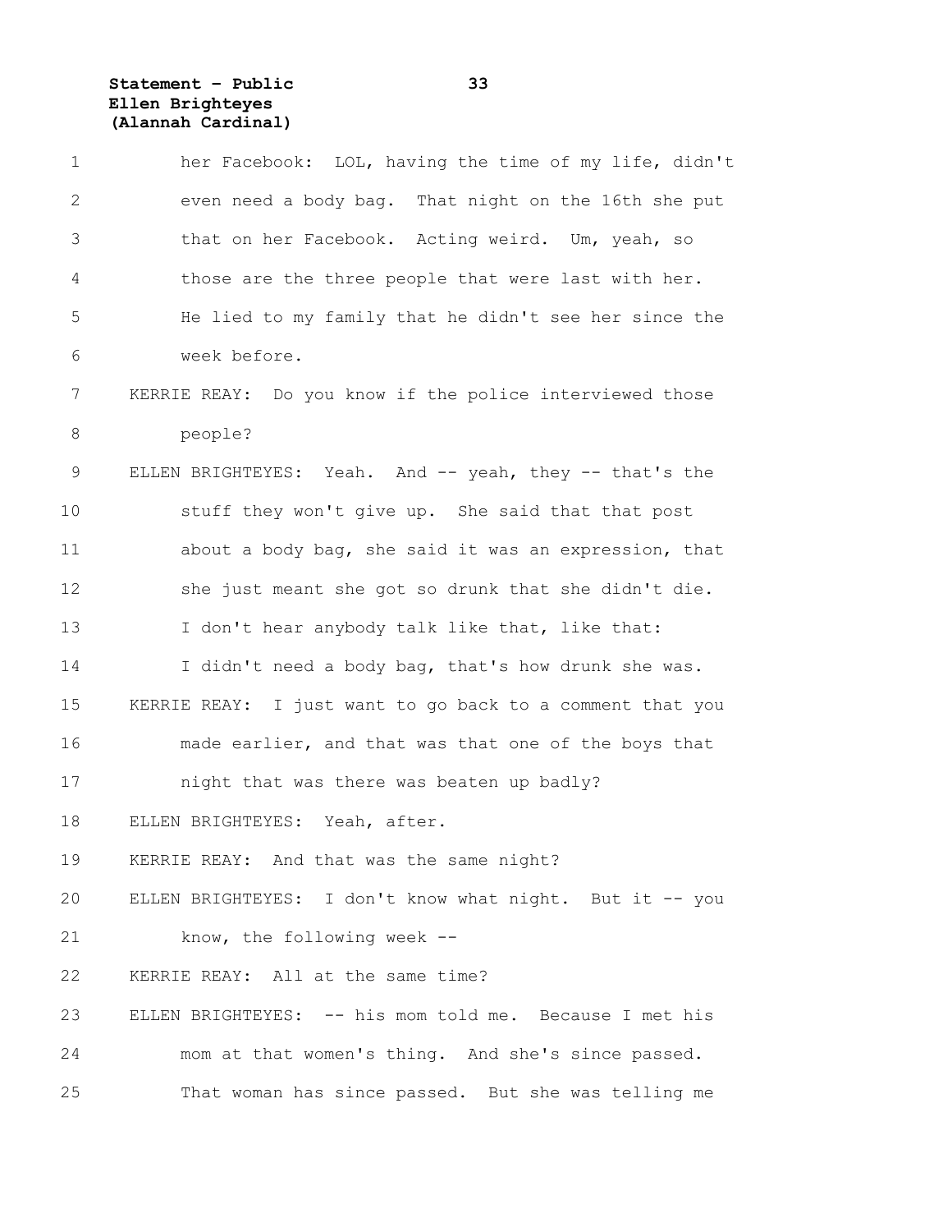her Facebook: LOL, having the time of my life, didn't even need a body bag. That night on the 16th she put that on her Facebook. Acting weird. Um, yeah, so those are the three people that were last with her. He lied to my family that he didn't see her since the week before.

KERRIE REAY: Do you know if the police interviewed those people?

ELLEN BRIGHTEYES: Yeah. And -- yeah, they -- that's the stuff they won't give up. She said that that post about a body bag, she said it was an expression, that she just meant she got so drunk that she didn't die. I don't hear anybody talk like that, like that: I didn't need a body bag, that's how drunk she was.

KERRIE REAY: I just want to go back to a comment that you made earlier, and that was that one of the boys that night that was there was beaten up badly?

ELLEN BRIGHTEYES: Yeah, after.

KERRIE REAY: And that was the same night?

ELLEN BRIGHTEYES: I don't know what night. But it -- you know, the following week --

KERRIE REAY: All at the same time?

ELLEN BRIGHTEYES: -- his mom told me. Because I met his mom at that women's thing. And she's since passed. That woman has since passed. But she was telling me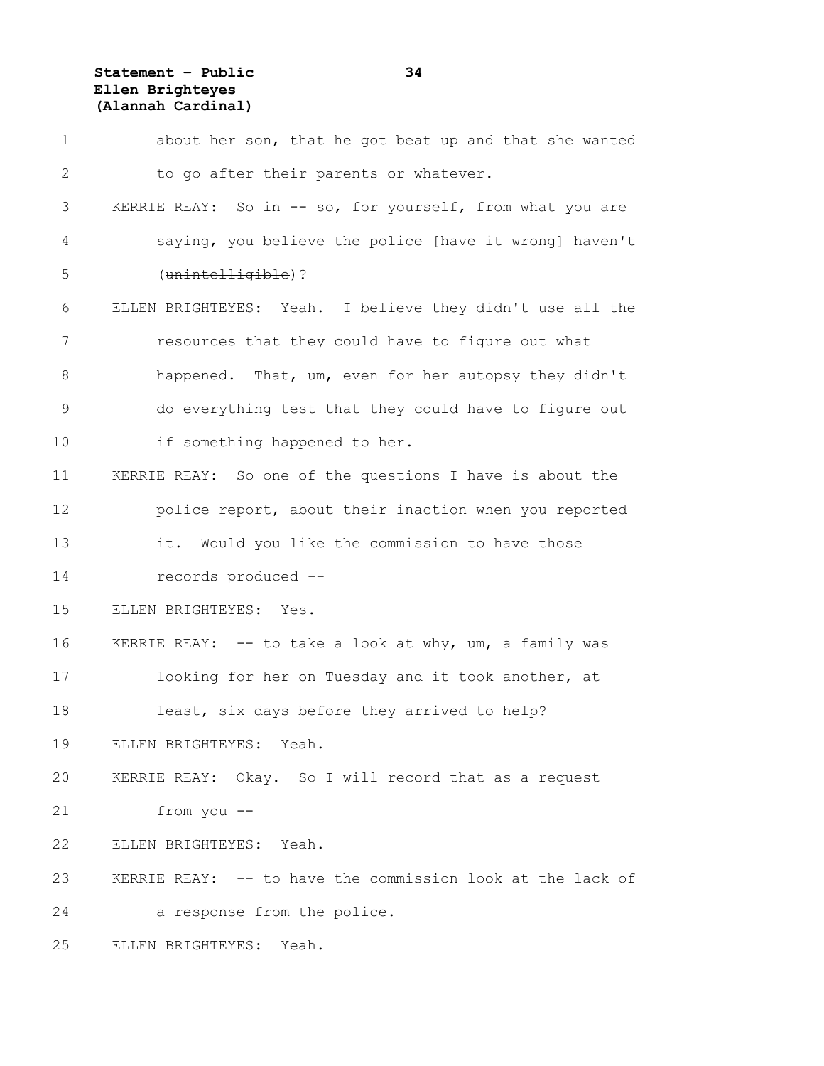about her son, that he got beat up and that she wanted to go after their parents or whatever.

KERRIE REAY: So in -- so, for yourself, from what you are saying, you believe the police [have it wrong] ~~haven't~~ (~~unintelligible~~)?

ELLEN BRIGHTEYES: Yeah. I believe they didn't use all the resources that they could have to figure out what happened. That, um, even for her autopsy they didn't do everything test that they could have to figure out if something happened to her.

KERRIE REAY: So one of the questions I have is about the police report, about their inaction when you reported it. Would you like the commission to have those records produced --

ELLEN BRIGHTEYES: Yes.

KERRIE REAY: -- to take a look at why, um, a family was looking for her on Tuesday and it took another, at least, six days before they arrived to help?

ELLEN BRIGHTEYES: Yeah.

KERRIE REAY: Okay. So I will record that as a request from you --

ELLEN BRIGHTEYES: Yeah.

KERRIE REAY: -- to have the commission look at the lack of a response from the police.

ELLEN BRIGHTEYES: Yeah.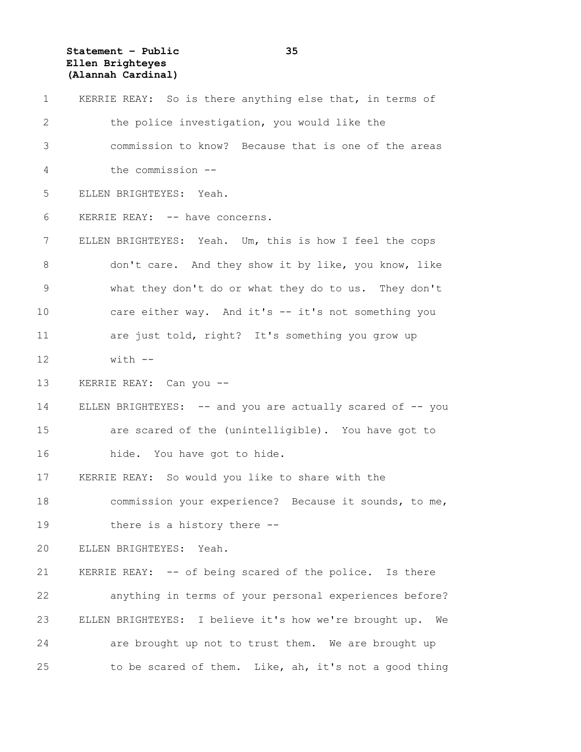KERRIE REAY: So is there anything else that, in terms of the police investigation, you would like the commission to know? Because that is one of the areas the commission --

ELLEN BRIGHTEYES: Yeah.

KERRIE REAY: -- have concerns.

ELLEN BRIGHTEYES: Yeah. Um, this is how I feel the cops don't care. And they show it by like, you know, like what they don't do or what they do to us. They don't care either way. And it's -- it's not something you are just told, right? It's something you grow up with --

KERRIE REAY: Can you --

ELLEN BRIGHTEYES: -- and you are actually scared of -- you are scared of the (unintelligible). You have got to hide. You have got to hide.

KERRIE REAY: So would you like to share with the commission your experience? Because it sounds, to me, there is a history there --

ELLEN BRIGHTEYES: Yeah.

KERRIE REAY: -- of being scared of the police. Is there anything in terms of your personal experiences before?

ELLEN BRIGHTEYES: I believe it's how we're brought up. We are brought up not to trust them. We are brought up to be scared of them. Like, ah, it's not a good thing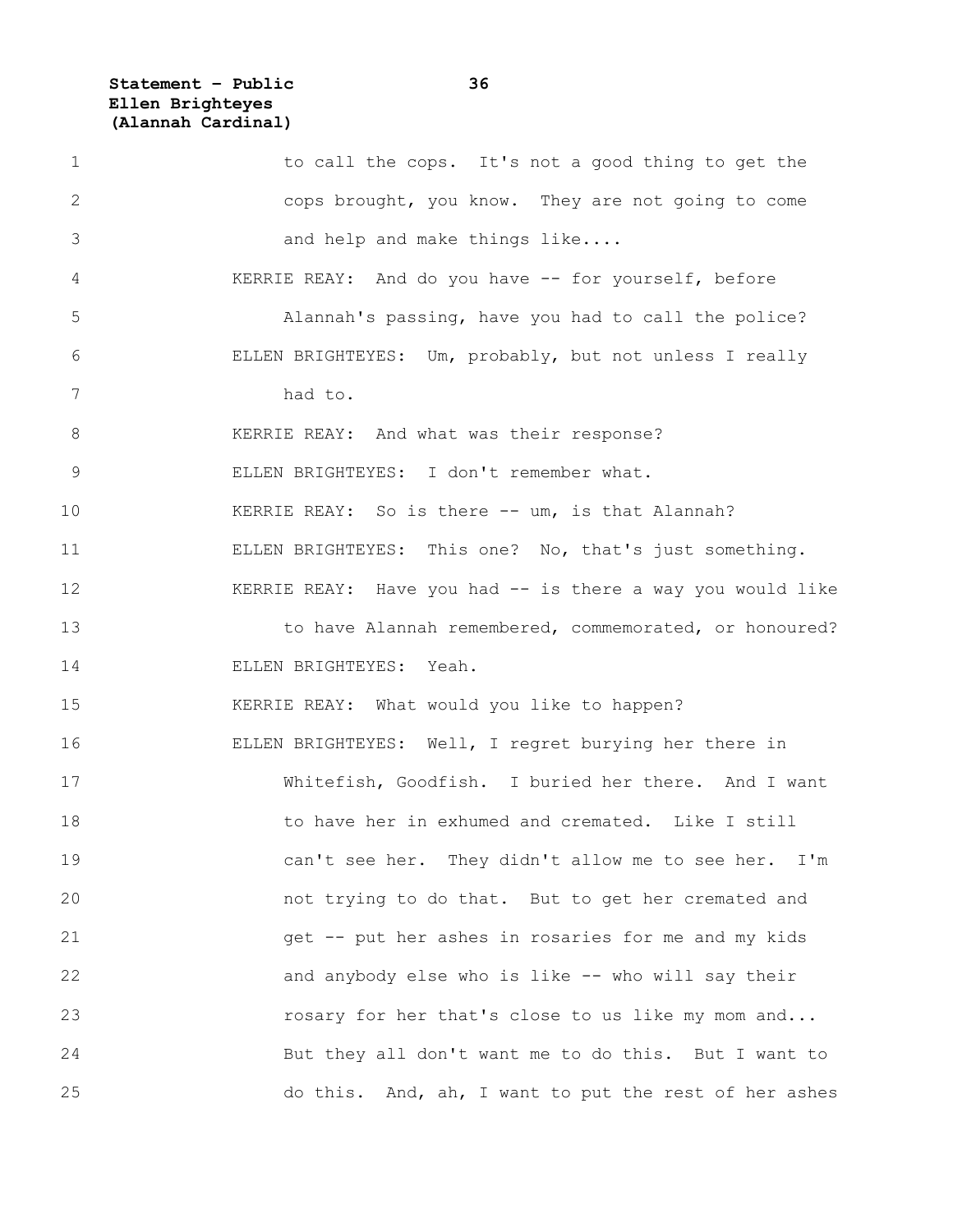to call the cops. It's not a good thing to get the cops brought, you know. They are not going to come and help and make things like....

KERRIE REAY: And do you have -- for yourself, before Alannah's passing, have you had to call the police?

ELLEN BRIGHTEYES: Um, probably, but not unless I really had to.

KERRIE REAY: And what was their response?

ELLEN BRIGHTEYES: I don't remember what.

KERRIE REAY: So is there -- um, is that Alannah?

ELLEN BRIGHTEYES: This one? No, that's just something.

KERRIE REAY: Have you had -- is there a way you would like to have Alannah remembered, commemorated, or honoured?

ELLEN BRIGHTEYES: Yeah.

KERRIE REAY: What would you like to happen?

ELLEN BRIGHTEYES: Well, I regret burying her there in Whitefish, Goodfish. I buried her there. And I want to have her in exhumed and cremated. Like I still can't see her. They didn't allow me to see her. I'm not trying to do that. But to get her cremated and get -- put her ashes in rosaries for me and my kids and anybody else who is like -- who will say their rosary for her that's close to us like my mom and... But they all don't want me to do this. But I want to do this. And, ah, I want to put the rest of her ashes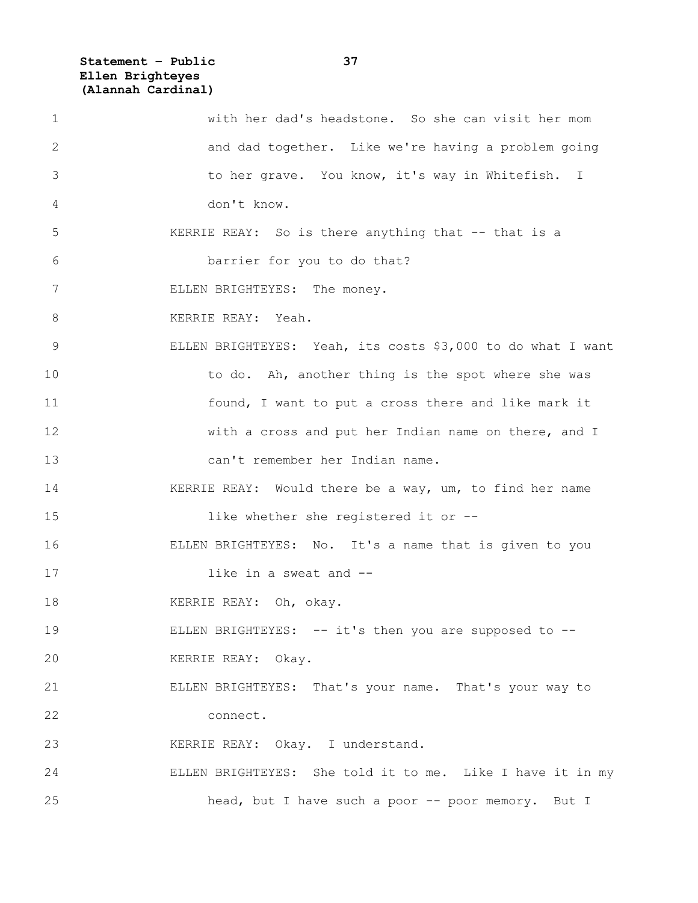with her dad's headstone. So she can visit her mom and dad together. Like we're having a problem going to her grave. You know, it's way in Whitefish. I don't know.

KERRIE REAY: So is there anything that -- that is a barrier for you to do that?

ELLEN BRIGHTEYES: The money.

KERRIE REAY: Yeah.

ELLEN BRIGHTEYES: Yeah, its costs $3,000 to do what I want to do. Ah, another thing is the spot where she was found, I want to put a cross there and like mark it with a cross and put her Indian name on there, and I can't remember her Indian name.

KERRIE REAY: Would there be a way, um, to find her name like whether she registered it or --

ELLEN BRIGHTEYES: No. It's a name that is given to you like in a sweat and --

KERRIE REAY: Oh, okay.

ELLEN BRIGHTEYES: -- it's then you are supposed to --

KERRIE REAY: Okay.

ELLEN BRIGHTEYES: That's your name. That's your way to connect.

KERRIE REAY: Okay. I understand.

ELLEN BRIGHTEYES: She told it to me. Like I have it in my head, but I have such a poor -- poor memory. But I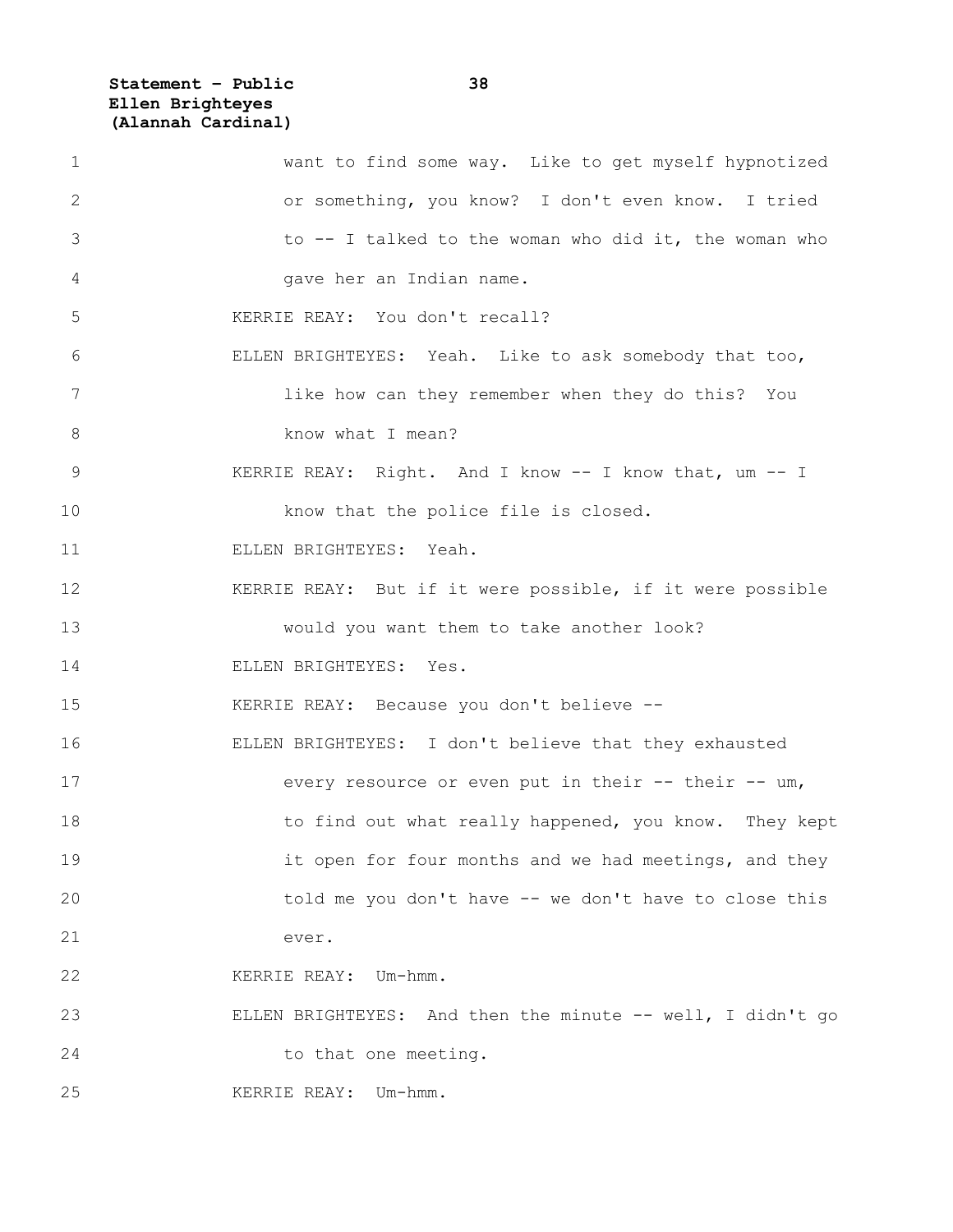want to find some way. Like to get myself hypnotized or something, you know? I don't even know. I tried to -- I talked to the woman who did it, the woman who gave her an Indian name.

KERRIE REAY: You don't recall?

ELLEN BRIGHTEYES: Yeah. Like to ask somebody that too, like how can they remember when they do this? You know what I mean?

KERRIE REAY: Right. And I know -- I know that, um -- I know that the police file is closed.

ELLEN BRIGHTEYES: Yeah.

KERRIE REAY: But if it were possible, if it were possible would you want them to take another look?

ELLEN BRIGHTEYES: Yes.

KERRIE REAY: Because you don't believe --

ELLEN BRIGHTEYES: I don't believe that they exhausted every resource or even put in their -- their -- um, to find out what really happened, you know. They kept it open for four months and we had meetings, and they told me you don't have -- we don't have to close this ever.

KERRIE REAY: Um-hmm.

ELLEN BRIGHTEYES: And then the minute -- well, I didn't go to that one meeting.

KERRIE REAY: Um-hmm.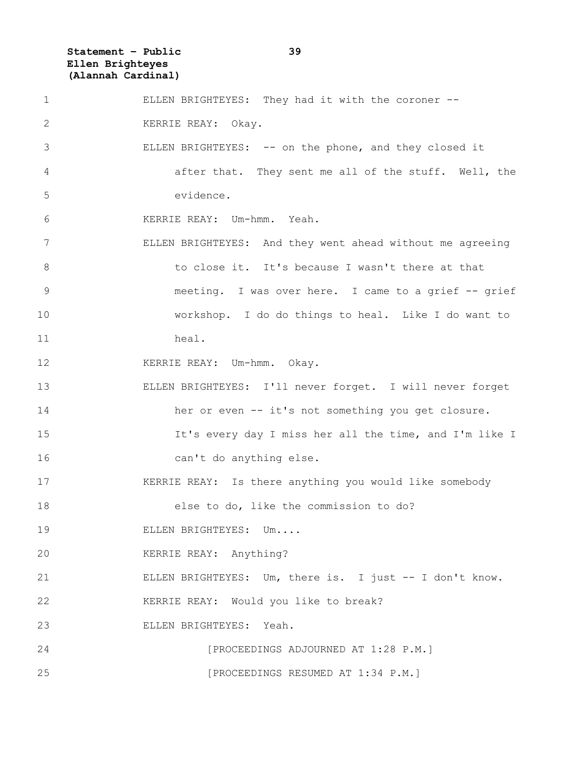ELLEN BRIGHTEYES: They had it with the coroner --

KERRIE REAY: Okay.

ELLEN BRIGHTEYES: -- on the phone, and they closed it after that. They sent me all of the stuff. Well, the evidence.

KERRIE REAY: Um-hmm. Yeah.

ELLEN BRIGHTEYES: And they went ahead without me agreeing to close it. It's because I wasn't there at that meeting. I was over here. I came to a grief -- grief workshop. I do do things to heal. Like I do want to heal.

KERRIE REAY: Um-hmm. Okay.

ELLEN BRIGHTEYES: I'll never forget. I will never forget her or even -- it's not something you get closure. It's every day I miss her all the time, and I'm like I can't do anything else.

KERRIE REAY: Is there anything you would like somebody else to do, like the commission to do?

ELLEN BRIGHTEYES: Um....

KERRIE REAY: Anything?

ELLEN BRIGHTEYES: Um, there is. I just -- I don't know.

KERRIE REAY: Would you like to break?

ELLEN BRIGHTEYES: Yeah.

[PROCEEDINGS ADJOURNED AT 1:28 P.M.]

[PROCEEDINGS RESUMED AT 1:34 P.M.]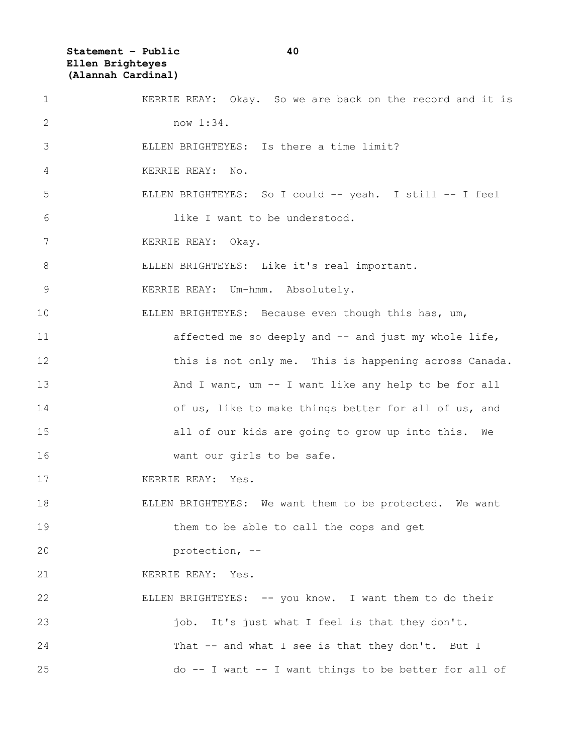KERRIE REAY: Okay. So we are back on the record and it is now 1:34.

ELLEN BRIGHTEYES: Is there a time limit?

KERRIE REAY: No.

ELLEN BRIGHTEYES: So I could -- yeah. I still -- I feel like I want to be understood.

KERRIE REAY: Okay.

ELLEN BRIGHTEYES: Like it's real important.

KERRIE REAY: Um-hmm. Absolutely.

ELLEN BRIGHTEYES: Because even though this has, um, affected me so deeply and -- and just my whole life, this is not only me. This is happening across Canada. And I want, um -- I want like any help to be for all of us, like to make things better for all of us, and all of our kids are going to grow up into this. We want our girls to be safe.

KERRIE REAY: Yes.

ELLEN BRIGHTEYES: We want them to be protected. We want them to be able to call the cops and get protection, --

KERRIE REAY: Yes.

ELLEN BRIGHTEYES: -- you know. I want them to do their job. It's just what I feel is that they don't. That -- and what I see is that they don't. But I do -- I want -- I want things to be better for all of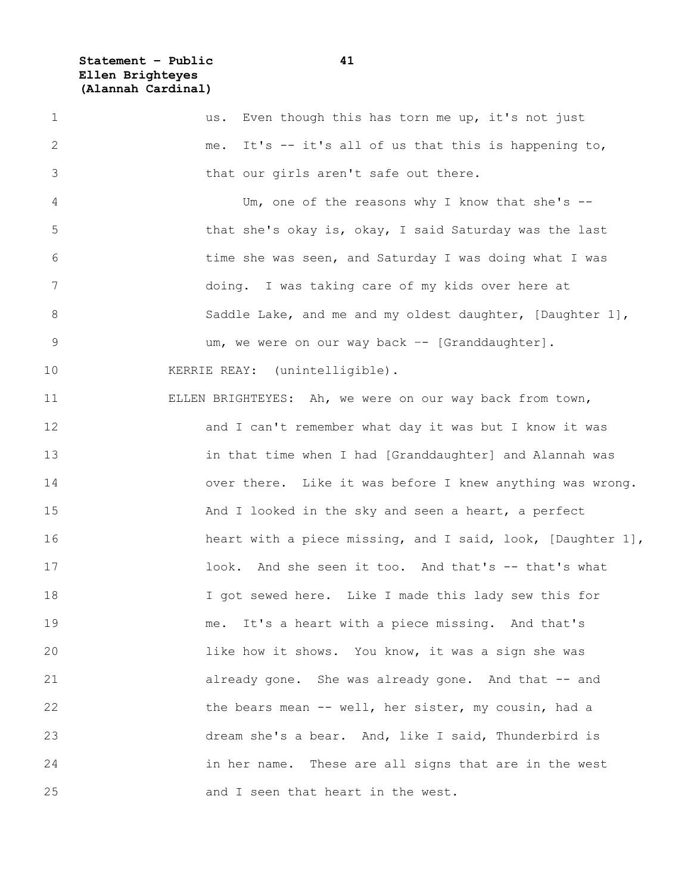us. Even though this has torn me up, it's not just me. It's -- it's all of us that this is happening to, that our girls aren't safe out there.

Um, one of the reasons why I know that she's -- that she's okay is, okay, I said Saturday was the last time she was seen, and Saturday I was doing what I was doing. I was taking care of my kids over here at Saddle Lake, and me and my oldest daughter, [Daughter 1], um, we were on our way back -- [Granddaughter].

KERRIE REAY: (unintelligible).

ELLEN BRIGHTEYES: Ah, we were on our way back from town, and I can't remember what day it was but I know it was in that time when I had [Granddaughter] and Alannah was over there. Like it was before I knew anything was wrong. And I looked in the sky and seen a heart, a perfect heart with a piece missing, and I said, look, [Daughter 1], look. And she seen it too. And that's -- that's what I got sewed here. Like I made this lady sew this for me. It's a heart with a piece missing. And that's like how it shows. You know, it was a sign she was already gone. She was already gone. And that -- and the bears mean -- well, her sister, my cousin, had a dream she's a bear. And, like I said, Thunderbird is in her name. These are all signs that are in the west and I seen that heart in the west.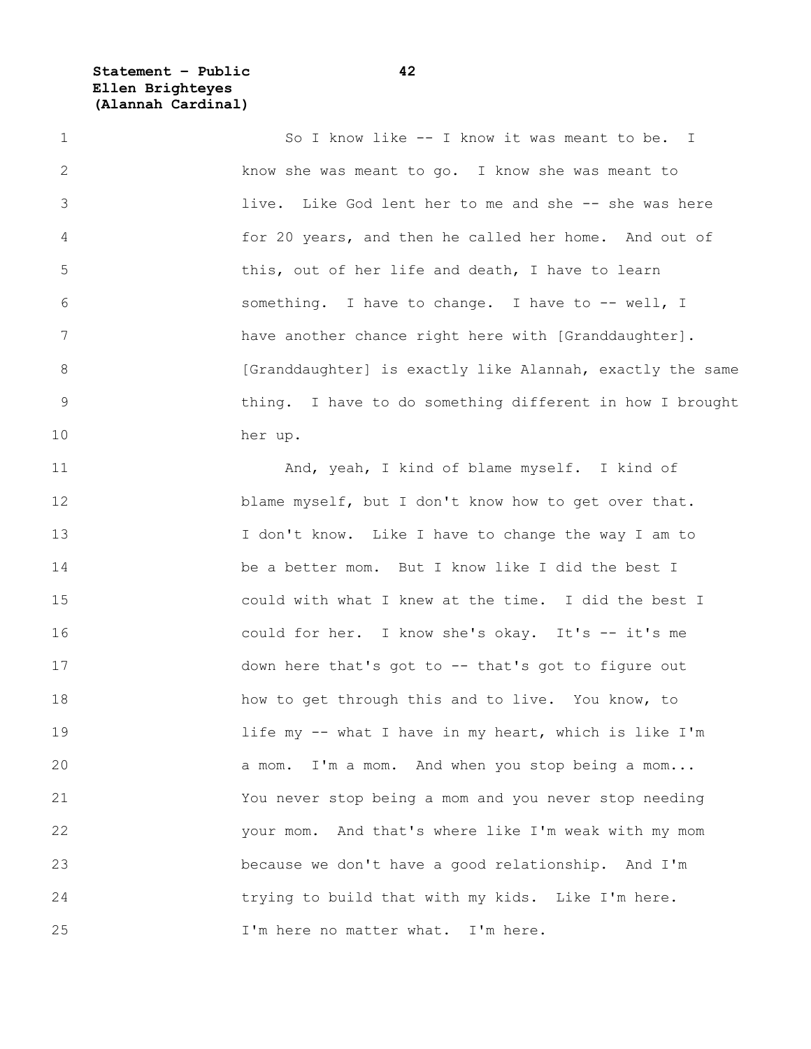So I know like -- I know it was meant to be. I know she was meant to go. I know she was meant to live. Like God lent her to me and she -- she was here for 20 years, and then he called her home. And out of this, out of her life and death, I have to learn something. I have to change. I have to -- well, I have another chance right here with [Granddaughter]. [Granddaughter] is exactly like Alannah, exactly the same thing. I have to do something different in how I brought her up.

And, yeah, I kind of blame myself. I kind of blame myself, but I don't know how to get over that. I don't know. Like I have to change the way I am to be a better mom. But I know like I did the best I could with what I knew at the time. I did the best I could for her. I know she's okay. It's -- it's me down here that's got to -- that's got to figure out how to get through this and to live. You know, to life my -- what I have in my heart, which is like I'm a mom. I'm a mom. And when you stop being a mom... You never stop being a mom and you never stop needing your mom. And that's where like I'm weak with my mom because we don't have a good relationship. And I'm trying to build that with my kids. Like I'm here. I'm here no matter what. I'm here.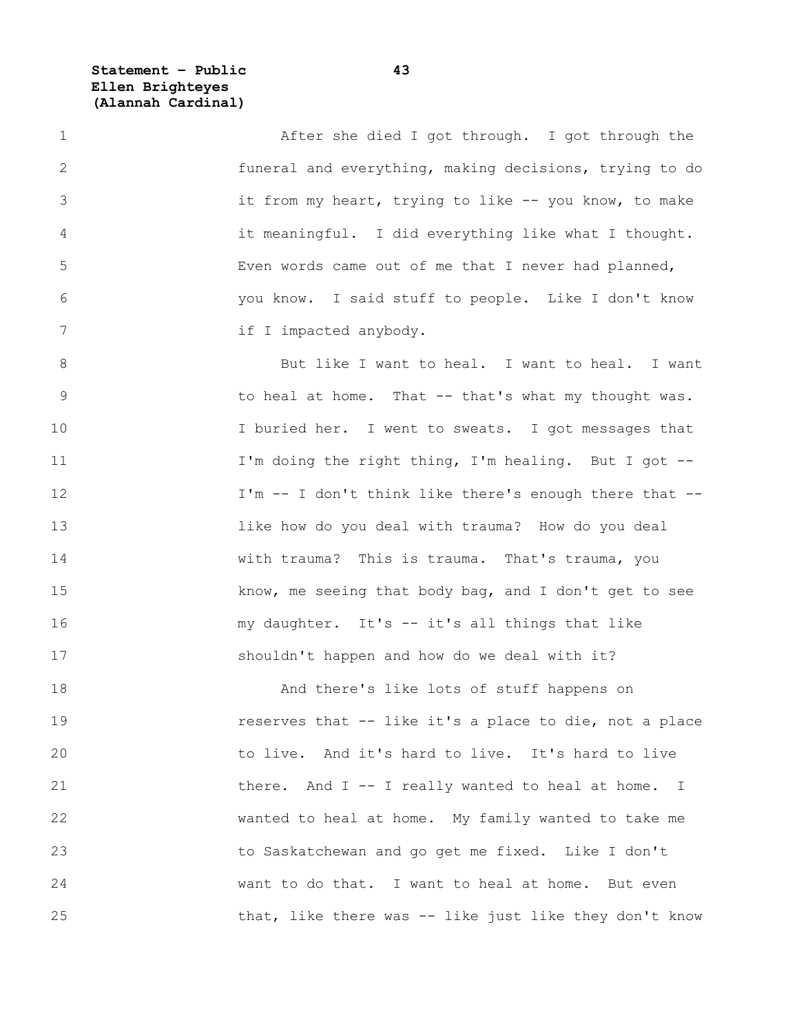After she died I got through. I got through the funeral and everything, making decisions, trying to do it from my heart, trying to like -- you know, to make it meaningful. I did everything like what I thought. Even words came out of me that I never had planned, you know. I said stuff to people. Like I don't know if I impacted anybody.

But like I want to heal. I want to heal. I want to heal at home. That -- that's what my thought was. I buried her. I went to sweats. I got messages that I'm doing the right thing, I'm healing. But I got -- I'm -- I don't think like there's enough there that -- like how do you deal with trauma? How do you deal with trauma? This is trauma. That's trauma, you know, me seeing that body bag, and I don't get to see my daughter. It's -- it's all things that like shouldn't happen and how do we deal with it?

And there's like lots of stuff happens on reserves that -- like it's a place to die, not a place to live. And it's hard to live. It's hard to live there. And I -- I really wanted to heal at home. I wanted to heal at home. My family wanted to take me to Saskatchewan and go get me fixed. Like I don't want to do that. I want to heal at home. But even that, like there was -- like just like they don't know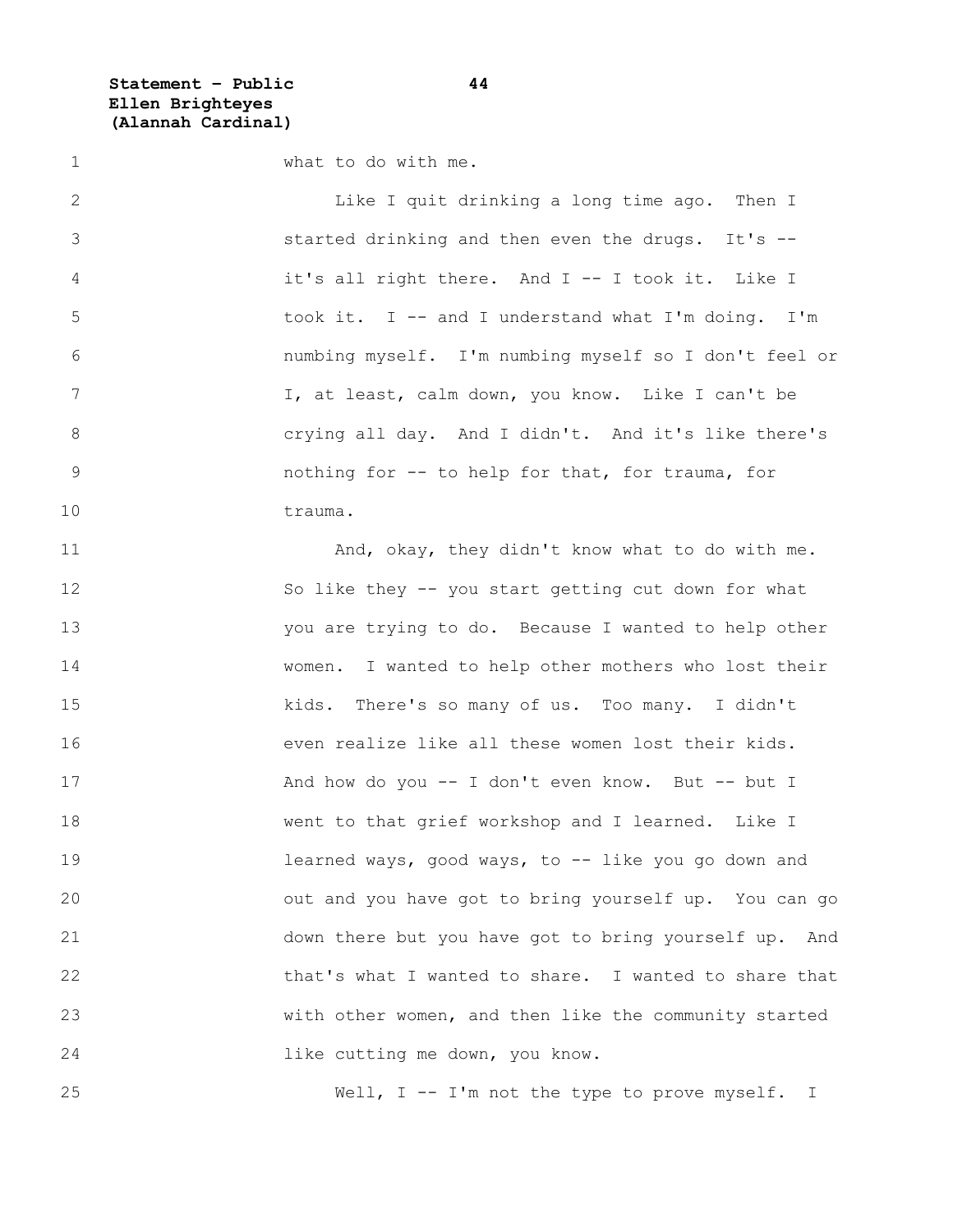what to do with me.

Like I quit drinking a long time ago. Then I started drinking and then even the drugs. It's -- it's all right there. And I -- I took it. Like I took it. I -- and I understand what I'm doing. I'm numbing myself. I'm numbing myself so I don't feel or I, at least, calm down, you know. Like I can't be crying all day. And I didn't. And it's like there's nothing for -- to help for that, for trauma, for trauma.

And, okay, they didn't know what to do with me. So like they -- you start getting cut down for what you are trying to do. Because I wanted to help other women. I wanted to help other mothers who lost their kids. There's so many of us. Too many. I didn't even realize like all these women lost their kids. And how do you -- I don't even know. But -- but I went to that grief workshop and I learned. Like I learned ways, good ways, to -- like you go down and out and you have got to bring yourself up. You can go down there but you have got to bring yourself up. And that's what I wanted to share. I wanted to share that with other women, and then like the community started like cutting me down, you know.

Well, I -- I'm not the type to prove myself. I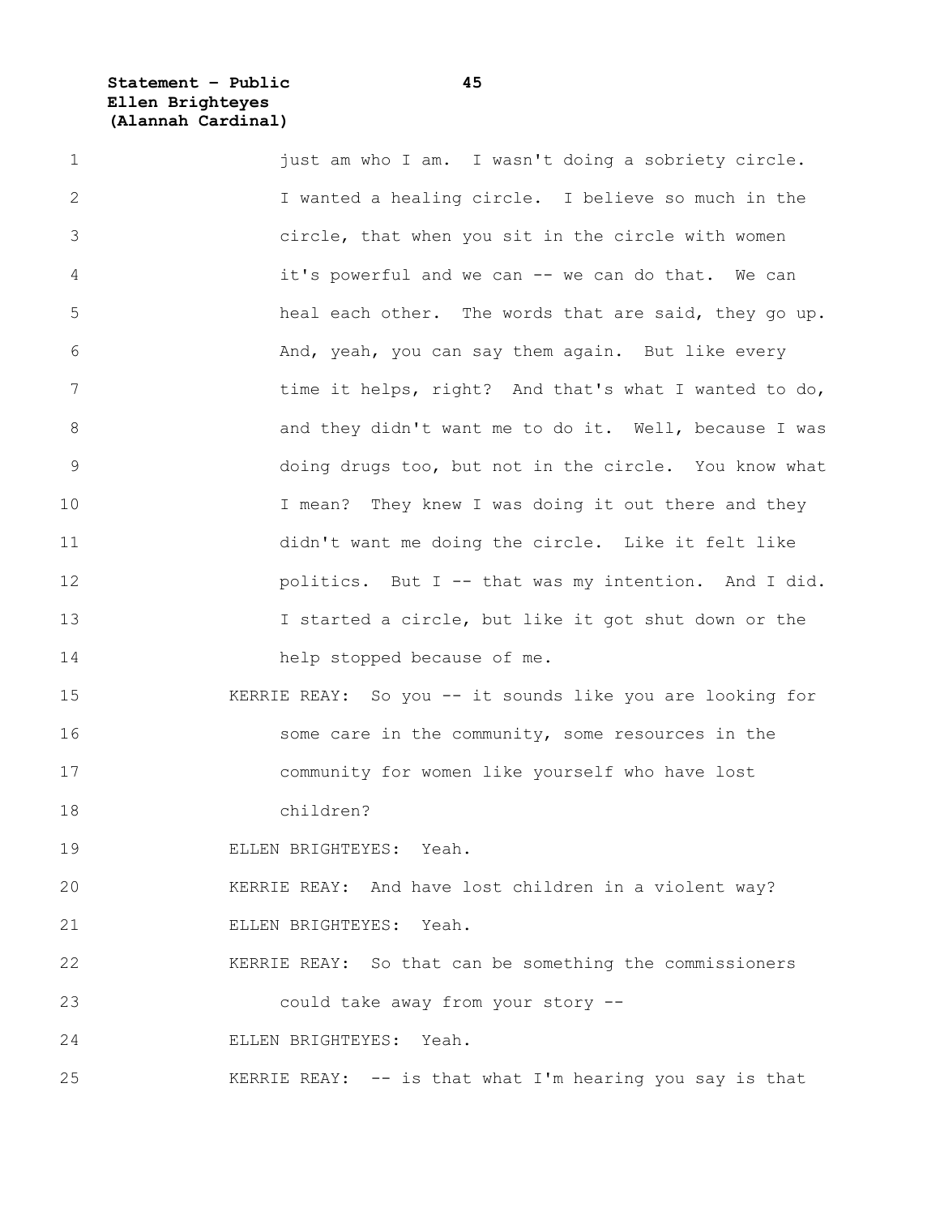just am who I am. I wasn't doing a sobriety circle. I wanted a healing circle. I believe so much in the circle, that when you sit in the circle with women it's powerful and we can -- we can do that. We can heal each other. The words that are said, they go up. And, yeah, you can say them again. But like every time it helps, right? And that's what I wanted to do, and they didn't want me to do it. Well, because I was doing drugs too, but not in the circle. You know what I mean? They knew I was doing it out there and they didn't want me doing the circle. Like it felt like politics. But I -- that was my intention. And I did. I started a circle, but like it got shut down or the help stopped because of me.

KERRIE REAY: So you -- it sounds like you are looking for some care in the community, some resources in the community for women like yourself who have lost children?

ELLEN BRIGHTEYES: Yeah.

KERRIE REAY: And have lost children in a violent way?

ELLEN BRIGHTEYES: Yeah.

KERRIE REAY: So that can be something the commissioners could take away from your story --

ELLEN BRIGHTEYES: Yeah.

KERRIE REAY: -- is that what I'm hearing you say is that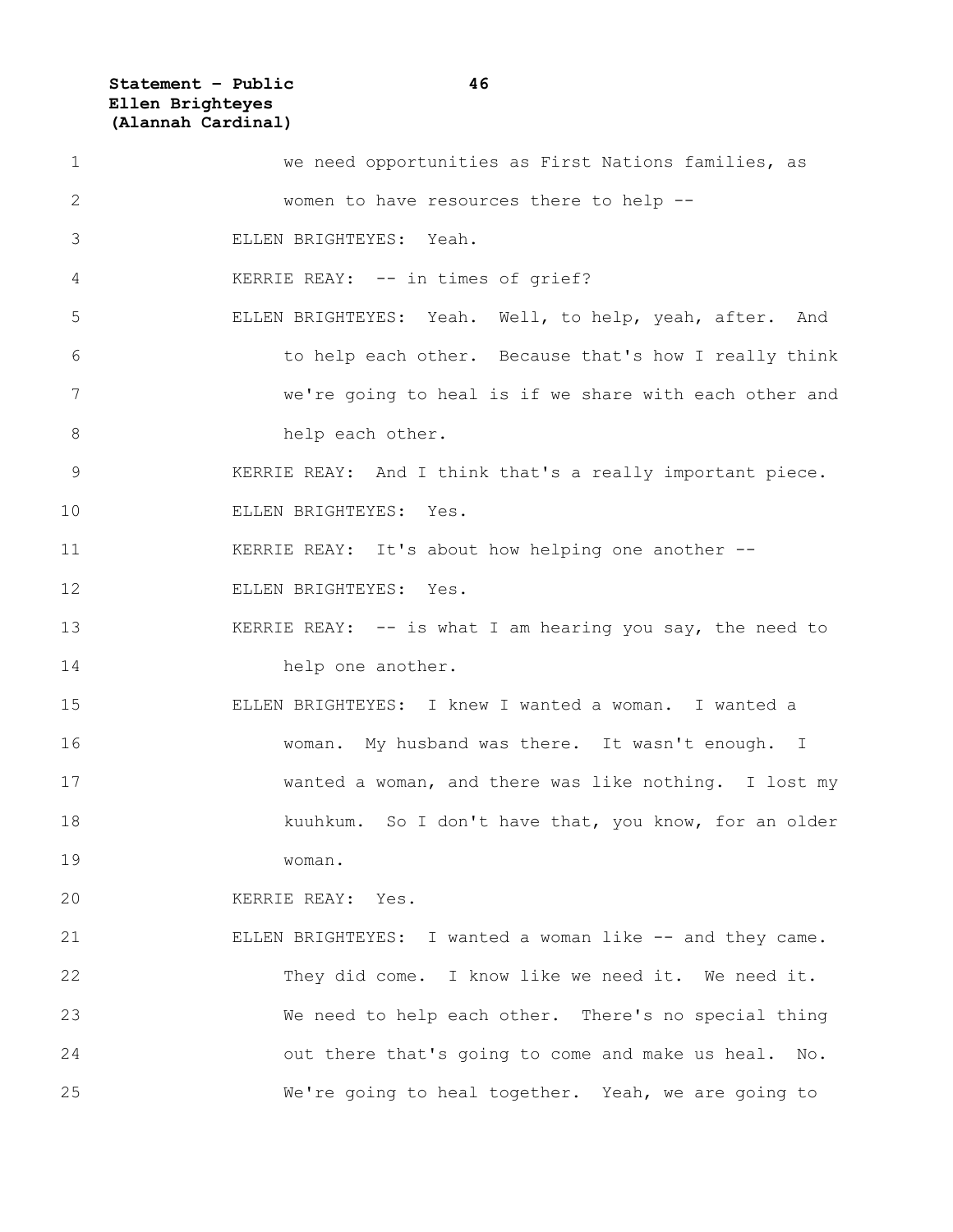we need opportunities as First Nations families, as women to have resources there to help --

ELLEN BRIGHTEYES: Yeah.

KERRIE REAY: -- in times of grief?

ELLEN BRIGHTEYES: Yeah. Well, to help, yeah, after. And to help each other. Because that's how I really think we're going to heal is if we share with each other and help each other.

KERRIE REAY: And I think that's a really important piece.

ELLEN BRIGHTEYES: Yes.

KERRIE REAY: It's about how helping one another --

ELLEN BRIGHTEYES: Yes.

KERRIE REAY: -- is what I am hearing you say, the need to help one another.

ELLEN BRIGHTEYES: I knew I wanted a woman. I wanted a woman. My husband was there. It wasn't enough. I wanted a woman, and there was like nothing. I lost my kuuhkum. So I don't have that, you know, for an older woman.

KERRIE REAY: Yes.

ELLEN BRIGHTEYES: I wanted a woman like -- and they came. They did come. I know like we need it. We need it. We need to help each other. There's no special thing out there that's going to come and make us heal. No. We're going to heal together. Yeah, we are going to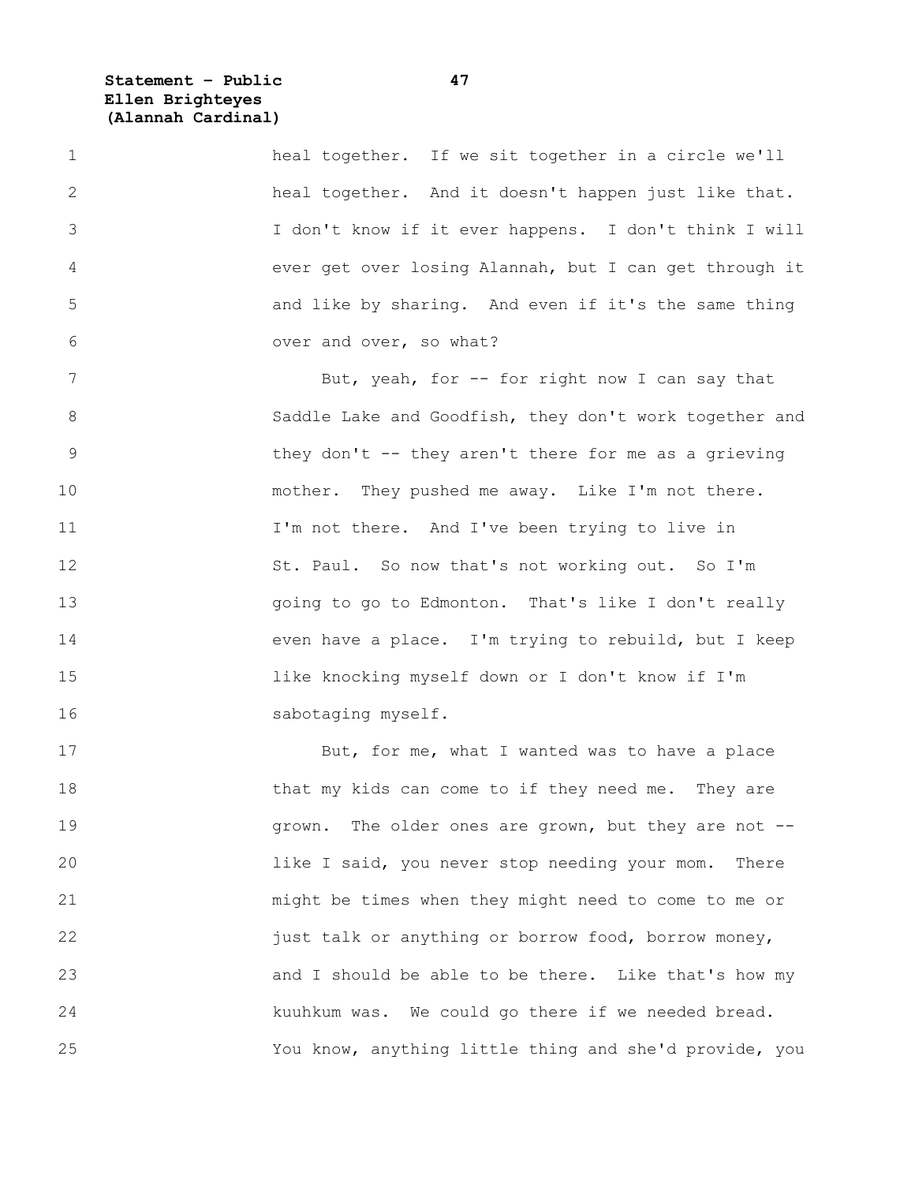heal together. If we sit together in a circle we'll heal together. And it doesn't happen just like that. I don't know if it ever happens. I don't think I will ever get over losing Alannah, but I can get through it and like by sharing. And even if it's the same thing over and over, so what?

But, yeah, for -- for right now I can say that Saddle Lake and Goodfish, they don't work together and they don't -- they aren't there for me as a grieving mother. They pushed me away. Like I'm not there. I'm not there. And I've been trying to live in St. Paul. So now that's not working out. So I'm going to go to Edmonton. That's like I don't really even have a place. I'm trying to rebuild, but I keep like knocking myself down or I don't know if I'm sabotaging myself.

But, for me, what I wanted was to have a place that my kids can come to if they need me. They are grown. The older ones are grown, but they are not -- like I said, you never stop needing your mom. There might be times when they might need to come to me or just talk or anything or borrow food, borrow money, and I should be able to be there. Like that's how my kuuhkum was. We could go there if we needed bread. You know, anything little thing and she'd provide, you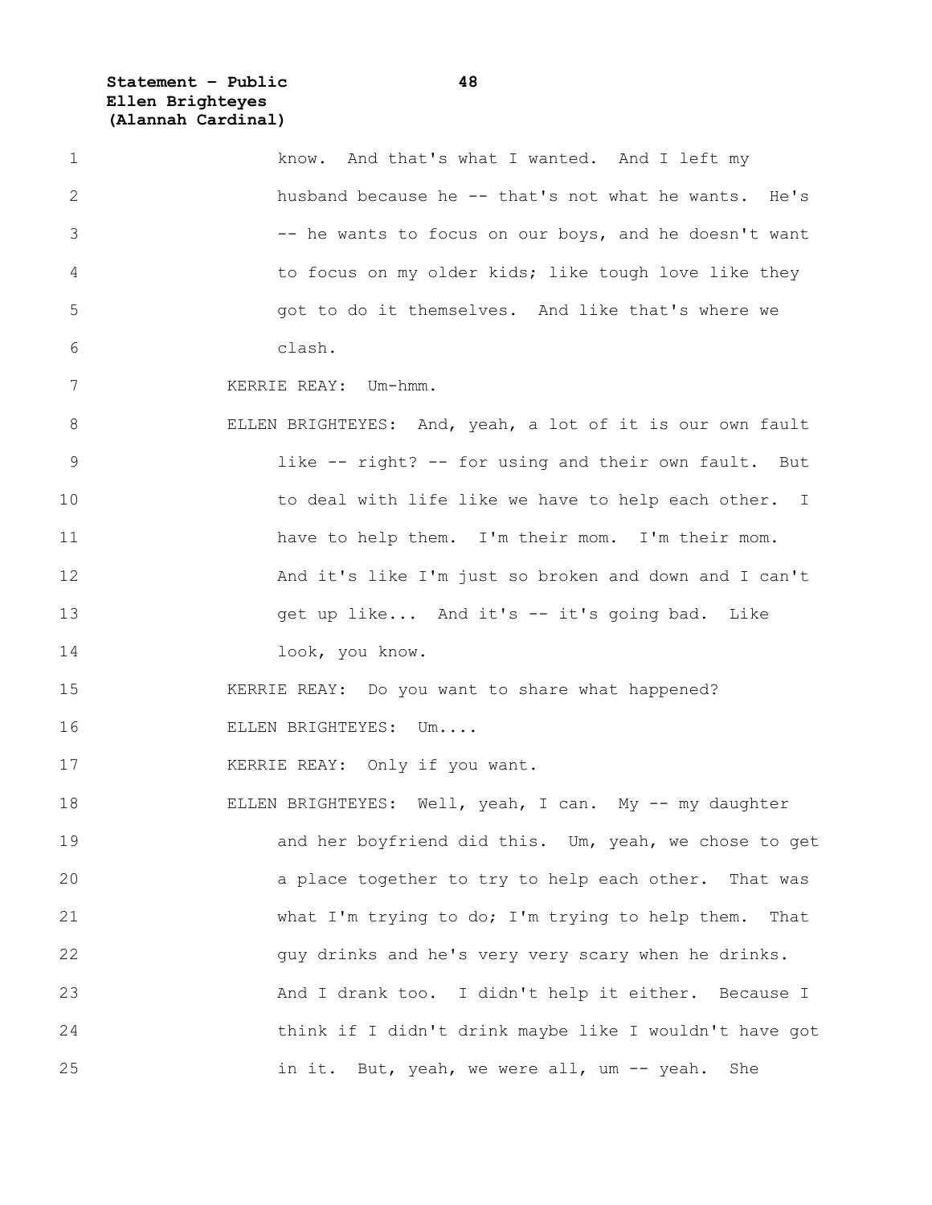know. And that's what I wanted. And I left my husband because he -- that's not what he wants. He's -- he wants to focus on our boys, and he doesn't want to focus on my older kids; like tough love like they got to do it themselves. And like that's where we clash.

KERRIE REAY: Um-hmm.

ELLEN BRIGHTEYES: And, yeah, a lot of it is our own fault like -- right? -- for using and their own fault. But to deal with life like we have to help each other. I have to help them. I'm their mom. I'm their mom. And it's like I'm just so broken and down and I can't get up like... And it's -- it's going bad. Like look, you know.

KERRIE REAY: Do you want to share what happened?

ELLEN BRIGHTEYES: Um....

KERRIE REAY: Only if you want.

ELLEN BRIGHTEYES: Well, yeah, I can. My -- my daughter and her boyfriend did this. Um, yeah, we chose to get a place together to try to help each other. That was what I'm trying to do; I'm trying to help them. That guy drinks and he's very very scary when he drinks. And I drank too. I didn't help it either. Because I think if I didn't drink maybe like I wouldn't have got in it. But, yeah, we were all, um -- yeah. She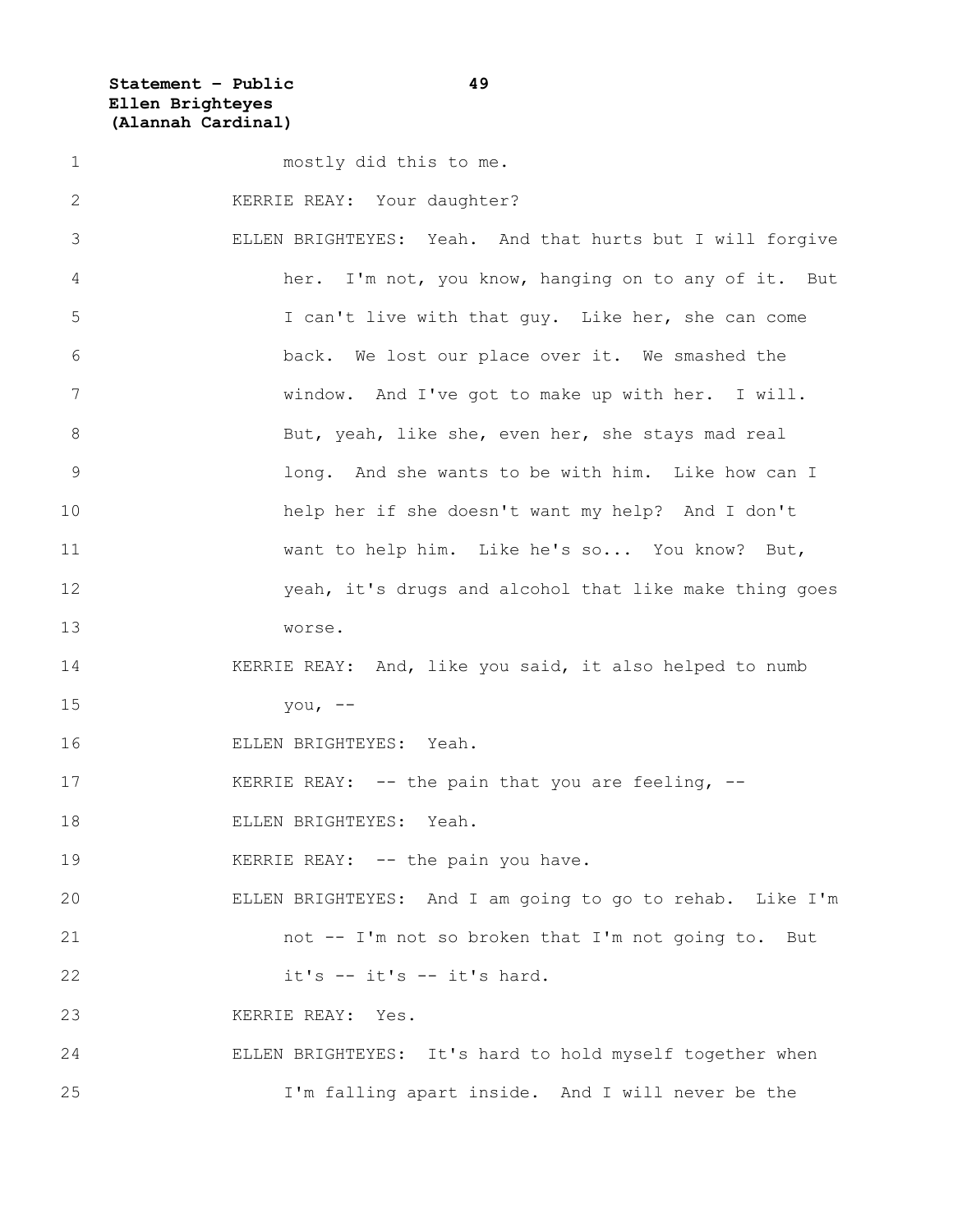mostly did this to me.

KERRIE REAY: Your daughter?

ELLEN BRIGHTEYES: Yeah. And that hurts but I will forgive her. I'm not, you know, hanging on to any of it. But I can't live with that guy. Like her, she can come back. We lost our place over it. We smashed the window. And I've got to make up with her. I will. But, yeah, like she, even her, she stays mad real long. And she wants to be with him. Like how can I help her if she doesn't want my help? And I don't want to help him. Like he's so... You know? But, yeah, it's drugs and alcohol that like make thing goes worse.

KERRIE REAY: And, like you said, it also helped to numb you, --

ELLEN BRIGHTEYES: Yeah.

KERRIE REAY: -- the pain that you are feeling, --

ELLEN BRIGHTEYES: Yeah.

KERRIE REAY: -- the pain you have.

ELLEN BRIGHTEYES: And I am going to go to rehab. Like I'm not -- I'm not so broken that I'm not going to. But it's -- it's -- it's hard.

KERRIE REAY: Yes.

ELLEN BRIGHTEYES: It's hard to hold myself together when I'm falling apart inside. And I will never be the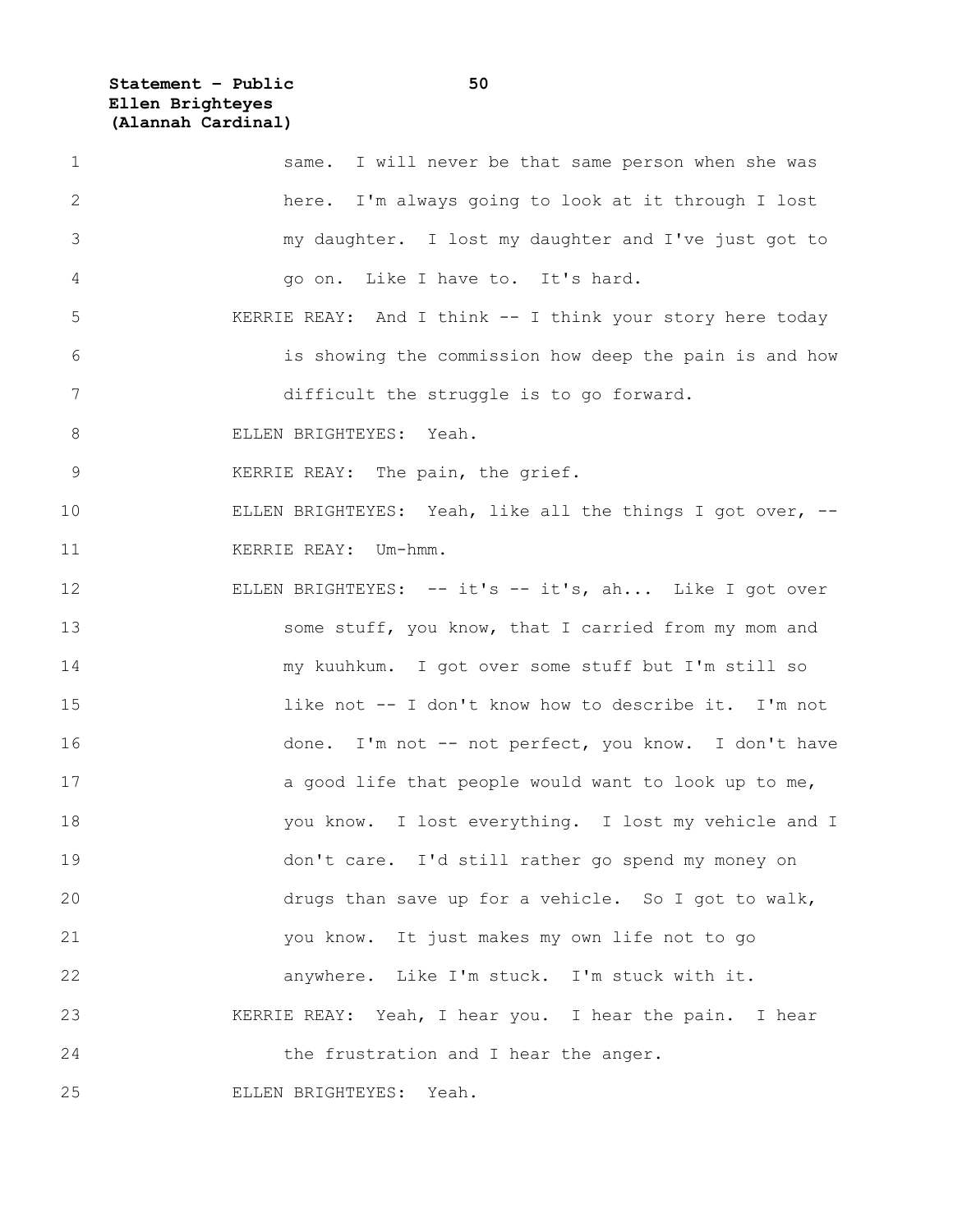same. I will never be that same person when she was here. I'm always going to look at it through I lost my daughter. I lost my daughter and I've just got to go on. Like I have to. It's hard.

KERRIE REAY: And I think -- I think your story here today is showing the commission how deep the pain is and how difficult the struggle is to go forward.

ELLEN BRIGHTEYES: Yeah.

KERRIE REAY: The pain, the grief.

ELLEN BRIGHTEYES: Yeah, like all the things I got over, --

KERRIE REAY: Um-hmm.

ELLEN BRIGHTEYES: -- it's -- it's, ah... Like I got over some stuff, you know, that I carried from my mom and my kuuhkum. I got over some stuff but I'm still so like not -- I don't know how to describe it. I'm not done. I'm not -- not perfect, you know. I don't have a good life that people would want to look up to me, you know. I lost everything. I lost my vehicle and I don't care. I'd still rather go spend my money on drugs than save up for a vehicle. So I got to walk, you know. It just makes my own life not to go anywhere. Like I'm stuck. I'm stuck with it.

KERRIE REAY: Yeah, I hear you. I hear the pain. I hear the frustration and I hear the anger.

ELLEN BRIGHTEYES: Yeah.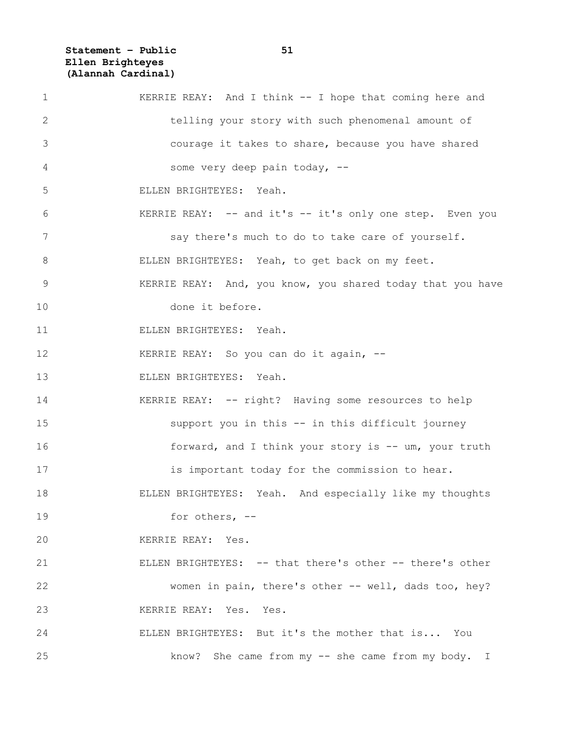KERRIE REAY: And I think -- I hope that coming here and telling your story with such phenomenal amount of courage it takes to share, because you have shared some very deep pain today, --

ELLEN BRIGHTEYES: Yeah.

KERRIE REAY: -- and it's -- it's only one step. Even you say there's much to do to take care of yourself.

ELLEN BRIGHTEYES: Yeah, to get back on my feet.

KERRIE REAY: And, you know, you shared today that you have done it before.

ELLEN BRIGHTEYES: Yeah.

KERRIE REAY: So you can do it again, --

ELLEN BRIGHTEYES: Yeah.

KERRIE REAY: -- right? Having some resources to help support you in this -- in this difficult journey forward, and I think your story is -- um, your truth is important today for the commission to hear.

ELLEN BRIGHTEYES: Yeah. And especially like my thoughts for others, --

KERRIE REAY: Yes.

ELLEN BRIGHTEYES: -- that there's other -- there's other women in pain, there's other -- well, dads too, hey?

KERRIE REAY: Yes. Yes.

ELLEN BRIGHTEYES: But it's the mother that is... You know? She came from my -- she came from my body. I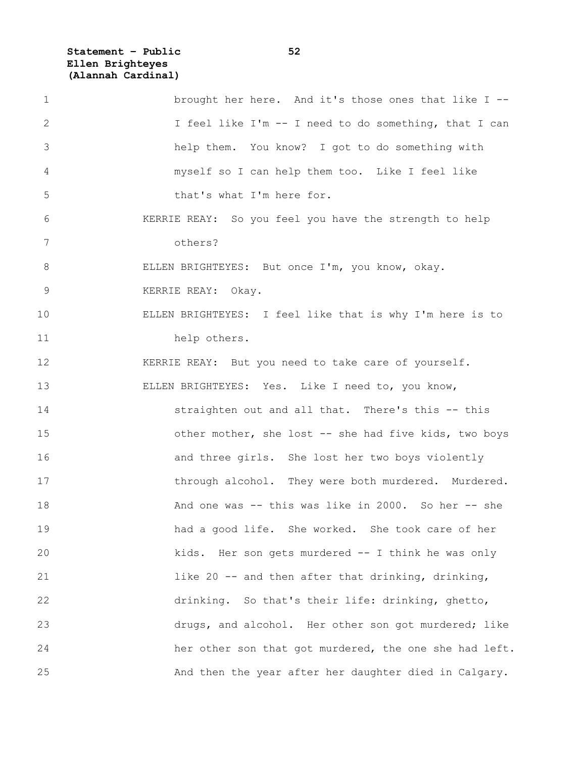brought her here. And it's those ones that like I -- I feel like I'm -- I need to do something, that I can help them. You know? I got to do something with myself so I can help them too. Like I feel like that's what I'm here for.

KERRIE REAY: So you feel you have the strength to help others?

ELLEN BRIGHTEYES: But once I'm, you know, okay.

KERRIE REAY: Okay.

ELLEN BRIGHTEYES: I feel like that is why I'm here is to help others.

KERRIE REAY: But you need to take care of yourself.

ELLEN BRIGHTEYES: Yes. Like I need to, you know, straighten out and all that. There's this -- this other mother, she lost -- she had five kids, two boys and three girls. She lost her two boys violently through alcohol. They were both murdered. Murdered. And one was -- this was like in 2000. So her -- she had a good life. She worked. She took care of her kids. Her son gets murdered -- I think he was only like 20 -- and then after that drinking, drinking, drinking. So that's their life: drinking, ghetto, drugs, and alcohol. Her other son got murdered; like her other son that got murdered, the one she had left. And then the year after her daughter died in Calgary.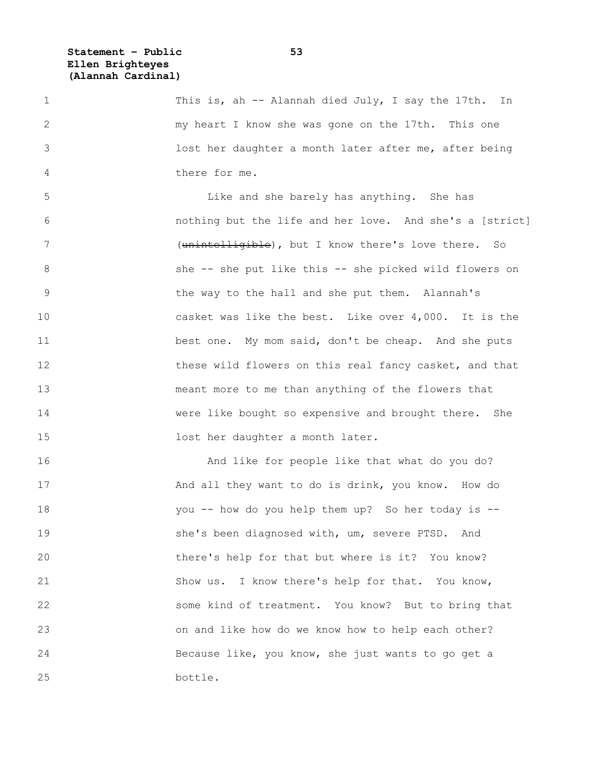This is, ah -- Alannah died July, I say the 17th. In my heart I know she was gone on the 17th. This one lost her daughter a month later after me, after being there for me.

Like and she barely has anything. She has nothing but the life and her love. And she's a [strict] (~~unintelligible~~), but I know there's love there. So she -- she put like this -- she picked wild flowers on the way to the hall and she put them. Alannah's casket was like the best. Like over 4,000. It is the best one. My mom said, don't be cheap. And she puts these wild flowers on this real fancy casket, and that meant more to me than anything of the flowers that were like bought so expensive and brought there. She lost her daughter a month later.

And like for people like that what do you do? And all they want to do is drink, you know. How do you -- how do you help them up? So her today is -- she's been diagnosed with, um, severe PTSD. And there's help for that but where is it? You know? Show us. I know there's help for that. You know, some kind of treatment. You know? But to bring that on and like how do we know how to help each other? Because like, you know, she just wants to go get a bottle.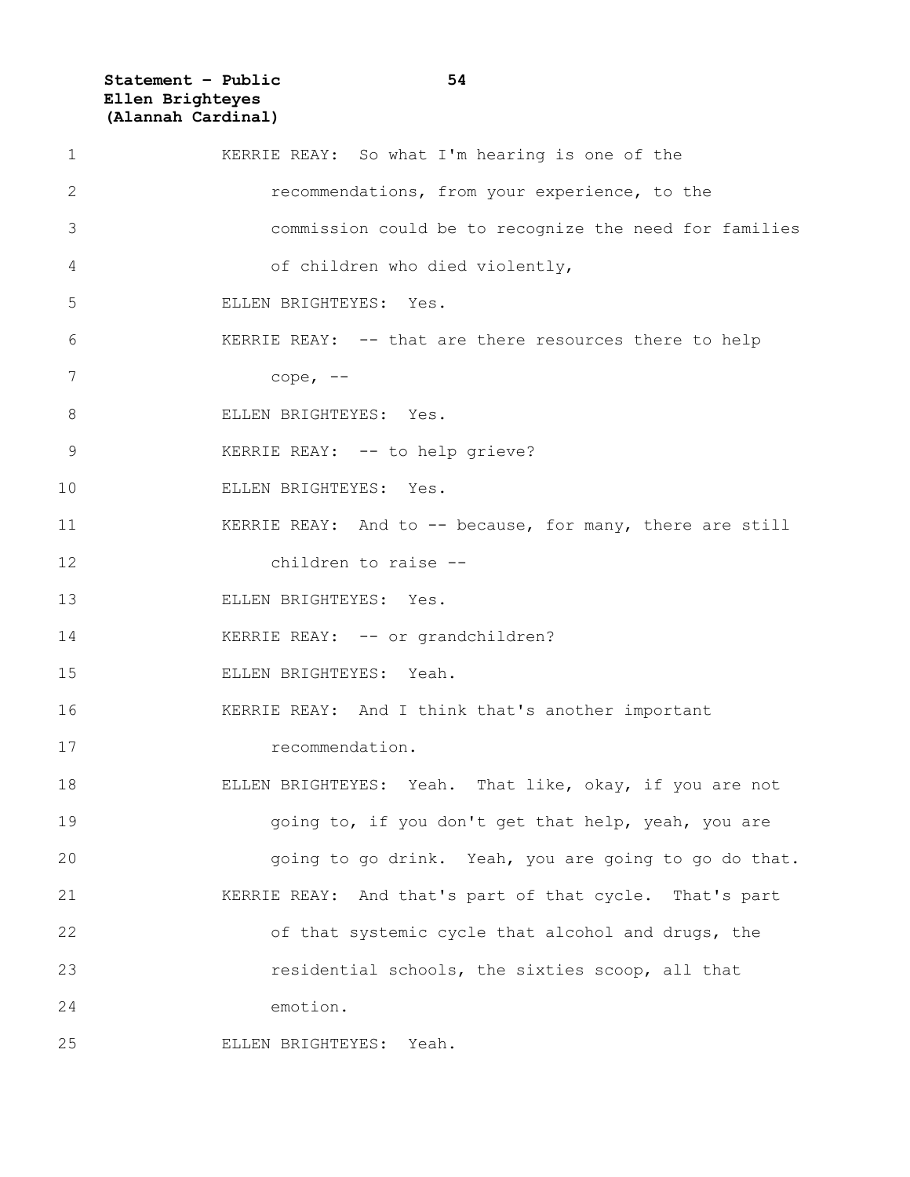KERRIE REAY: So what I'm hearing is one of the recommendations, from your experience, to the commission could be to recognize the need for families of children who died violently,

ELLEN BRIGHTEYES: Yes.

KERRIE REAY: -- that are there resources there to help cope, --

ELLEN BRIGHTEYES: Yes.

KERRIE REAY: -- to help grieve?

ELLEN BRIGHTEYES: Yes.

KERRIE REAY: And to -- because, for many, there are still children to raise --

ELLEN BRIGHTEYES: Yes.

KERRIE REAY: -- or grandchildren?

ELLEN BRIGHTEYES: Yeah.

KERRIE REAY: And I think that's another important recommendation.

ELLEN BRIGHTEYES: Yeah. That like, okay, if you are not going to, if you don't get that help, yeah, you are going to go drink. Yeah, you are going to go do that.

KERRIE REAY: And that's part of that cycle. That's part of that systemic cycle that alcohol and drugs, the residential schools, the sixties scoop, all that emotion.

ELLEN BRIGHTEYES: Yeah.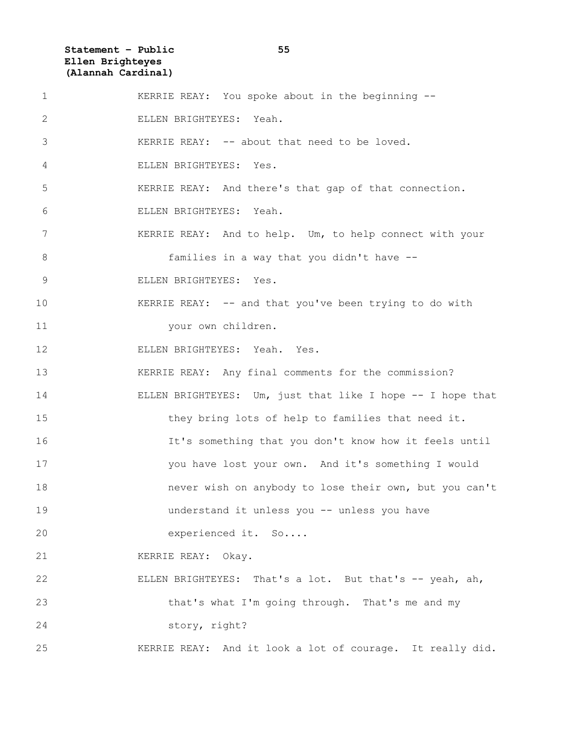KERRIE REAY: You spoke about in the beginning --

ELLEN BRIGHTEYES: Yeah.

KERRIE REAY: -- about that need to be loved.

ELLEN BRIGHTEYES: Yes.

KERRIE REAY: And there's that gap of that connection.

ELLEN BRIGHTEYES: Yeah.

KERRIE REAY: And to help. Um, to help connect with your families in a way that you didn't have --

ELLEN BRIGHTEYES: Yes.

KERRIE REAY: -- and that you've been trying to do with your own children.

ELLEN BRIGHTEYES: Yeah. Yes.

KERRIE REAY: Any final comments for the commission?

ELLEN BRIGHTEYES: Um, just that like I hope -- I hope that they bring lots of help to families that need it. It's something that you don't know how it feels until you have lost your own. And it's something I would never wish on anybody to lose their own, but you can't understand it unless you -- unless you have experienced it. So....

KERRIE REAY: Okay.

ELLEN BRIGHTEYES: That's a lot. But that's -- yeah, ah, that's what I'm going through. That's me and my story, right?

KERRIE REAY: And it look a lot of courage. It really did.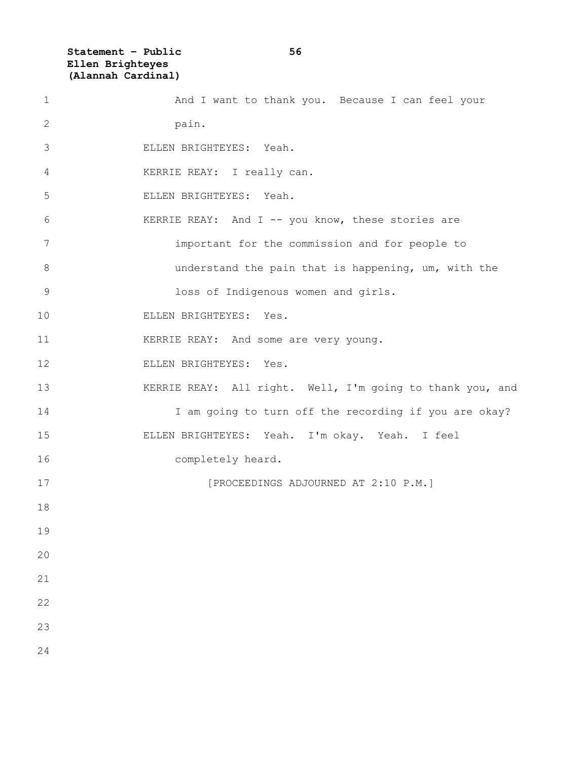And I want to thank you. Because I can feel your pain.

ELLEN BRIGHTEYES: Yeah.

KERRIE REAY: I really can.

ELLEN BRIGHTEYES: Yeah.

KERRIE REAY: And I -- you know, these stories are important for the commission and for people to understand the pain that is happening, um, with the loss of Indigenous women and girls.

ELLEN BRIGHTEYES: Yes.

KERRIE REAY: And some are very young.

ELLEN BRIGHTEYES: Yes.

KERRIE REAY: All right. Well, I'm going to thank you, and I am going to turn off the recording if you are okay?

ELLEN BRIGHTEYES: Yeah. I'm okay. Yeah. I feel completely heard.

[PROCEEDINGS ADJOURNED AT 2:10 P.M.]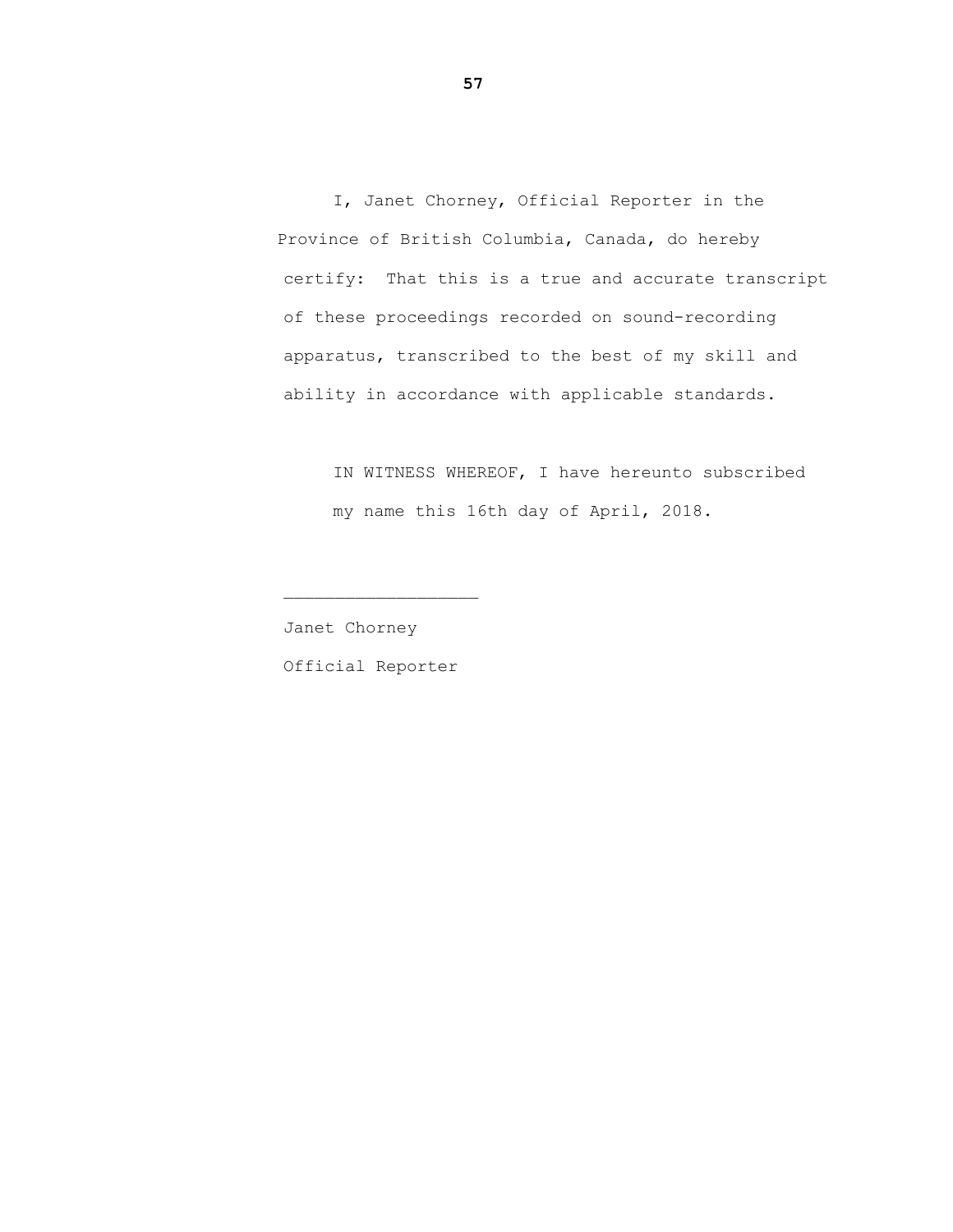I, Janet Chorney, Official Reporter in the Province of British Columbia, Canada, do hereby certify: That this is a true and accurate transcript of these proceedings recorded on sound-recording apparatus, transcribed to the best of my skill and ability in accordance with applicable standards.

IN WITNESS WHEREOF, I have hereunto subscribed my name this 16th day of April, 2018.

\_\_\_\_\_\_\_\_\_\_\_\_\_\_\_\_\_\_

Janet Chorney

Official Reporter